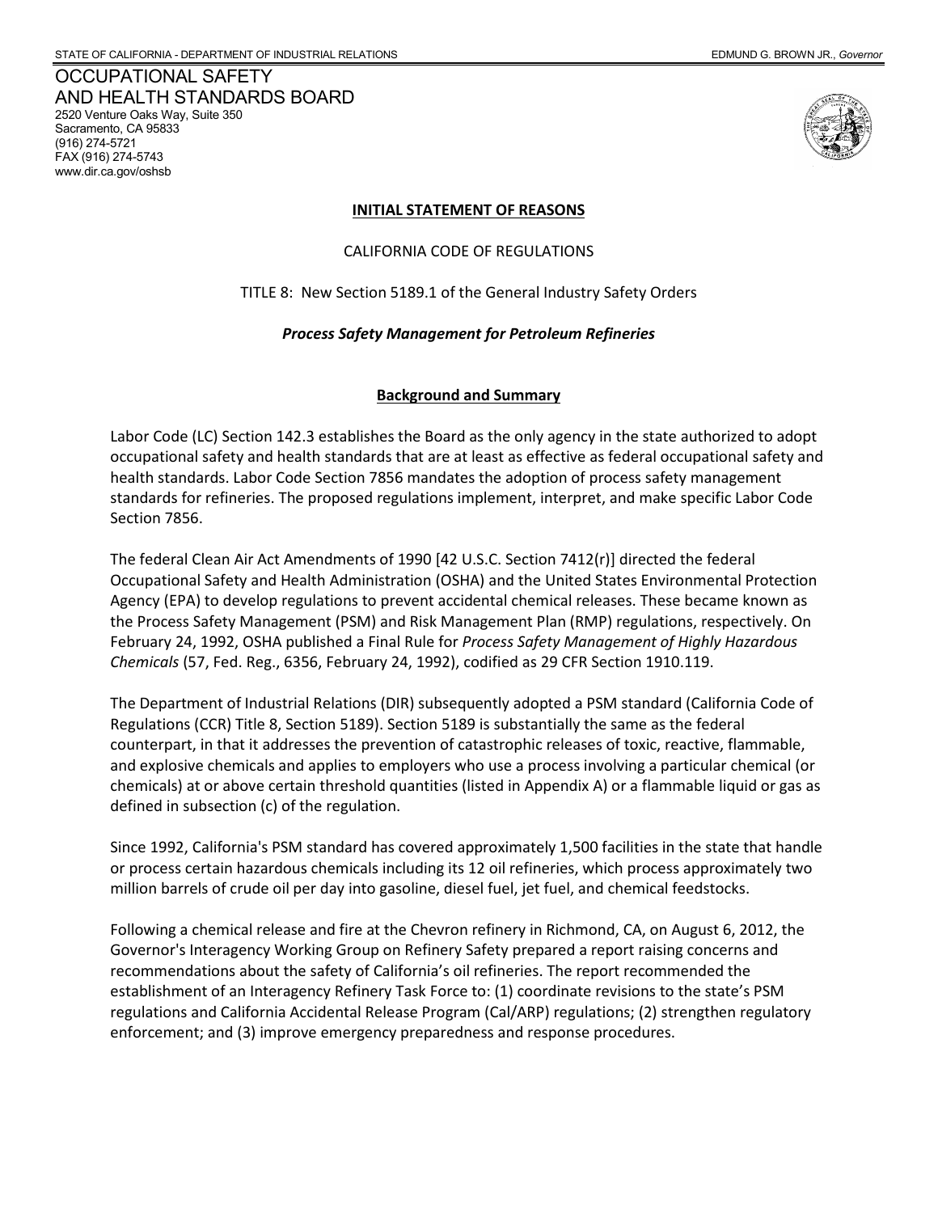STATE OF CALIFORNIA - DEPARTMENT OF INDUSTRIAL RELATIONS EDMUND G. BROWN JR., *Governor*

OCCUPATIONAL SAFETY
AND HEALTH STANDARDS BOARD
2520 Venture Oaks Way, Suite 350
Sacramento, CA 95833
(916) 274-5721
FAX (916) 274-5743
www.dir.ca.gov/oshsb

# INITIAL STATEMENT OF REASONS

CALIFORNIA CODE OF REGULATIONS

TITLE 8: New Section 5189.1 of the General Industry Safety Orders

***Process Safety Management for Petroleum Refineries***

## Background and Summary

Labor Code (LC) Section 142.3 establishes the Board as the only agency in the state authorized to adopt occupational safety and health standards that are at least as effective as federal occupational safety and health standards. Labor Code Section 7856 mandates the adoption of process safety management standards for refineries. The proposed regulations implement, interpret, and make specific Labor Code Section 7856.

The federal Clean Air Act Amendments of 1990 [42 U.S.C. Section 7412(r)] directed the federal Occupational Safety and Health Administration (OSHA) and the United States Environmental Protection Agency (EPA) to develop regulations to prevent accidental chemical releases. These became known as the Process Safety Management (PSM) and Risk Management Plan (RMP) regulations, respectively. On February 24, 1992, OSHA published a Final Rule for *Process Safety Management of Highly Hazardous Chemicals* (57, Fed. Reg., 6356, February 24, 1992), codified as 29 CFR Section 1910.119.

The Department of Industrial Relations (DIR) subsequently adopted a PSM standard (California Code of Regulations (CCR) Title 8, Section 5189). Section 5189 is substantially the same as the federal counterpart, in that it addresses the prevention of catastrophic releases of toxic, reactive, flammable, and explosive chemicals and applies to employers who use a process involving a particular chemical (or chemicals) at or above certain threshold quantities (listed in Appendix A) or a flammable liquid or gas as defined in subsection (c) of the regulation.

Since 1992, California's PSM standard has covered approximately 1,500 facilities in the state that handle or process certain hazardous chemicals including its 12 oil refineries, which process approximately two million barrels of crude oil per day into gasoline, diesel fuel, jet fuel, and chemical feedstocks.

Following a chemical release and fire at the Chevron refinery in Richmond, CA, on August 6, 2012, the Governor's Interagency Working Group on Refinery Safety prepared a report raising concerns and recommendations about the safety of California's oil refineries. The report recommended the establishment of an Interagency Refinery Task Force to: (1) coordinate revisions to the state's PSM regulations and California Accidental Release Program (Cal/ARP) regulations; (2) strengthen regulatory enforcement; and (3) improve emergency preparedness and response procedures.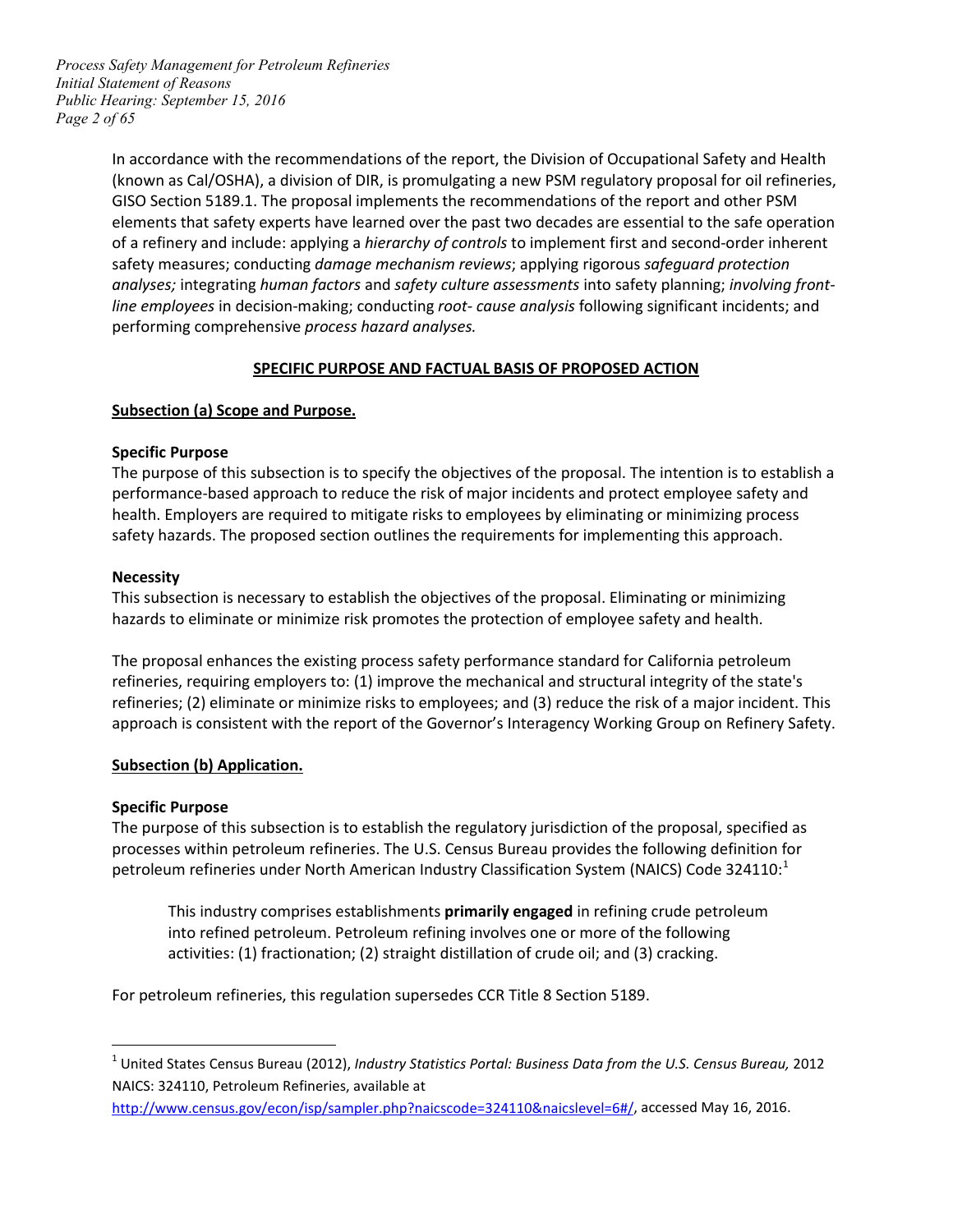In accordance with the recommendations of the report, the Division of Occupational Safety and Health (known as Cal/OSHA), a division of DIR, is promulgating a new PSM regulatory proposal for oil refineries, GISO Section 5189.1. The proposal implements the recommendations of the report and other PSM elements that safety experts have learned over the past two decades are essential to the safe operation of a refinery and include: applying a *hierarchy of controls* to implement first and second-order inherent safety measures; conducting *damage mechanism reviews*; applying rigorous *safeguard protection analyses;* integrating *human factors* and *safety culture assessments* into safety planning; *involving front-line employees* in decision-making; conducting *root- cause analysis* following significant incidents; and performing comprehensive *process hazard analyses.*

## SPECIFIC PURPOSE AND FACTUAL BASIS OF PROPOSED ACTION

### Subsection (a) Scope and Purpose.

**Specific Purpose**

The purpose of this subsection is to specify the objectives of the proposal. The intention is to establish a performance-based approach to reduce the risk of major incidents and protect employee safety and health. Employers are required to mitigate risks to employees by eliminating or minimizing process safety hazards. The proposed section outlines the requirements for implementing this approach.

**Necessity**

This subsection is necessary to establish the objectives of the proposal. Eliminating or minimizing hazards to eliminate or minimize risk promotes the protection of employee safety and health.

The proposal enhances the existing process safety performance standard for California petroleum refineries, requiring employers to: (1) improve the mechanical and structural integrity of the state's refineries; (2) eliminate or minimize risks to employees; and (3) reduce the risk of a major incident. This approach is consistent with the report of the Governor's Interagency Working Group on Refinery Safety.

### Subsection (b) Application.

**Specific Purpose**

The purpose of this subsection is to establish the regulatory jurisdiction of the proposal, specified as processes within petroleum refineries. The U.S. Census Bureau provides the following definition for petroleum refineries under North American Industry Classification System (NAICS) Code 324110:[1]

> This industry comprises establishments **primarily engaged** in refining crude petroleum into refined petroleum. Petroleum refining involves one or more of the following activities: (1) fractionation; (2) straight distillation of crude oil; and (3) cracking.

For petroleum refineries, this regulation supersedes CCR Title 8 Section 5189.

---

[1] United States Census Bureau (2012), *Industry Statistics Portal: Business Data from the U.S. Census Bureau,* 2012 NAICS: 324110, Petroleum Refineries, available at http://www.census.gov/econ/isp/sampler.php?naicscode=324110&naicslevel=6#/, accessed May 16, 2016.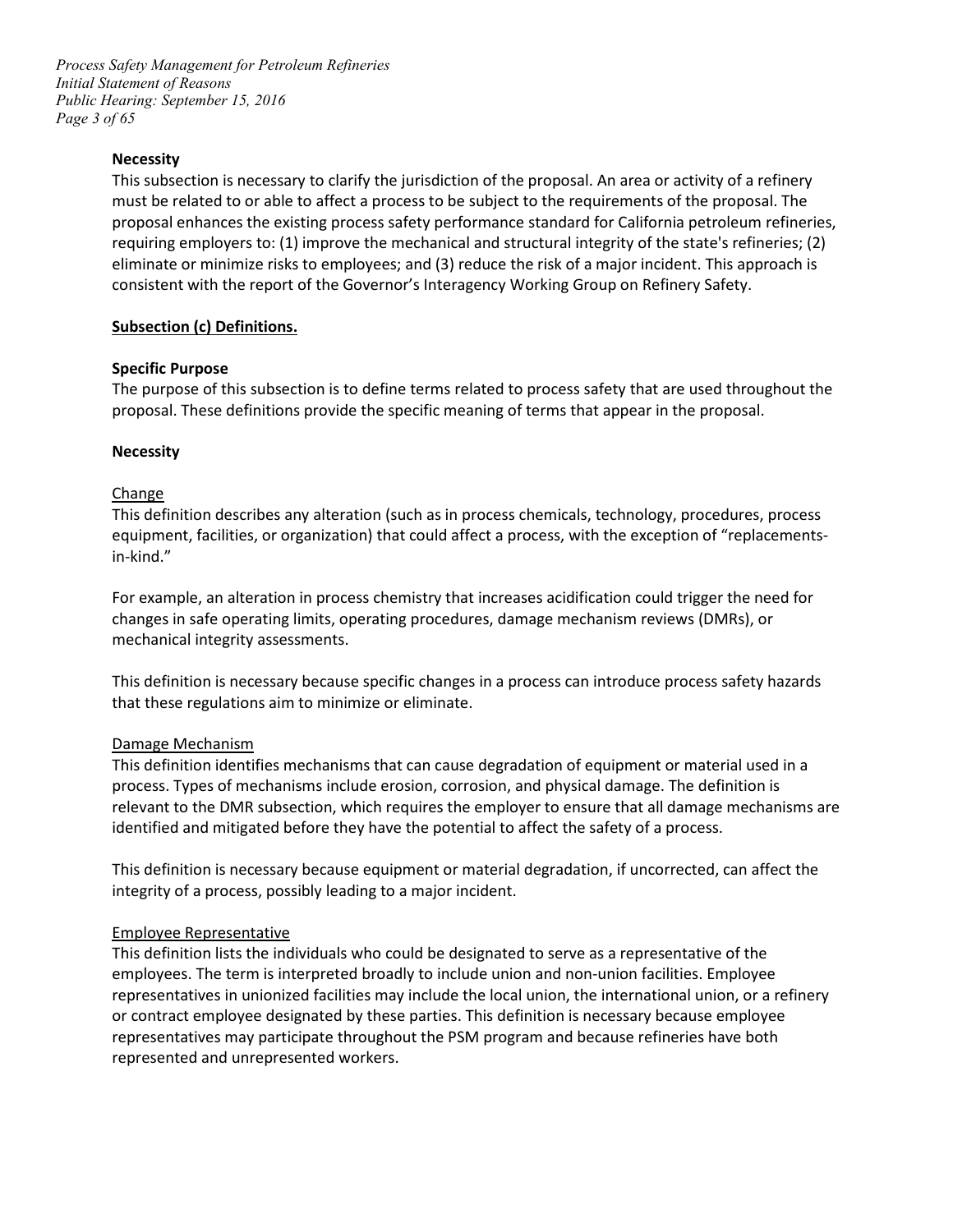**Necessity**

This subsection is necessary to clarify the jurisdiction of the proposal. An area or activity of a refinery must be related to or able to affect a process to be subject to the requirements of the proposal. The proposal enhances the existing process safety performance standard for California petroleum refineries, requiring employers to: (1) improve the mechanical and structural integrity of the state's refineries; (2) eliminate or minimize risks to employees; and (3) reduce the risk of a major incident. This approach is consistent with the report of the Governor's Interagency Working Group on Refinery Safety.

**Subsection (c) Definitions.**

**Specific Purpose**

The purpose of this subsection is to define terms related to process safety that are used throughout the proposal. These definitions provide the specific meaning of terms that appear in the proposal.

**Necessity**

Change

This definition describes any alteration (such as in process chemicals, technology, procedures, process equipment, facilities, or organization) that could affect a process, with the exception of "replacements-in-kind."

For example, an alteration in process chemistry that increases acidification could trigger the need for changes in safe operating limits, operating procedures, damage mechanism reviews (DMRs), or mechanical integrity assessments.

This definition is necessary because specific changes in a process can introduce process safety hazards that these regulations aim to minimize or eliminate.

Damage Mechanism

This definition identifies mechanisms that can cause degradation of equipment or material used in a process. Types of mechanisms include erosion, corrosion, and physical damage. The definition is relevant to the DMR subsection, which requires the employer to ensure that all damage mechanisms are identified and mitigated before they have the potential to affect the safety of a process.

This definition is necessary because equipment or material degradation, if uncorrected, can affect the integrity of a process, possibly leading to a major incident.

Employee Representative

This definition lists the individuals who could be designated to serve as a representative of the employees. The term is interpreted broadly to include union and non-union facilities. Employee representatives in unionized facilities may include the local union, the international union, or a refinery or contract employee designated by these parties. This definition is necessary because employee representatives may participate throughout the PSM program and because refineries have both represented and unrepresented workers.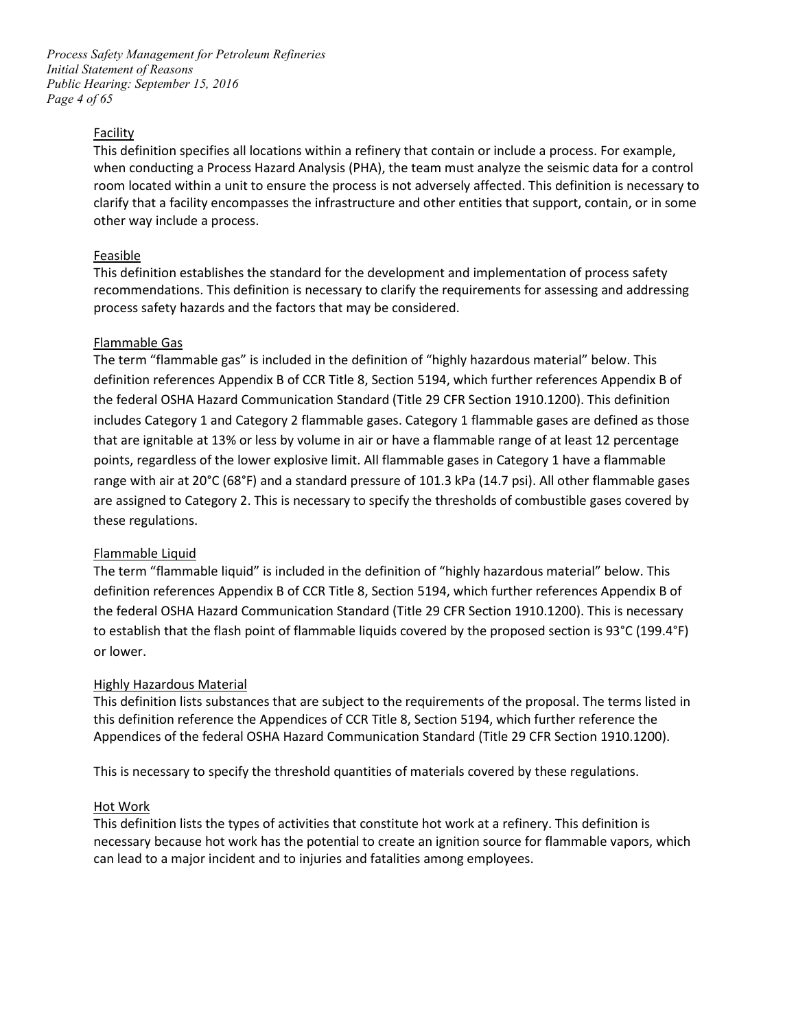Facility

This definition specifies all locations within a refinery that contain or include a process. For example, when conducting a Process Hazard Analysis (PHA), the team must analyze the seismic data for a control room located within a unit to ensure the process is not adversely affected. This definition is necessary to clarify that a facility encompasses the infrastructure and other entities that support, contain, or in some other way include a process.

Feasible

This definition establishes the standard for the development and implementation of process safety recommendations. This definition is necessary to clarify the requirements for assessing and addressing process safety hazards and the factors that may be considered.

Flammable Gas

The term "flammable gas" is included in the definition of "highly hazardous material" below. This definition references Appendix B of CCR Title 8, Section 5194, which further references Appendix B of the federal OSHA Hazard Communication Standard (Title 29 CFR Section 1910.1200). This definition includes Category 1 and Category 2 flammable gases. Category 1 flammable gases are defined as those that are ignitable at 13% or less by volume in air or have a flammable range of at least 12 percentage points, regardless of the lower explosive limit. All flammable gases in Category 1 have a flammable range with air at 20°C (68°F) and a standard pressure of 101.3 kPa (14.7 psi). All other flammable gases are assigned to Category 2. This is necessary to specify the thresholds of combustible gases covered by these regulations.

Flammable Liquid

The term "flammable liquid" is included in the definition of "highly hazardous material" below. This definition references Appendix B of CCR Title 8, Section 5194, which further references Appendix B of the federal OSHA Hazard Communication Standard (Title 29 CFR Section 1910.1200). This is necessary to establish that the flash point of flammable liquids covered by the proposed section is 93°C (199.4°F) or lower.

Highly Hazardous Material

This definition lists substances that are subject to the requirements of the proposal. The terms listed in this definition reference the Appendices of CCR Title 8, Section 5194, which further reference the Appendices of the federal OSHA Hazard Communication Standard (Title 29 CFR Section 1910.1200).

This is necessary to specify the threshold quantities of materials covered by these regulations.

Hot Work

This definition lists the types of activities that constitute hot work at a refinery. This definition is necessary because hot work has the potential to create an ignition source for flammable vapors, which can lead to a major incident and to injuries and fatalities among employees.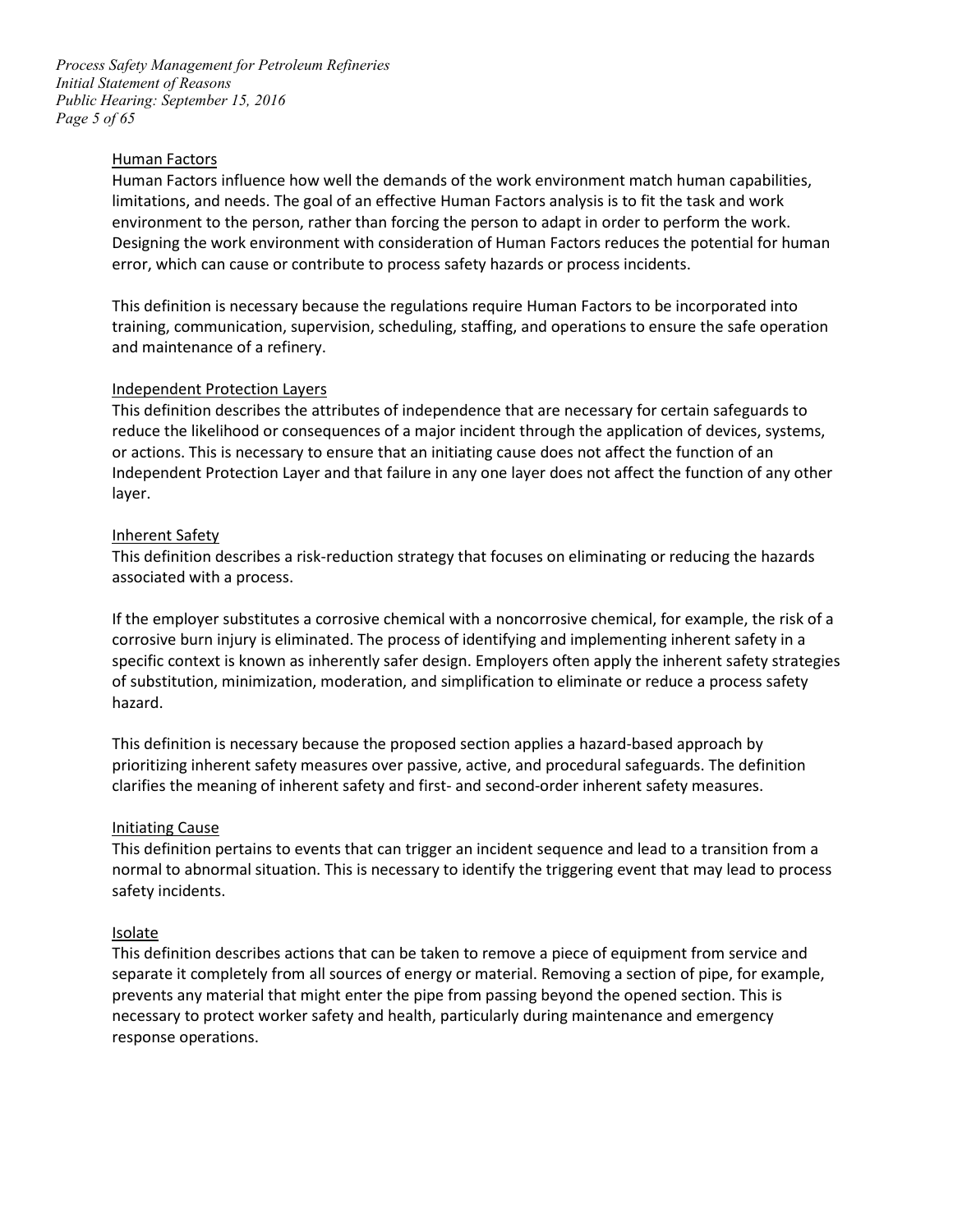Human Factors

Human Factors influence how well the demands of the work environment match human capabilities, limitations, and needs. The goal of an effective Human Factors analysis is to fit the task and work environment to the person, rather than forcing the person to adapt in order to perform the work. Designing the work environment with consideration of Human Factors reduces the potential for human error, which can cause or contribute to process safety hazards or process incidents.

This definition is necessary because the regulations require Human Factors to be incorporated into training, communication, supervision, scheduling, staffing, and operations to ensure the safe operation and maintenance of a refinery.

Independent Protection Layers

This definition describes the attributes of independence that are necessary for certain safeguards to reduce the likelihood or consequences of a major incident through the application of devices, systems, or actions. This is necessary to ensure that an initiating cause does not affect the function of an Independent Protection Layer and that failure in any one layer does not affect the function of any other layer.

Inherent Safety

This definition describes a risk-reduction strategy that focuses on eliminating or reducing the hazards associated with a process.

If the employer substitutes a corrosive chemical with a noncorrosive chemical, for example, the risk of a corrosive burn injury is eliminated. The process of identifying and implementing inherent safety in a specific context is known as inherently safer design. Employers often apply the inherent safety strategies of substitution, minimization, moderation, and simplification to eliminate or reduce a process safety hazard.

This definition is necessary because the proposed section applies a hazard-based approach by prioritizing inherent safety measures over passive, active, and procedural safeguards. The definition clarifies the meaning of inherent safety and first- and second-order inherent safety measures.

Initiating Cause

This definition pertains to events that can trigger an incident sequence and lead to a transition from a normal to abnormal situation. This is necessary to identify the triggering event that may lead to process safety incidents.

Isolate

This definition describes actions that can be taken to remove a piece of equipment from service and separate it completely from all sources of energy or material. Removing a section of pipe, for example, prevents any material that might enter the pipe from passing beyond the opened section. This is necessary to protect worker safety and health, particularly during maintenance and emergency response operations.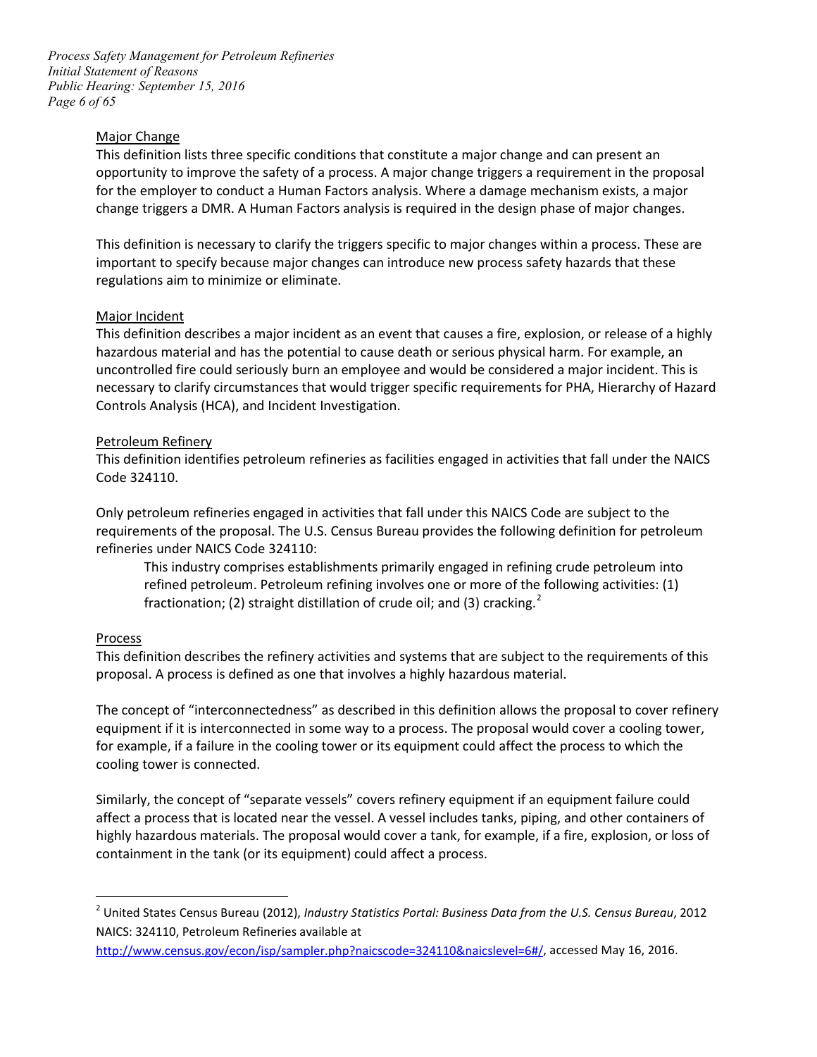Major Change

This definition lists three specific conditions that constitute a major change and can present an opportunity to improve the safety of a process. A major change triggers a requirement in the proposal for the employer to conduct a Human Factors analysis. Where a damage mechanism exists, a major change triggers a DMR. A Human Factors analysis is required in the design phase of major changes.

This definition is necessary to clarify the triggers specific to major changes within a process. These are important to specify because major changes can introduce new process safety hazards that these regulations aim to minimize or eliminate.

Major Incident

This definition describes a major incident as an event that causes a fire, explosion, or release of a highly hazardous material and has the potential to cause death or serious physical harm. For example, an uncontrolled fire could seriously burn an employee and would be considered a major incident. This is necessary to clarify circumstances that would trigger specific requirements for PHA, Hierarchy of Hazard Controls Analysis (HCA), and Incident Investigation.

Petroleum Refinery

This definition identifies petroleum refineries as facilities engaged in activities that fall under the NAICS Code 324110.

Only petroleum refineries engaged in activities that fall under this NAICS Code are subject to the requirements of the proposal. The U.S. Census Bureau provides the following definition for petroleum refineries under NAICS Code 324110:

> This industry comprises establishments primarily engaged in refining crude petroleum into refined petroleum. Petroleum refining involves one or more of the following activities: (1) fractionation; (2) straight distillation of crude oil; and (3) cracking.[2]

Process

This definition describes the refinery activities and systems that are subject to the requirements of this proposal. A process is defined as one that involves a highly hazardous material.

The concept of "interconnectedness" as described in this definition allows the proposal to cover refinery equipment if it is interconnected in some way to a process. The proposal would cover a cooling tower, for example, if a failure in the cooling tower or its equipment could affect the process to which the cooling tower is connected.

Similarly, the concept of "separate vessels" covers refinery equipment if an equipment failure could affect a process that is located near the vessel. A vessel includes tanks, piping, and other containers of highly hazardous materials. The proposal would cover a tank, for example, if a fire, explosion, or loss of containment in the tank (or its equipment) could affect a process.

---

[2] United States Census Bureau (2012), *Industry Statistics Portal: Business Data from the U.S. Census Bureau*, 2012 NAICS: 324110, Petroleum Refineries available at http://www.census.gov/econ/isp/sampler.php?naicscode=324110&naicslevel=6#/, accessed May 16, 2016.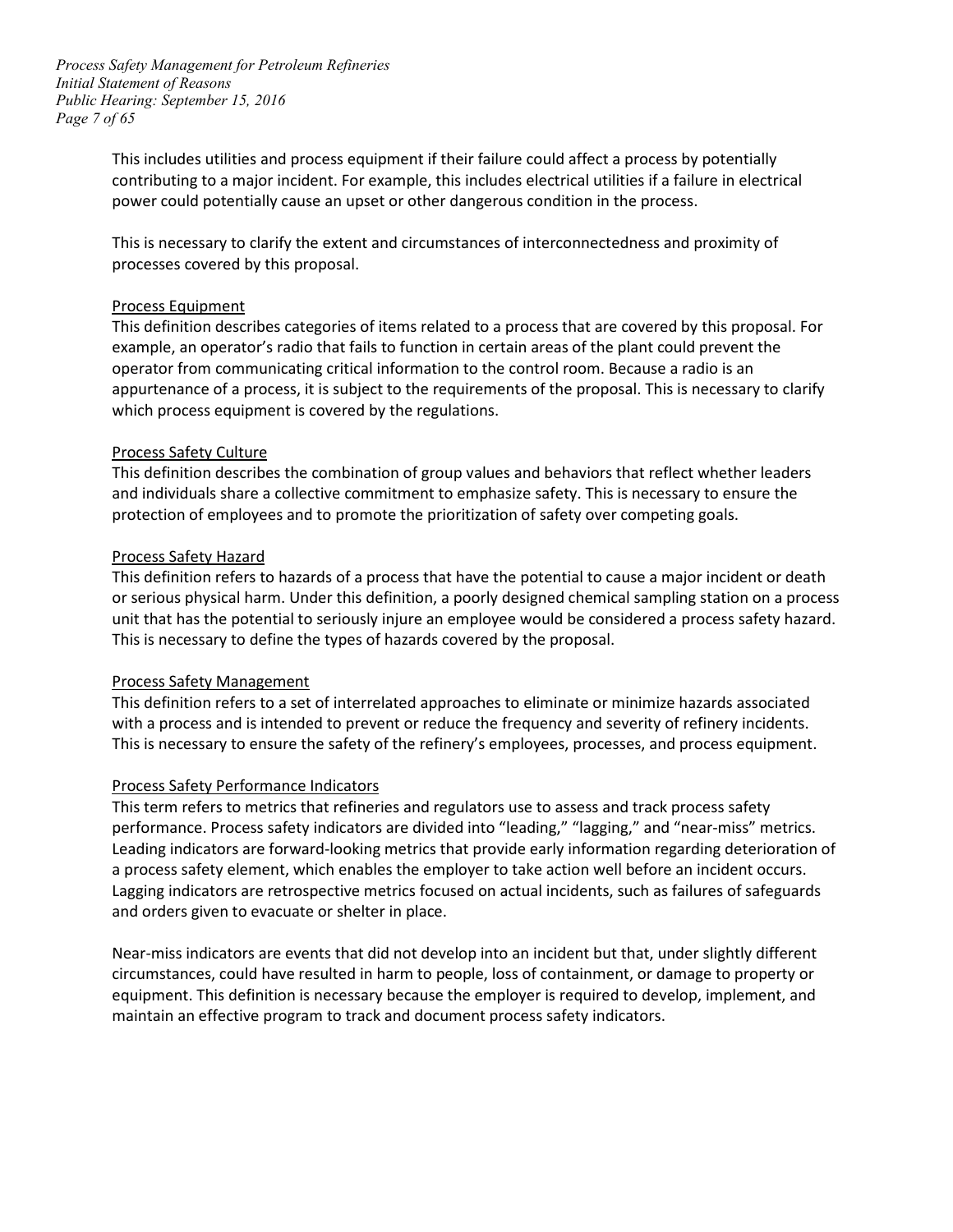This includes utilities and process equipment if their failure could affect a process by potentially contributing to a major incident. For example, this includes electrical utilities if a failure in electrical power could potentially cause an upset or other dangerous condition in the process.

This is necessary to clarify the extent and circumstances of interconnectedness and proximity of processes covered by this proposal.

Process Equipment

This definition describes categories of items related to a process that are covered by this proposal. For example, an operator's radio that fails to function in certain areas of the plant could prevent the operator from communicating critical information to the control room. Because a radio is an appurtenance of a process, it is subject to the requirements of the proposal. This is necessary to clarify which process equipment is covered by the regulations.

Process Safety Culture

This definition describes the combination of group values and behaviors that reflect whether leaders and individuals share a collective commitment to emphasize safety. This is necessary to ensure the protection of employees and to promote the prioritization of safety over competing goals.

Process Safety Hazard

This definition refers to hazards of a process that have the potential to cause a major incident or death or serious physical harm. Under this definition, a poorly designed chemical sampling station on a process unit that has the potential to seriously injure an employee would be considered a process safety hazard. This is necessary to define the types of hazards covered by the proposal.

Process Safety Management

This definition refers to a set of interrelated approaches to eliminate or minimize hazards associated with a process and is intended to prevent or reduce the frequency and severity of refinery incidents. This is necessary to ensure the safety of the refinery's employees, processes, and process equipment.

Process Safety Performance Indicators

This term refers to metrics that refineries and regulators use to assess and track process safety performance. Process safety indicators are divided into "leading," "lagging," and "near-miss" metrics. Leading indicators are forward-looking metrics that provide early information regarding deterioration of a process safety element, which enables the employer to take action well before an incident occurs. Lagging indicators are retrospective metrics focused on actual incidents, such as failures of safeguards and orders given to evacuate or shelter in place.

Near-miss indicators are events that did not develop into an incident but that, under slightly different circumstances, could have resulted in harm to people, loss of containment, or damage to property or equipment. This definition is necessary because the employer is required to develop, implement, and maintain an effective program to track and document process safety indicators.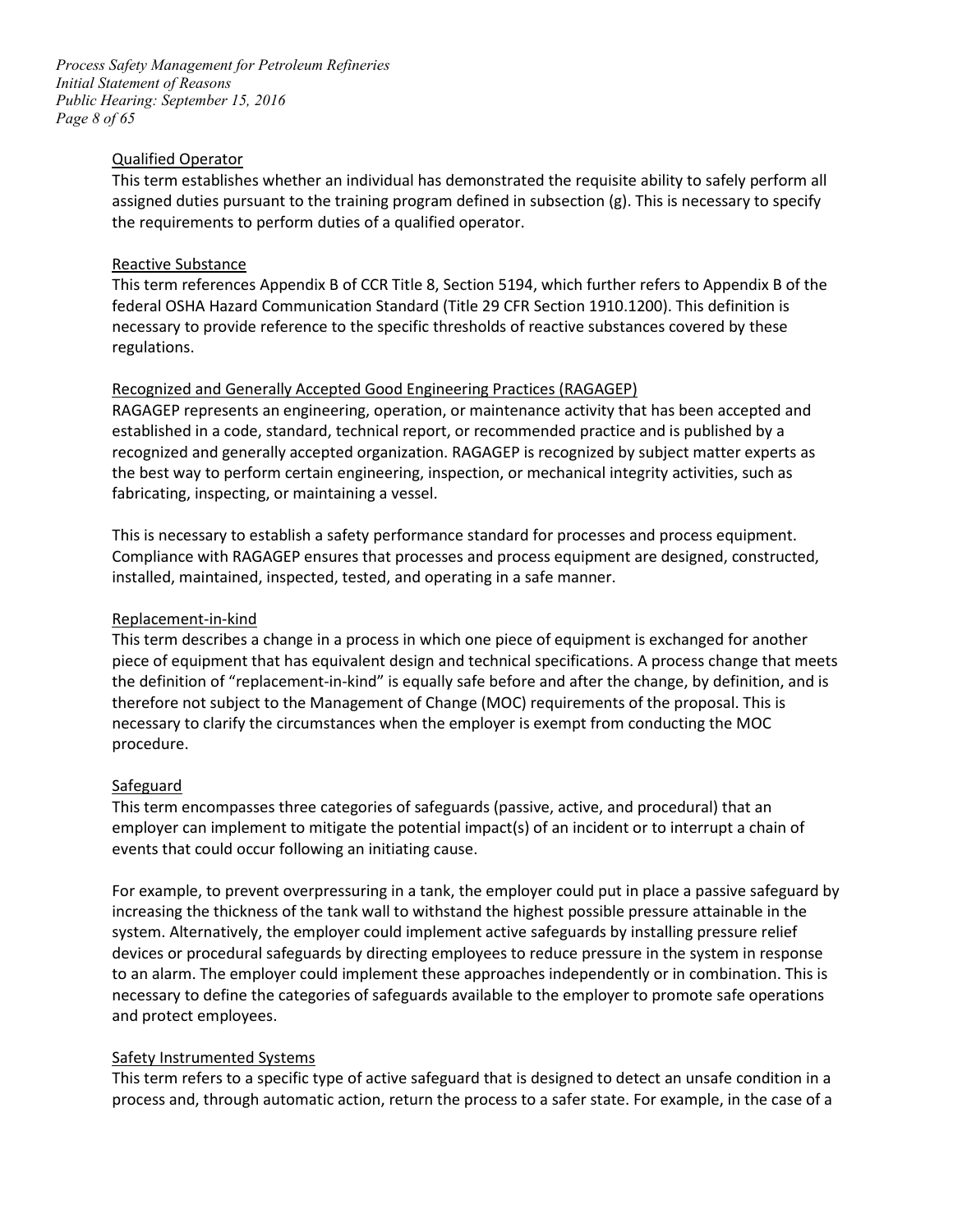Qualified Operator

This term establishes whether an individual has demonstrated the requisite ability to safely perform all assigned duties pursuant to the training program defined in subsection (g). This is necessary to specify the requirements to perform duties of a qualified operator.

Reactive Substance

This term references Appendix B of CCR Title 8, Section 5194, which further refers to Appendix B of the federal OSHA Hazard Communication Standard (Title 29 CFR Section 1910.1200). This definition is necessary to provide reference to the specific thresholds of reactive substances covered by these regulations.

Recognized and Generally Accepted Good Engineering Practices (RAGAGEP)

RAGAGEP represents an engineering, operation, or maintenance activity that has been accepted and established in a code, standard, technical report, or recommended practice and is published by a recognized and generally accepted organization. RAGAGEP is recognized by subject matter experts as the best way to perform certain engineering, inspection, or mechanical integrity activities, such as fabricating, inspecting, or maintaining a vessel.

This is necessary to establish a safety performance standard for processes and process equipment. Compliance with RAGAGEP ensures that processes and process equipment are designed, constructed, installed, maintained, inspected, tested, and operating in a safe manner.

Replacement-in-kind

This term describes a change in a process in which one piece of equipment is exchanged for another piece of equipment that has equivalent design and technical specifications. A process change that meets the definition of "replacement-in-kind" is equally safe before and after the change, by definition, and is therefore not subject to the Management of Change (MOC) requirements of the proposal. This is necessary to clarify the circumstances when the employer is exempt from conducting the MOC procedure.

Safeguard

This term encompasses three categories of safeguards (passive, active, and procedural) that an employer can implement to mitigate the potential impact(s) of an incident or to interrupt a chain of events that could occur following an initiating cause.

For example, to prevent overpressuring in a tank, the employer could put in place a passive safeguard by increasing the thickness of the tank wall to withstand the highest possible pressure attainable in the system. Alternatively, the employer could implement active safeguards by installing pressure relief devices or procedural safeguards by directing employees to reduce pressure in the system in response to an alarm. The employer could implement these approaches independently or in combination. This is necessary to define the categories of safeguards available to the employer to promote safe operations and protect employees.

Safety Instrumented Systems

This term refers to a specific type of active safeguard that is designed to detect an unsafe condition in a process and, through automatic action, return the process to a safer state. For example, in the case of a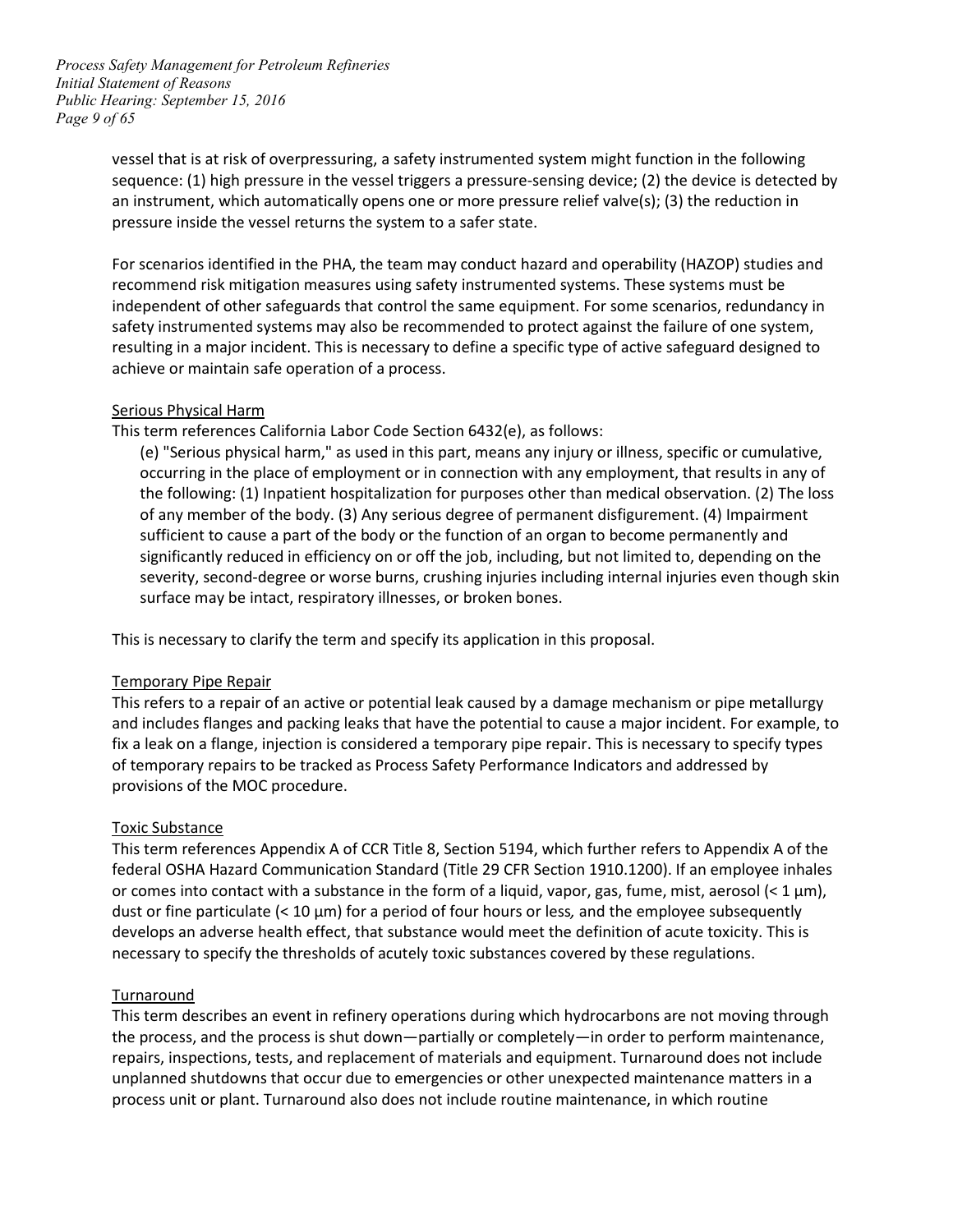vessel that is at risk of overpressuring, a safety instrumented system might function in the following sequence: (1) high pressure in the vessel triggers a pressure-sensing device; (2) the device is detected by an instrument, which automatically opens one or more pressure relief valve(s); (3) the reduction in pressure inside the vessel returns the system to a safer state.

For scenarios identified in the PHA, the team may conduct hazard and operability (HAZOP) studies and recommend risk mitigation measures using safety instrumented systems. These systems must be independent of other safeguards that control the same equipment. For some scenarios, redundancy in safety instrumented systems may also be recommended to protect against the failure of one system, resulting in a major incident. This is necessary to define a specific type of active safeguard designed to achieve or maintain safe operation of a process.

<u>Serious Physical Harm</u>

This term references California Labor Code Section 6432(e), as follows:

> (e) "Serious physical harm," as used in this part, means any injury or illness, specific or cumulative, occurring in the place of employment or in connection with any employment, that results in any of the following: (1) Inpatient hospitalization for purposes other than medical observation. (2) The loss of any member of the body. (3) Any serious degree of permanent disfigurement. (4) Impairment sufficient to cause a part of the body or the function of an organ to become permanently and significantly reduced in efficiency on or off the job, including, but not limited to, depending on the severity, second-degree or worse burns, crushing injuries including internal injuries even though skin surface may be intact, respiratory illnesses, or broken bones.

This is necessary to clarify the term and specify its application in this proposal.

<u>Temporary Pipe Repair</u>

This refers to a repair of an active or potential leak caused by a damage mechanism or pipe metallurgy and includes flanges and packing leaks that have the potential to cause a major incident. For example, to fix a leak on a flange, injection is considered a temporary pipe repair. This is necessary to specify types of temporary repairs to be tracked as Process Safety Performance Indicators and addressed by provisions of the MOC procedure.

<u>Toxic Substance</u>

This term references Appendix A of CCR Title 8, Section 5194, which further refers to Appendix A of the federal OSHA Hazard Communication Standard (Title 29 CFR Section 1910.1200). If an employee inhales or comes into contact with a substance in the form of a liquid, vapor, gas, fume, mist, aerosol (< 1 µm), dust or fine particulate (< 10 µm) for a period of four hours or less*,* and the employee subsequently develops an adverse health effect, that substance would meet the definition of acute toxicity. This is necessary to specify the thresholds of acutely toxic substances covered by these regulations.

<u>Turnaround</u>

This term describes an event in refinery operations during which hydrocarbons are not moving through the process, and the process is shut down—partially or completely—in order to perform maintenance, repairs, inspections, tests, and replacement of materials and equipment. Turnaround does not include unplanned shutdowns that occur due to emergencies or other unexpected maintenance matters in a process unit or plant. Turnaround also does not include routine maintenance, in which routine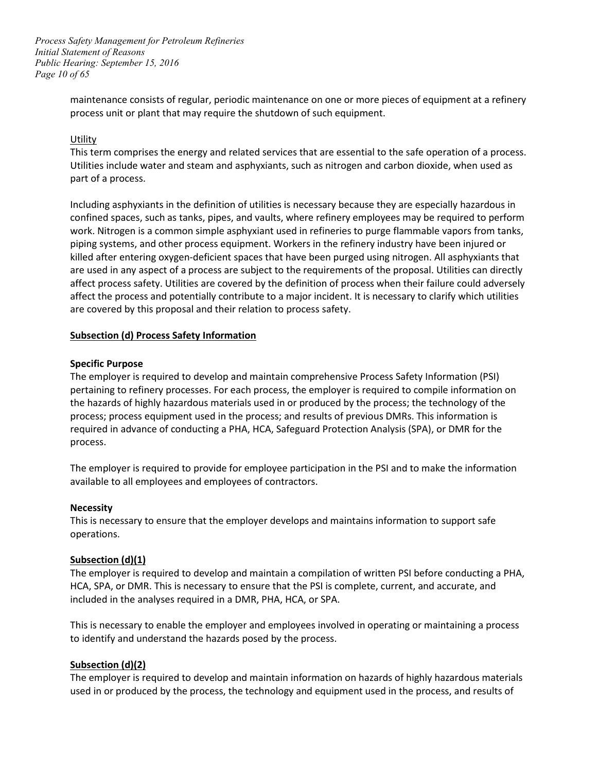maintenance consists of regular, periodic maintenance on one or more pieces of equipment at a refinery process unit or plant that may require the shutdown of such equipment.

Utility

This term comprises the energy and related services that are essential to the safe operation of a process. Utilities include water and steam and asphyxiants, such as nitrogen and carbon dioxide, when used as part of a process.

Including asphyxiants in the definition of utilities is necessary because they are especially hazardous in confined spaces, such as tanks, pipes, and vaults, where refinery employees may be required to perform work. Nitrogen is a common simple asphyxiant used in refineries to purge flammable vapors from tanks, piping systems, and other process equipment. Workers in the refinery industry have been injured or killed after entering oxygen-deficient spaces that have been purged using nitrogen. All asphyxiants that are used in any aspect of a process are subject to the requirements of the proposal. Utilities can directly affect process safety. Utilities are covered by the definition of process when their failure could adversely affect the process and potentially contribute to a major incident. It is necessary to clarify which utilities are covered by this proposal and their relation to process safety.

## Subsection (d) Process Safety Information

**Specific Purpose**

The employer is required to develop and maintain comprehensive Process Safety Information (PSI) pertaining to refinery processes. For each process, the employer is required to compile information on the hazards of highly hazardous materials used in or produced by the process; the technology of the process; process equipment used in the process; and results of previous DMRs. This information is required in advance of conducting a PHA, HCA, Safeguard Protection Analysis (SPA), or DMR for the process.

The employer is required to provide for employee participation in the PSI and to make the information available to all employees and employees of contractors.

**Necessity**

This is necessary to ensure that the employer develops and maintains information to support safe operations.

### Subsection (d)(1)

The employer is required to develop and maintain a compilation of written PSI before conducting a PHA, HCA, SPA, or DMR. This is necessary to ensure that the PSI is complete, current, and accurate, and included in the analyses required in a DMR, PHA, HCA, or SPA.

This is necessary to enable the employer and employees involved in operating or maintaining a process to identify and understand the hazards posed by the process.

### Subsection (d)(2)

The employer is required to develop and maintain information on hazards of highly hazardous materials used in or produced by the process, the technology and equipment used in the process, and results of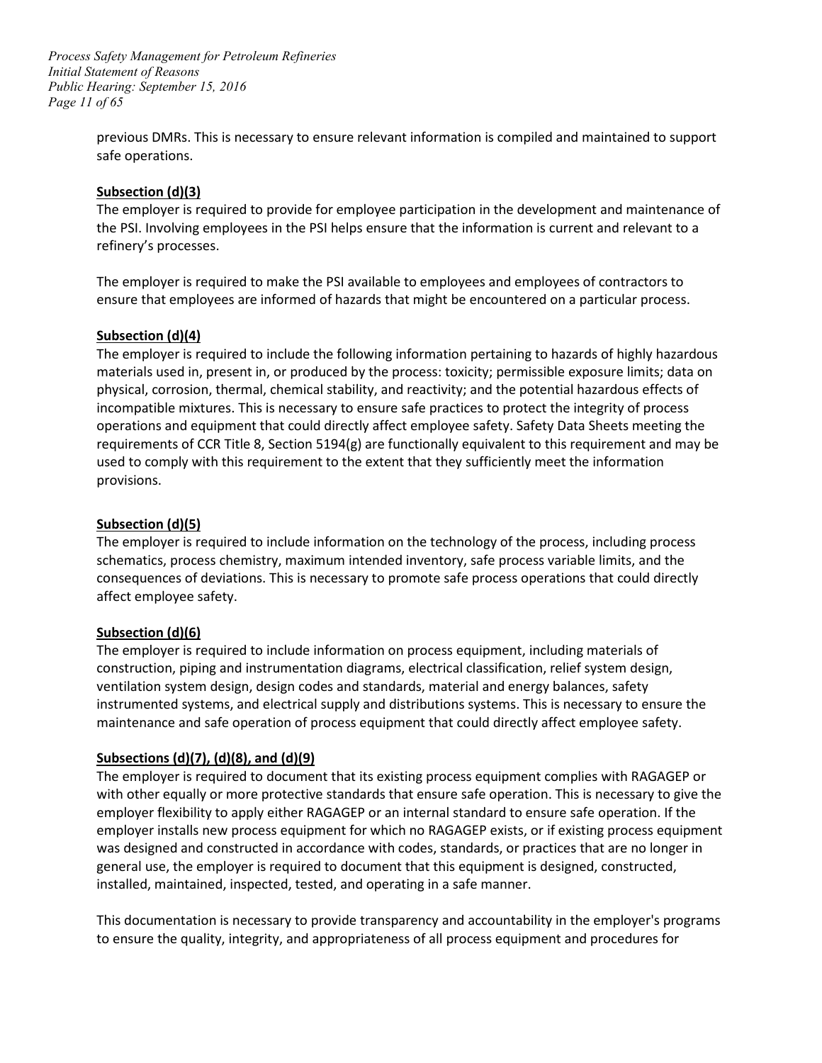previous DMRs. This is necessary to ensure relevant information is compiled and maintained to support safe operations.

**Subsection (d)(3)**

The employer is required to provide for employee participation in the development and maintenance of the PSI. Involving employees in the PSI helps ensure that the information is current and relevant to a refinery's processes.

The employer is required to make the PSI available to employees and employees of contractors to ensure that employees are informed of hazards that might be encountered on a particular process.

**Subsection (d)(4)**

The employer is required to include the following information pertaining to hazards of highly hazardous materials used in, present in, or produced by the process: toxicity; permissible exposure limits; data on physical, corrosion, thermal, chemical stability, and reactivity; and the potential hazardous effects of incompatible mixtures. This is necessary to ensure safe practices to protect the integrity of process operations and equipment that could directly affect employee safety. Safety Data Sheets meeting the requirements of CCR Title 8, Section 5194(g) are functionally equivalent to this requirement and may be used to comply with this requirement to the extent that they sufficiently meet the information provisions.

**Subsection (d)(5)**

The employer is required to include information on the technology of the process, including process schematics, process chemistry, maximum intended inventory, safe process variable limits, and the consequences of deviations. This is necessary to promote safe process operations that could directly affect employee safety.

**Subsection (d)(6)**

The employer is required to include information on process equipment, including materials of construction, piping and instrumentation diagrams, electrical classification, relief system design, ventilation system design, design codes and standards, material and energy balances, safety instrumented systems, and electrical supply and distributions systems. This is necessary to ensure the maintenance and safe operation of process equipment that could directly affect employee safety.

**Subsections (d)(7), (d)(8), and (d)(9)**

The employer is required to document that its existing process equipment complies with RAGAGEP or with other equally or more protective standards that ensure safe operation. This is necessary to give the employer flexibility to apply either RAGAGEP or an internal standard to ensure safe operation. If the employer installs new process equipment for which no RAGAGEP exists, or if existing process equipment was designed and constructed in accordance with codes, standards, or practices that are no longer in general use, the employer is required to document that this equipment is designed, constructed, installed, maintained, inspected, tested, and operating in a safe manner.

This documentation is necessary to provide transparency and accountability in the employer's programs to ensure the quality, integrity, and appropriateness of all process equipment and procedures for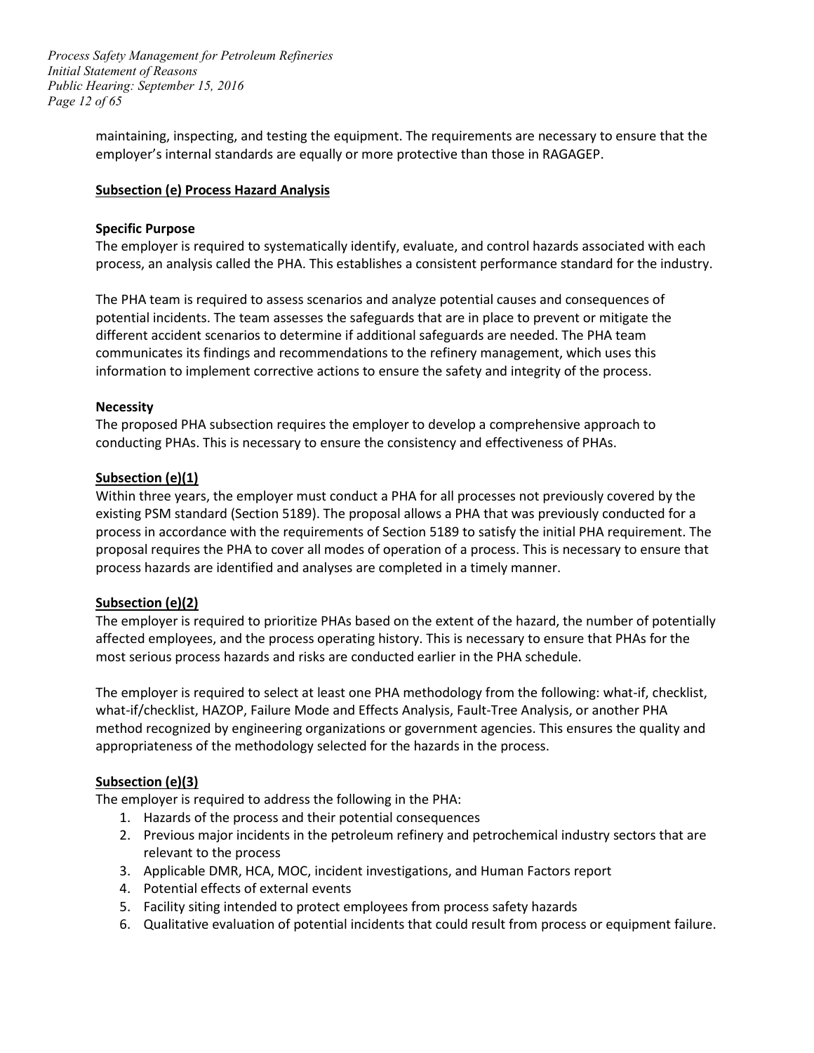maintaining, inspecting, and testing the equipment. The requirements are necessary to ensure that the employer's internal standards are equally or more protective than those in RAGAGEP.

## Subsection (e) Process Hazard Analysis

**Specific Purpose**

The employer is required to systematically identify, evaluate, and control hazards associated with each process, an analysis called the PHA. This establishes a consistent performance standard for the industry.

The PHA team is required to assess scenarios and analyze potential causes and consequences of potential incidents. The team assesses the safeguards that are in place to prevent or mitigate the different accident scenarios to determine if additional safeguards are needed. The PHA team communicates its findings and recommendations to the refinery management, which uses this information to implement corrective actions to ensure the safety and integrity of the process.

**Necessity**

The proposed PHA subsection requires the employer to develop a comprehensive approach to conducting PHAs. This is necessary to ensure the consistency and effectiveness of PHAs.

### Subsection (e)(1)

Within three years, the employer must conduct a PHA for all processes not previously covered by the existing PSM standard (Section 5189). The proposal allows a PHA that was previously conducted for a process in accordance with the requirements of Section 5189 to satisfy the initial PHA requirement. The proposal requires the PHA to cover all modes of operation of a process. This is necessary to ensure that process hazards are identified and analyses are completed in a timely manner.

### Subsection (e)(2)

The employer is required to prioritize PHAs based on the extent of the hazard, the number of potentially affected employees, and the process operating history. This is necessary to ensure that PHAs for the most serious process hazards and risks are conducted earlier in the PHA schedule.

The employer is required to select at least one PHA methodology from the following: what-if, checklist, what-if/checklist, HAZOP, Failure Mode and Effects Analysis, Fault-Tree Analysis, or another PHA method recognized by engineering organizations or government agencies. This ensures the quality and appropriateness of the methodology selected for the hazards in the process.

### Subsection (e)(3)

The employer is required to address the following in the PHA:

1. Hazards of the process and their potential consequences
2. Previous major incidents in the petroleum refinery and petrochemical industry sectors that are relevant to the process
3. Applicable DMR, HCA, MOC, incident investigations, and Human Factors report
4. Potential effects of external events
5. Facility siting intended to protect employees from process safety hazards
6. Qualitative evaluation of potential incidents that could result from process or equipment failure.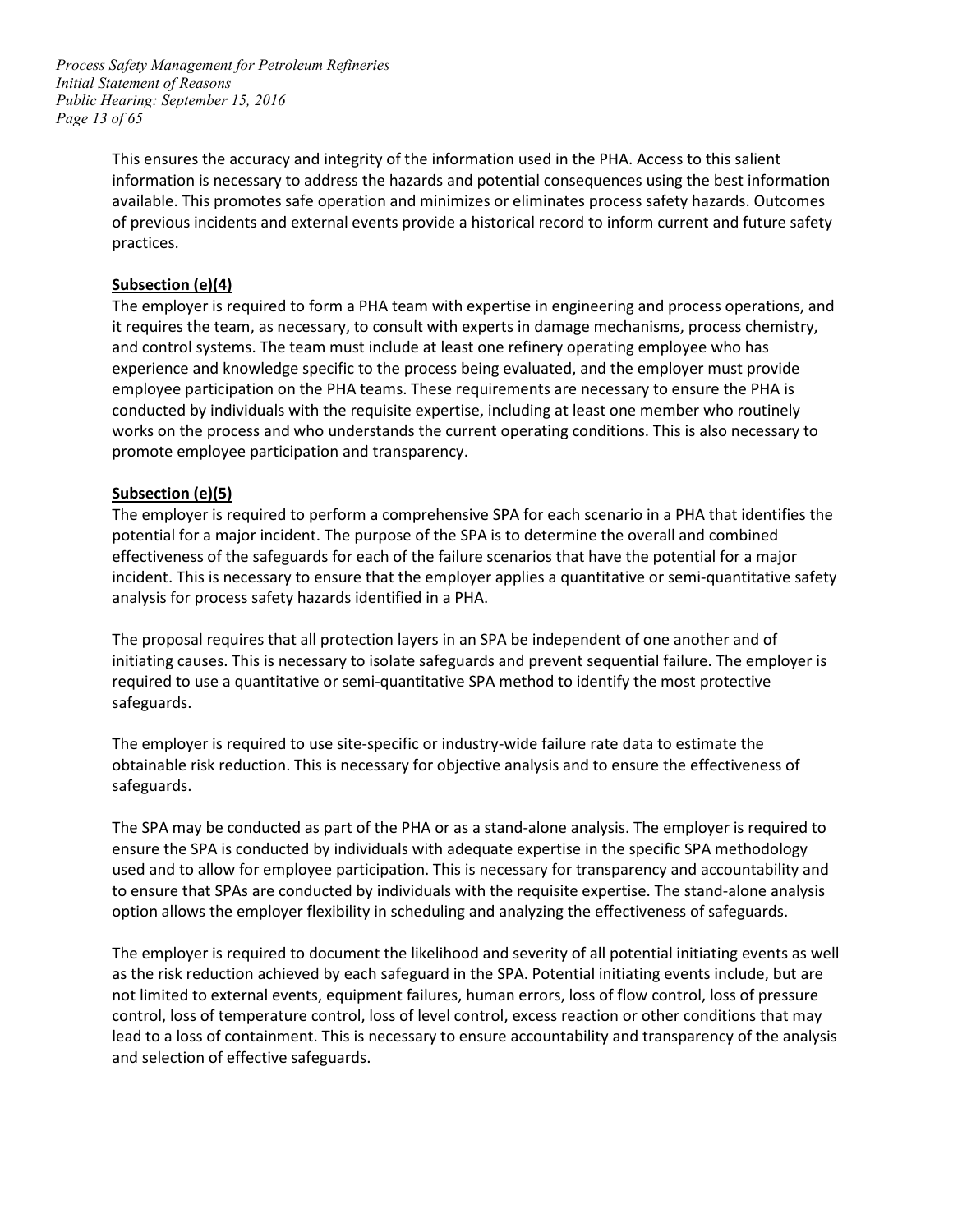This ensures the accuracy and integrity of the information used in the PHA. Access to this salient information is necessary to address the hazards and potential consequences using the best information available. This promotes safe operation and minimizes or eliminates process safety hazards. Outcomes of previous incidents and external events provide a historical record to inform current and future safety practices.

**Subsection (e)(4)**

The employer is required to form a PHA team with expertise in engineering and process operations, and it requires the team, as necessary, to consult with experts in damage mechanisms, process chemistry, and control systems. The team must include at least one refinery operating employee who has experience and knowledge specific to the process being evaluated, and the employer must provide employee participation on the PHA teams. These requirements are necessary to ensure the PHA is conducted by individuals with the requisite expertise, including at least one member who routinely works on the process and who understands the current operating conditions. This is also necessary to promote employee participation and transparency.

**Subsection (e)(5)**

The employer is required to perform a comprehensive SPA for each scenario in a PHA that identifies the potential for a major incident. The purpose of the SPA is to determine the overall and combined effectiveness of the safeguards for each of the failure scenarios that have the potential for a major incident. This is necessary to ensure that the employer applies a quantitative or semi-quantitative safety analysis for process safety hazards identified in a PHA.

The proposal requires that all protection layers in an SPA be independent of one another and of initiating causes. This is necessary to isolate safeguards and prevent sequential failure. The employer is required to use a quantitative or semi-quantitative SPA method to identify the most protective safeguards.

The employer is required to use site-specific or industry-wide failure rate data to estimate the obtainable risk reduction. This is necessary for objective analysis and to ensure the effectiveness of safeguards.

The SPA may be conducted as part of the PHA or as a stand-alone analysis. The employer is required to ensure the SPA is conducted by individuals with adequate expertise in the specific SPA methodology used and to allow for employee participation. This is necessary for transparency and accountability and to ensure that SPAs are conducted by individuals with the requisite expertise. The stand-alone analysis option allows the employer flexibility in scheduling and analyzing the effectiveness of safeguards.

The employer is required to document the likelihood and severity of all potential initiating events as well as the risk reduction achieved by each safeguard in the SPA. Potential initiating events include, but are not limited to external events, equipment failures, human errors, loss of flow control, loss of pressure control, loss of temperature control, loss of level control, excess reaction or other conditions that may lead to a loss of containment. This is necessary to ensure accountability and transparency of the analysis and selection of effective safeguards.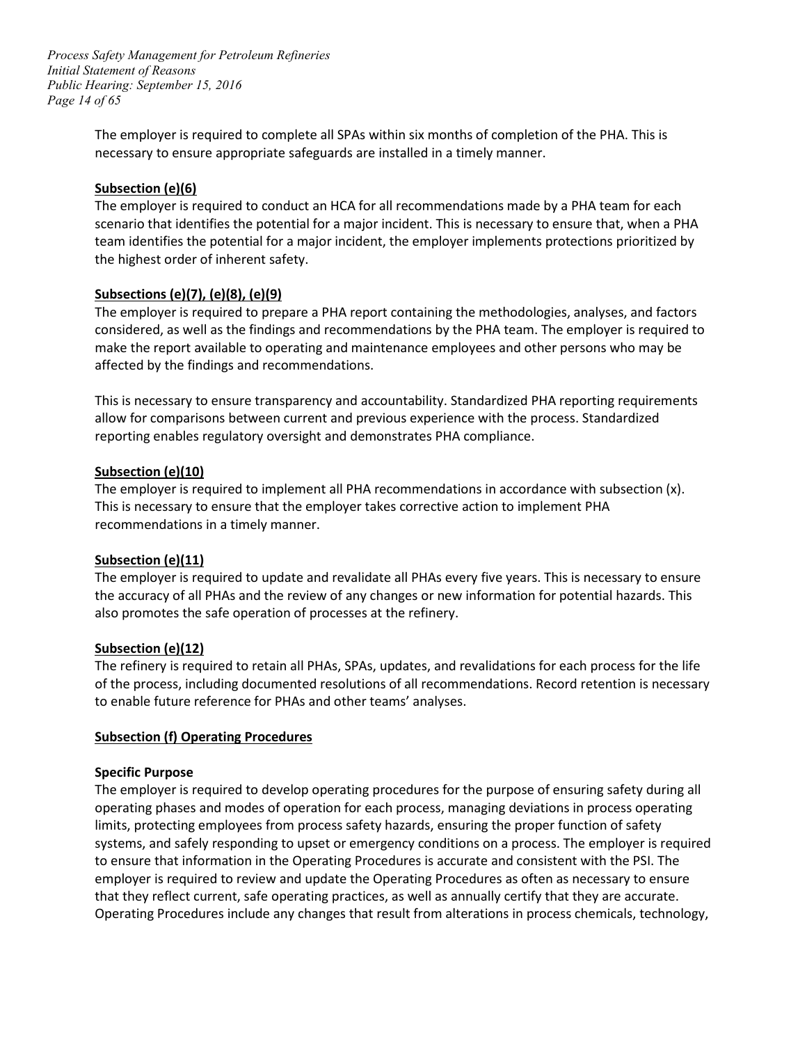The employer is required to complete all SPAs within six months of completion of the PHA. This is necessary to ensure appropriate safeguards are installed in a timely manner.

**Subsection (e)(6)**

The employer is required to conduct an HCA for all recommendations made by a PHA team for each scenario that identifies the potential for a major incident. This is necessary to ensure that, when a PHA team identifies the potential for a major incident, the employer implements protections prioritized by the highest order of inherent safety.

**Subsections (e)(7), (e)(8), (e)(9)**

The employer is required to prepare a PHA report containing the methodologies, analyses, and factors considered, as well as the findings and recommendations by the PHA team. The employer is required to make the report available to operating and maintenance employees and other persons who may be affected by the findings and recommendations.

This is necessary to ensure transparency and accountability. Standardized PHA reporting requirements allow for comparisons between current and previous experience with the process. Standardized reporting enables regulatory oversight and demonstrates PHA compliance.

**Subsection (e)(10)**

The employer is required to implement all PHA recommendations in accordance with subsection (x). This is necessary to ensure that the employer takes corrective action to implement PHA recommendations in a timely manner.

**Subsection (e)(11)**

The employer is required to update and revalidate all PHAs every five years. This is necessary to ensure the accuracy of all PHAs and the review of any changes or new information for potential hazards. This also promotes the safe operation of processes at the refinery.

**Subsection (e)(12)**

The refinery is required to retain all PHAs, SPAs, updates, and revalidations for each process for the life of the process, including documented resolutions of all recommendations. Record retention is necessary to enable future reference for PHAs and other teams' analyses.

**Subsection (f) Operating Procedures**

**Specific Purpose**

The employer is required to develop operating procedures for the purpose of ensuring safety during all operating phases and modes of operation for each process, managing deviations in process operating limits, protecting employees from process safety hazards, ensuring the proper function of safety systems, and safely responding to upset or emergency conditions on a process. The employer is required to ensure that information in the Operating Procedures is accurate and consistent with the PSI. The employer is required to review and update the Operating Procedures as often as necessary to ensure that they reflect current, safe operating practices, as well as annually certify that they are accurate. Operating Procedures include any changes that result from alterations in process chemicals, technology,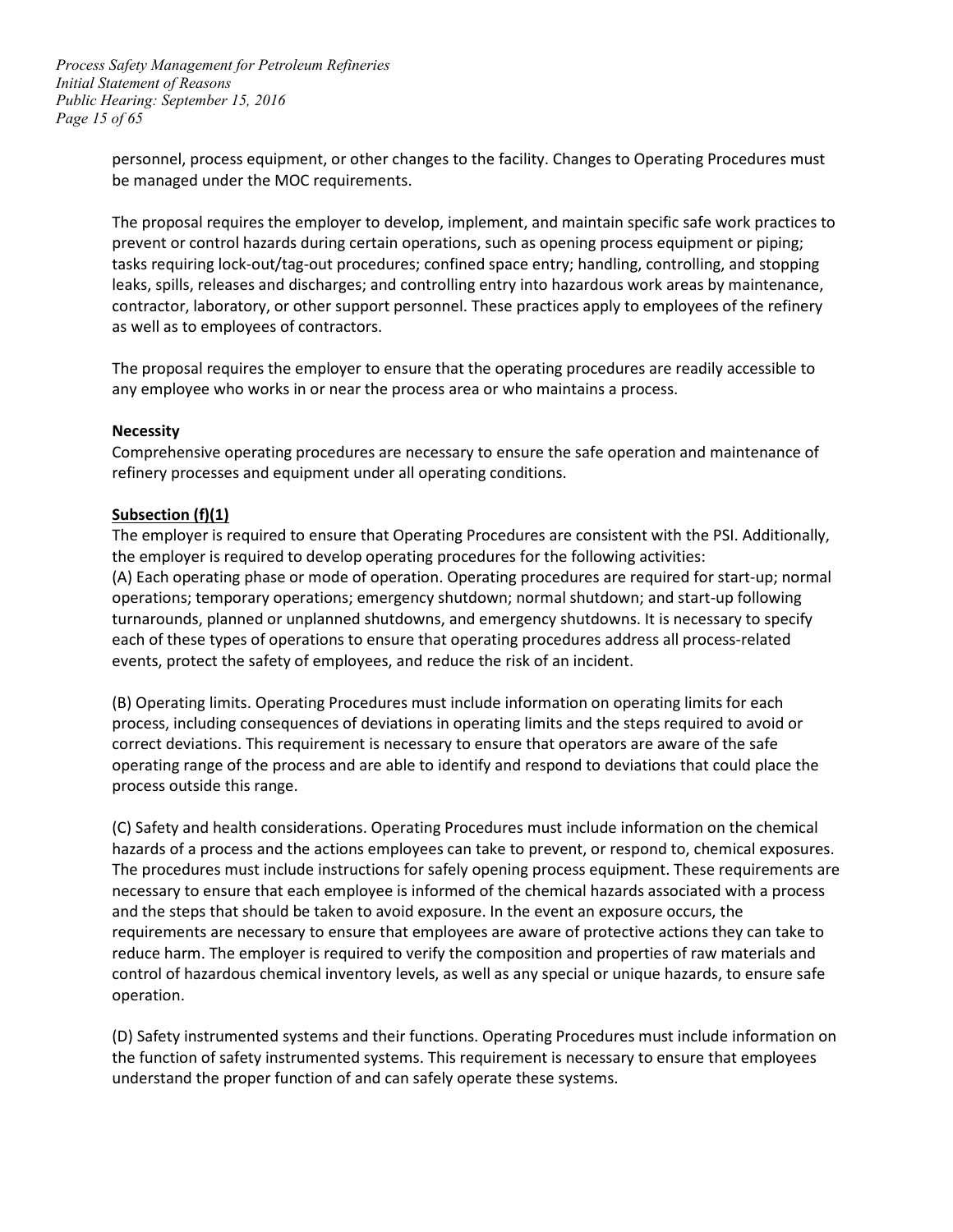personnel, process equipment, or other changes to the facility. Changes to Operating Procedures must be managed under the MOC requirements.

The proposal requires the employer to develop, implement, and maintain specific safe work practices to prevent or control hazards during certain operations, such as opening process equipment or piping; tasks requiring lock-out/tag-out procedures; confined space entry; handling, controlling, and stopping leaks, spills, releases and discharges; and controlling entry into hazardous work areas by maintenance, contractor, laboratory, or other support personnel. These practices apply to employees of the refinery as well as to employees of contractors.

The proposal requires the employer to ensure that the operating procedures are readily accessible to any employee who works in or near the process area or who maintains a process.

**Necessity**

Comprehensive operating procedures are necessary to ensure the safe operation and maintenance of refinery processes and equipment under all operating conditions.

**Subsection (f)(1)**

The employer is required to ensure that Operating Procedures are consistent with the PSI. Additionally, the employer is required to develop operating procedures for the following activities:

(A) Each operating phase or mode of operation. Operating procedures are required for start-up; normal operations; temporary operations; emergency shutdown; normal shutdown; and start-up following turnarounds, planned or unplanned shutdowns, and emergency shutdowns. It is necessary to specify each of these types of operations to ensure that operating procedures address all process-related events, protect the safety of employees, and reduce the risk of an incident.

(B) Operating limits. Operating Procedures must include information on operating limits for each process, including consequences of deviations in operating limits and the steps required to avoid or correct deviations. This requirement is necessary to ensure that operators are aware of the safe operating range of the process and are able to identify and respond to deviations that could place the process outside this range.

(C) Safety and health considerations. Operating Procedures must include information on the chemical hazards of a process and the actions employees can take to prevent, or respond to, chemical exposures. The procedures must include instructions for safely opening process equipment. These requirements are necessary to ensure that each employee is informed of the chemical hazards associated with a process and the steps that should be taken to avoid exposure. In the event an exposure occurs, the requirements are necessary to ensure that employees are aware of protective actions they can take to reduce harm. The employer is required to verify the composition and properties of raw materials and control of hazardous chemical inventory levels, as well as any special or unique hazards, to ensure safe operation.

(D) Safety instrumented systems and their functions. Operating Procedures must include information on the function of safety instrumented systems. This requirement is necessary to ensure that employees understand the proper function of and can safely operate these systems.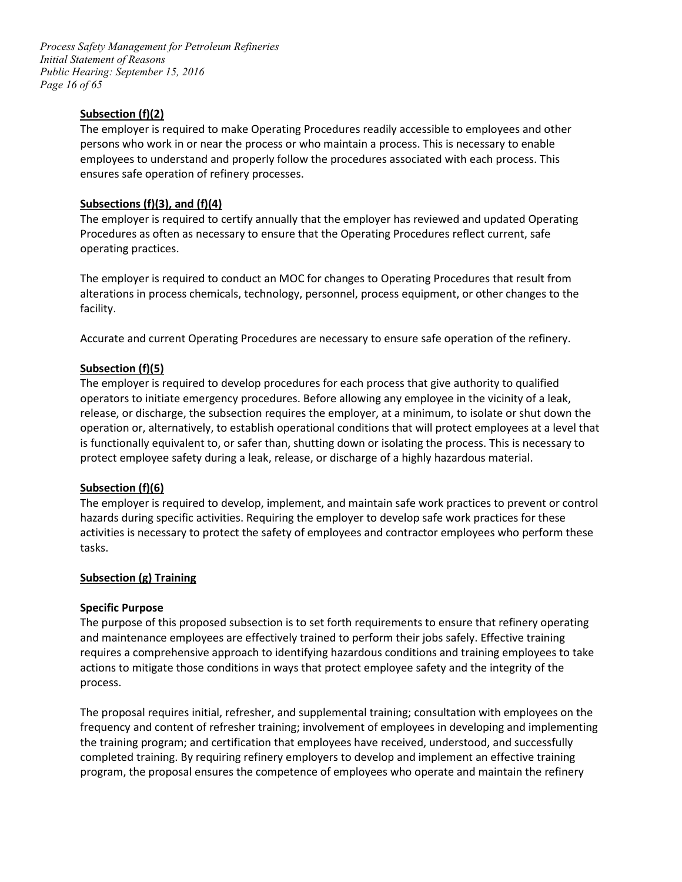**Subsection (f)(2)**

The employer is required to make Operating Procedures readily accessible to employees and other persons who work in or near the process or who maintain a process. This is necessary to enable employees to understand and properly follow the procedures associated with each process. This ensures safe operation of refinery processes.

**Subsections (f)(3), and (f)(4)**

The employer is required to certify annually that the employer has reviewed and updated Operating Procedures as often as necessary to ensure that the Operating Procedures reflect current, safe operating practices.

The employer is required to conduct an MOC for changes to Operating Procedures that result from alterations in process chemicals, technology, personnel, process equipment, or other changes to the facility.

Accurate and current Operating Procedures are necessary to ensure safe operation of the refinery.

**Subsection (f)(5)**

The employer is required to develop procedures for each process that give authority to qualified operators to initiate emergency procedures. Before allowing any employee in the vicinity of a leak, release, or discharge, the subsection requires the employer, at a minimum, to isolate or shut down the operation or, alternatively, to establish operational conditions that will protect employees at a level that is functionally equivalent to, or safer than, shutting down or isolating the process. This is necessary to protect employee safety during a leak, release, or discharge of a highly hazardous material.

**Subsection (f)(6)**

The employer is required to develop, implement, and maintain safe work practices to prevent or control hazards during specific activities. Requiring the employer to develop safe work practices for these activities is necessary to protect the safety of employees and contractor employees who perform these tasks.

**Subsection (g) Training**

**Specific Purpose**

The purpose of this proposed subsection is to set forth requirements to ensure that refinery operating and maintenance employees are effectively trained to perform their jobs safely. Effective training requires a comprehensive approach to identifying hazardous conditions and training employees to take actions to mitigate those conditions in ways that protect employee safety and the integrity of the process.

The proposal requires initial, refresher, and supplemental training; consultation with employees on the frequency and content of refresher training; involvement of employees in developing and implementing the training program; and certification that employees have received, understood, and successfully completed training. By requiring refinery employers to develop and implement an effective training program, the proposal ensures the competence of employees who operate and maintain the refinery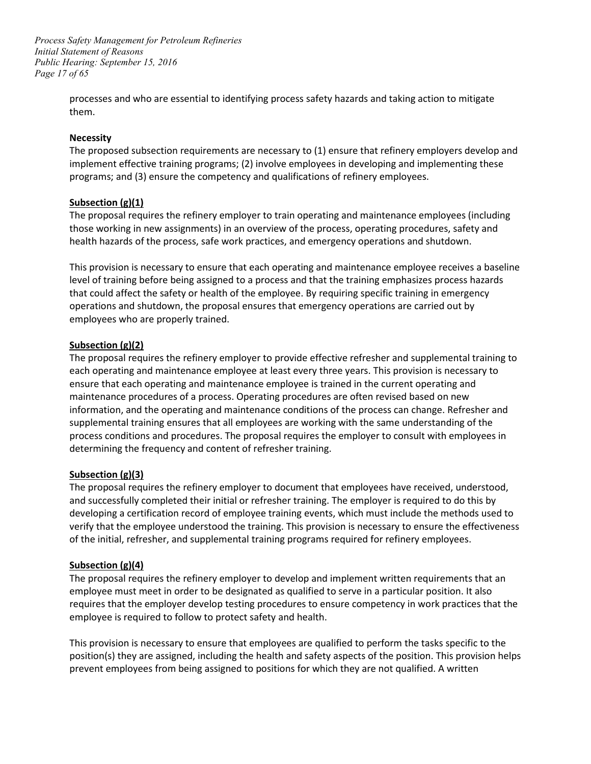processes and who are essential to identifying process safety hazards and taking action to mitigate them.

**Necessity**

The proposed subsection requirements are necessary to (1) ensure that refinery employers develop and implement effective training programs; (2) involve employees in developing and implementing these programs; and (3) ensure the competency and qualifications of refinery employees.

**Subsection (g)(1)**

The proposal requires the refinery employer to train operating and maintenance employees (including those working in new assignments) in an overview of the process, operating procedures, safety and health hazards of the process, safe work practices, and emergency operations and shutdown.

This provision is necessary to ensure that each operating and maintenance employee receives a baseline level of training before being assigned to a process and that the training emphasizes process hazards that could affect the safety or health of the employee. By requiring specific training in emergency operations and shutdown, the proposal ensures that emergency operations are carried out by employees who are properly trained.

**Subsection (g)(2)**

The proposal requires the refinery employer to provide effective refresher and supplemental training to each operating and maintenance employee at least every three years. This provision is necessary to ensure that each operating and maintenance employee is trained in the current operating and maintenance procedures of a process. Operating procedures are often revised based on new information, and the operating and maintenance conditions of the process can change. Refresher and supplemental training ensures that all employees are working with the same understanding of the process conditions and procedures. The proposal requires the employer to consult with employees in determining the frequency and content of refresher training.

**Subsection (g)(3)**

The proposal requires the refinery employer to document that employees have received, understood, and successfully completed their initial or refresher training. The employer is required to do this by developing a certification record of employee training events, which must include the methods used to verify that the employee understood the training. This provision is necessary to ensure the effectiveness of the initial, refresher, and supplemental training programs required for refinery employees.

**Subsection (g)(4)**

The proposal requires the refinery employer to develop and implement written requirements that an employee must meet in order to be designated as qualified to serve in a particular position. It also requires that the employer develop testing procedures to ensure competency in work practices that the employee is required to follow to protect safety and health.

This provision is necessary to ensure that employees are qualified to perform the tasks specific to the position(s) they are assigned, including the health and safety aspects of the position. This provision helps prevent employees from being assigned to positions for which they are not qualified. A written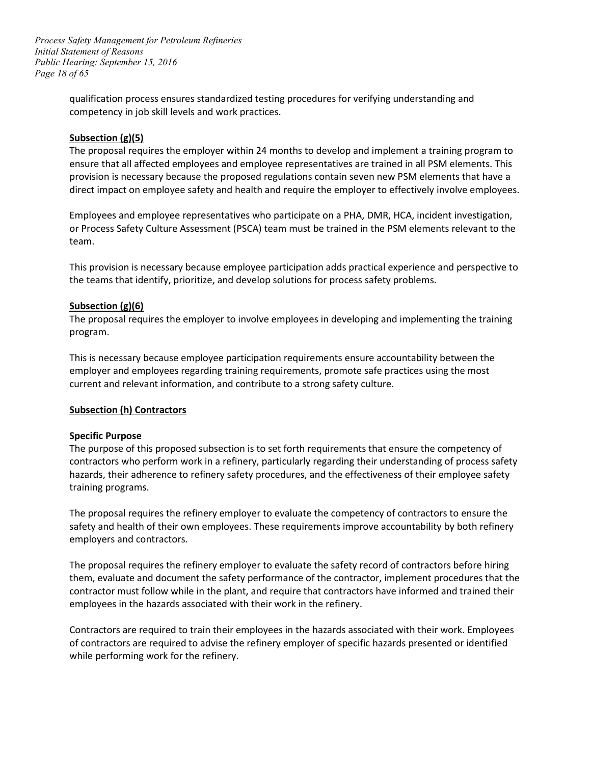qualification process ensures standardized testing procedures for verifying understanding and competency in job skill levels and work practices.

**Subsection (g)(5)**

The proposal requires the employer within 24 months to develop and implement a training program to ensure that all affected employees and employee representatives are trained in all PSM elements. This provision is necessary because the proposed regulations contain seven new PSM elements that have a direct impact on employee safety and health and require the employer to effectively involve employees.

Employees and employee representatives who participate on a PHA, DMR, HCA, incident investigation, or Process Safety Culture Assessment (PSCA) team must be trained in the PSM elements relevant to the team.

This provision is necessary because employee participation adds practical experience and perspective to the teams that identify, prioritize, and develop solutions for process safety problems.

**Subsection (g)(6)**

The proposal requires the employer to involve employees in developing and implementing the training program.

This is necessary because employee participation requirements ensure accountability between the employer and employees regarding training requirements, promote safe practices using the most current and relevant information, and contribute to a strong safety culture.

**Subsection (h) Contractors**

**Specific Purpose**

The purpose of this proposed subsection is to set forth requirements that ensure the competency of contractors who perform work in a refinery, particularly regarding their understanding of process safety hazards, their adherence to refinery safety procedures, and the effectiveness of their employee safety training programs.

The proposal requires the refinery employer to evaluate the competency of contractors to ensure the safety and health of their own employees. These requirements improve accountability by both refinery employers and contractors.

The proposal requires the refinery employer to evaluate the safety record of contractors before hiring them, evaluate and document the safety performance of the contractor, implement procedures that the contractor must follow while in the plant, and require that contractors have informed and trained their employees in the hazards associated with their work in the refinery.

Contractors are required to train their employees in the hazards associated with their work. Employees of contractors are required to advise the refinery employer of specific hazards presented or identified while performing work for the refinery.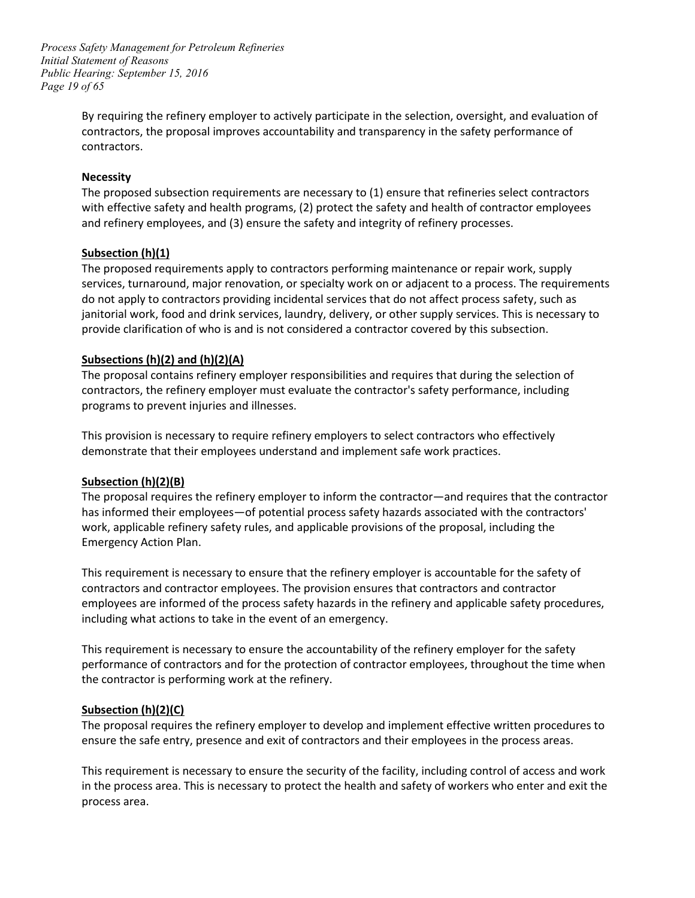By requiring the refinery employer to actively participate in the selection, oversight, and evaluation of contractors, the proposal improves accountability and transparency in the safety performance of contractors.

**Necessity**

The proposed subsection requirements are necessary to (1) ensure that refineries select contractors with effective safety and health programs, (2) protect the safety and health of contractor employees and refinery employees, and (3) ensure the safety and integrity of refinery processes.

**Subsection (h)(1)**

The proposed requirements apply to contractors performing maintenance or repair work, supply services, turnaround, major renovation, or specialty work on or adjacent to a process. The requirements do not apply to contractors providing incidental services that do not affect process safety, such as janitorial work, food and drink services, laundry, delivery, or other supply services. This is necessary to provide clarification of who is and is not considered a contractor covered by this subsection.

**Subsections (h)(2) and (h)(2)(A)**

The proposal contains refinery employer responsibilities and requires that during the selection of contractors, the refinery employer must evaluate the contractor's safety performance, including programs to prevent injuries and illnesses.

This provision is necessary to require refinery employers to select contractors who effectively demonstrate that their employees understand and implement safe work practices.

**Subsection (h)(2)(B)**

The proposal requires the refinery employer to inform the contractor—and requires that the contractor has informed their employees—of potential process safety hazards associated with the contractors' work, applicable refinery safety rules, and applicable provisions of the proposal, including the Emergency Action Plan.

This requirement is necessary to ensure that the refinery employer is accountable for the safety of contractors and contractor employees. The provision ensures that contractors and contractor employees are informed of the process safety hazards in the refinery and applicable safety procedures, including what actions to take in the event of an emergency.

This requirement is necessary to ensure the accountability of the refinery employer for the safety performance of contractors and for the protection of contractor employees, throughout the time when the contractor is performing work at the refinery.

**Subsection (h)(2)(C)**

The proposal requires the refinery employer to develop and implement effective written procedures to ensure the safe entry, presence and exit of contractors and their employees in the process areas.

This requirement is necessary to ensure the security of the facility, including control of access and work in the process area. This is necessary to protect the health and safety of workers who enter and exit the process area.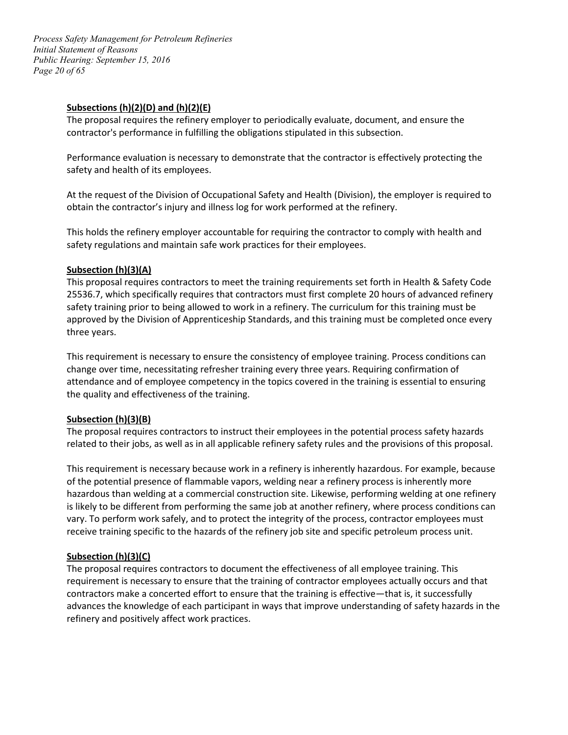**Subsections (h)(2)(D) and (h)(2)(E)**

The proposal requires the refinery employer to periodically evaluate, document, and ensure the contractor's performance in fulfilling the obligations stipulated in this subsection.

Performance evaluation is necessary to demonstrate that the contractor is effectively protecting the safety and health of its employees.

At the request of the Division of Occupational Safety and Health (Division), the employer is required to obtain the contractor's injury and illness log for work performed at the refinery.

This holds the refinery employer accountable for requiring the contractor to comply with health and safety regulations and maintain safe work practices for their employees.

**Subsection (h)(3)(A)**

This proposal requires contractors to meet the training requirements set forth in Health & Safety Code 25536.7, which specifically requires that contractors must first complete 20 hours of advanced refinery safety training prior to being allowed to work in a refinery. The curriculum for this training must be approved by the Division of Apprenticeship Standards, and this training must be completed once every three years.

This requirement is necessary to ensure the consistency of employee training. Process conditions can change over time, necessitating refresher training every three years. Requiring confirmation of attendance and of employee competency in the topics covered in the training is essential to ensuring the quality and effectiveness of the training.

**Subsection (h)(3)(B)**

The proposal requires contractors to instruct their employees in the potential process safety hazards related to their jobs, as well as in all applicable refinery safety rules and the provisions of this proposal.

This requirement is necessary because work in a refinery is inherently hazardous. For example, because of the potential presence of flammable vapors, welding near a refinery process is inherently more hazardous than welding at a commercial construction site. Likewise, performing welding at one refinery is likely to be different from performing the same job at another refinery, where process conditions can vary. To perform work safely, and to protect the integrity of the process, contractor employees must receive training specific to the hazards of the refinery job site and specific petroleum process unit.

**Subsection (h)(3)(C)**

The proposal requires contractors to document the effectiveness of all employee training. This requirement is necessary to ensure that the training of contractor employees actually occurs and that contractors make a concerted effort to ensure that the training is effective—that is, it successfully advances the knowledge of each participant in ways that improve understanding of safety hazards in the refinery and positively affect work practices.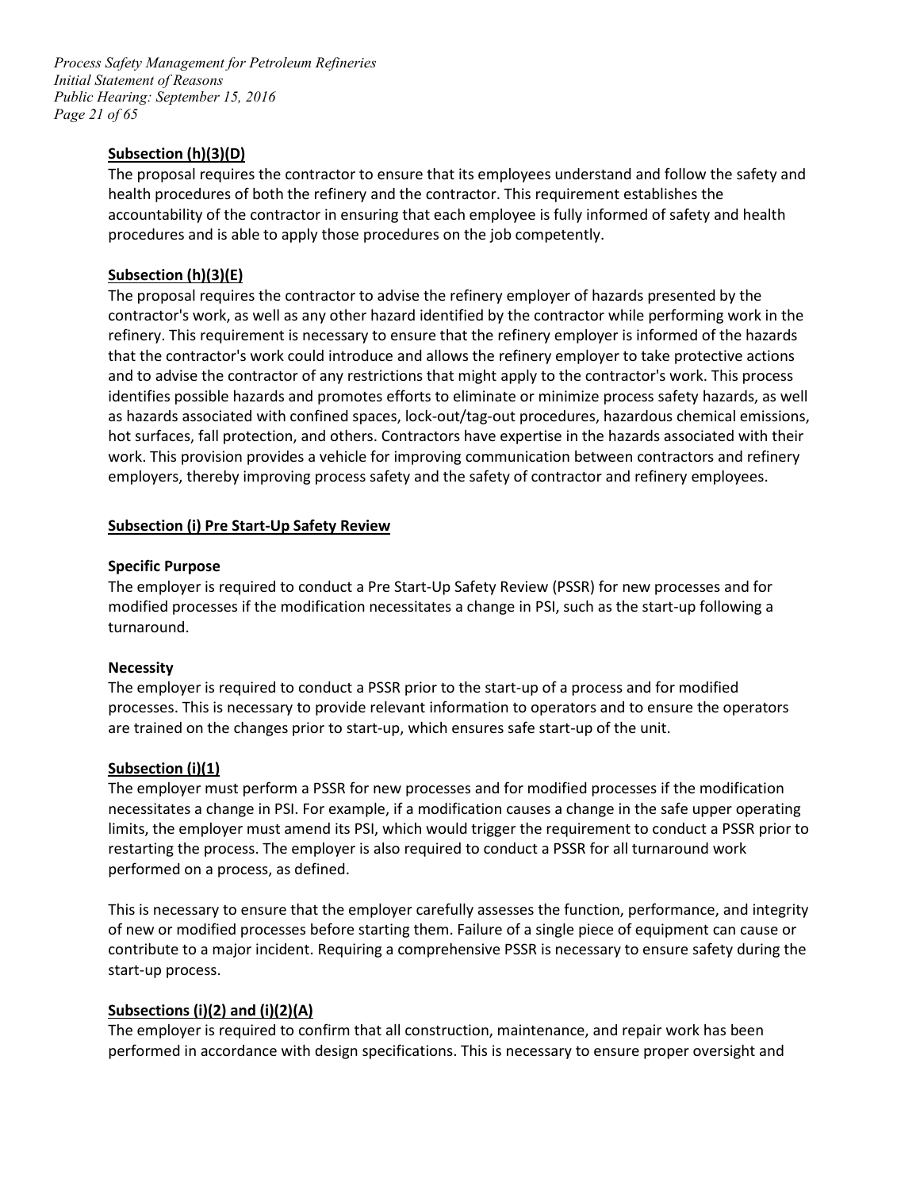**Subsection (h)(3)(D)**

The proposal requires the contractor to ensure that its employees understand and follow the safety and health procedures of both the refinery and the contractor. This requirement establishes the accountability of the contractor in ensuring that each employee is fully informed of safety and health procedures and is able to apply those procedures on the job competently.

**Subsection (h)(3)(E)**

The proposal requires the contractor to advise the refinery employer of hazards presented by the contractor's work, as well as any other hazard identified by the contractor while performing work in the refinery. This requirement is necessary to ensure that the refinery employer is informed of the hazards that the contractor's work could introduce and allows the refinery employer to take protective actions and to advise the contractor of any restrictions that might apply to the contractor's work. This process identifies possible hazards and promotes efforts to eliminate or minimize process safety hazards, as well as hazards associated with confined spaces, lock-out/tag-out procedures, hazardous chemical emissions, hot surfaces, fall protection, and others. Contractors have expertise in the hazards associated with their work. This provision provides a vehicle for improving communication between contractors and refinery employers, thereby improving process safety and the safety of contractor and refinery employees.

**Subsection (i) Pre Start-Up Safety Review**

**Specific Purpose**

The employer is required to conduct a Pre Start-Up Safety Review (PSSR) for new processes and for modified processes if the modification necessitates a change in PSI, such as the start-up following a turnaround.

**Necessity**

The employer is required to conduct a PSSR prior to the start-up of a process and for modified processes. This is necessary to provide relevant information to operators and to ensure the operators are trained on the changes prior to start-up, which ensures safe start-up of the unit.

**Subsection (i)(1)**

The employer must perform a PSSR for new processes and for modified processes if the modification necessitates a change in PSI. For example, if a modification causes a change in the safe upper operating limits, the employer must amend its PSI, which would trigger the requirement to conduct a PSSR prior to restarting the process. The employer is also required to conduct a PSSR for all turnaround work performed on a process, as defined.

This is necessary to ensure that the employer carefully assesses the function, performance, and integrity of new or modified processes before starting them. Failure of a single piece of equipment can cause or contribute to a major incident. Requiring a comprehensive PSSR is necessary to ensure safety during the start-up process.

**Subsections (i)(2) and (i)(2)(A)**

The employer is required to confirm that all construction, maintenance, and repair work has been performed in accordance with design specifications. This is necessary to ensure proper oversight and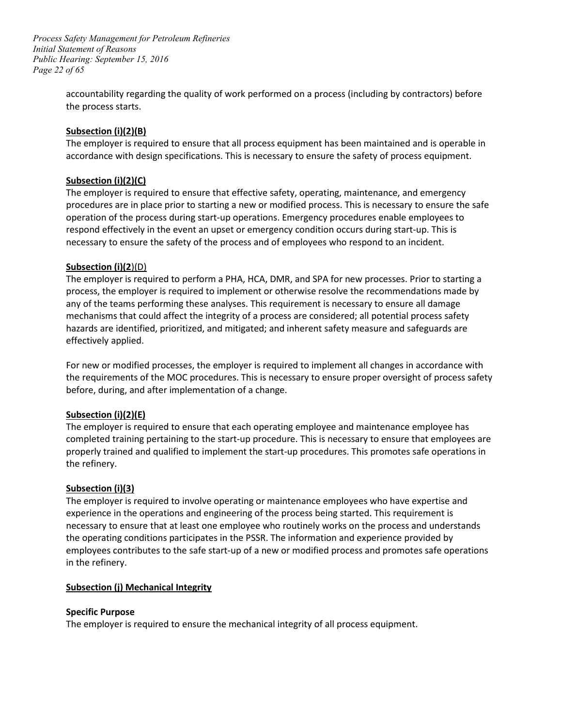accountability regarding the quality of work performed on a process (including by contractors) before the process starts.

**Subsection (i)(2)(B)**

The employer is required to ensure that all process equipment has been maintained and is operable in accordance with design specifications. This is necessary to ensure the safety of process equipment.

**Subsection (i)(2)(C)**

The employer is required to ensure that effective safety, operating, maintenance, and emergency procedures are in place prior to starting a new or modified process. This is necessary to ensure the safe operation of the process during start-up operations. Emergency procedures enable employees to respond effectively in the event an upset or emergency condition occurs during start-up. This is necessary to ensure the safety of the process and of employees who respond to an incident.

**Subsection (i)(2)(D)**

The employer is required to perform a PHA, HCA, DMR, and SPA for new processes. Prior to starting a process, the employer is required to implement or otherwise resolve the recommendations made by any of the teams performing these analyses. This requirement is necessary to ensure all damage mechanisms that could affect the integrity of a process are considered; all potential process safety hazards are identified, prioritized, and mitigated; and inherent safety measure and safeguards are effectively applied.

For new or modified processes, the employer is required to implement all changes in accordance with the requirements of the MOC procedures. This is necessary to ensure proper oversight of process safety before, during, and after implementation of a change.

**Subsection (i)(2)(E)**

The employer is required to ensure that each operating employee and maintenance employee has completed training pertaining to the start-up procedure. This is necessary to ensure that employees are properly trained and qualified to implement the start-up procedures. This promotes safe operations in the refinery.

**Subsection (i)(3)**

The employer is required to involve operating or maintenance employees who have expertise and experience in the operations and engineering of the process being started. This requirement is necessary to ensure that at least one employee who routinely works on the process and understands the operating conditions participates in the PSSR. The information and experience provided by employees contributes to the safe start-up of a new or modified process and promotes safe operations in the refinery.

**Subsection (j) Mechanical Integrity**

**Specific Purpose**

The employer is required to ensure the mechanical integrity of all process equipment.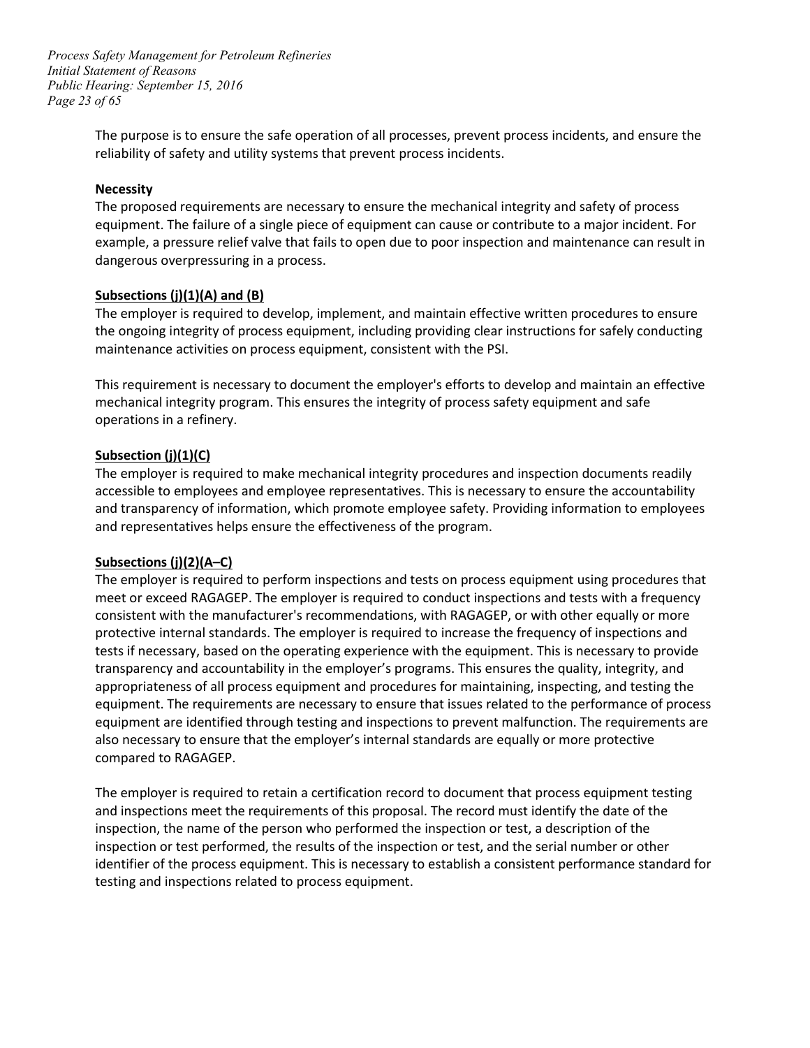The purpose is to ensure the safe operation of all processes, prevent process incidents, and ensure the reliability of safety and utility systems that prevent process incidents.

**Necessity**

The proposed requirements are necessary to ensure the mechanical integrity and safety of process equipment. The failure of a single piece of equipment can cause or contribute to a major incident. For example, a pressure relief valve that fails to open due to poor inspection and maintenance can result in dangerous overpressuring in a process.

**Subsections (j)(1)(A) and (B)**

The employer is required to develop, implement, and maintain effective written procedures to ensure the ongoing integrity of process equipment, including providing clear instructions for safely conducting maintenance activities on process equipment, consistent with the PSI.

This requirement is necessary to document the employer's efforts to develop and maintain an effective mechanical integrity program. This ensures the integrity of process safety equipment and safe operations in a refinery.

**Subsection (j)(1)(C)**

The employer is required to make mechanical integrity procedures and inspection documents readily accessible to employees and employee representatives. This is necessary to ensure the accountability and transparency of information, which promote employee safety. Providing information to employees and representatives helps ensure the effectiveness of the program.

**Subsections (j)(2)(A–C)**

The employer is required to perform inspections and tests on process equipment using procedures that meet or exceed RAGAGEP. The employer is required to conduct inspections and tests with a frequency consistent with the manufacturer's recommendations, with RAGAGEP, or with other equally or more protective internal standards. The employer is required to increase the frequency of inspections and tests if necessary, based on the operating experience with the equipment. This is necessary to provide transparency and accountability in the employer's programs. This ensures the quality, integrity, and appropriateness of all process equipment and procedures for maintaining, inspecting, and testing the equipment. The requirements are necessary to ensure that issues related to the performance of process equipment are identified through testing and inspections to prevent malfunction. The requirements are also necessary to ensure that the employer's internal standards are equally or more protective compared to RAGAGEP.

The employer is required to retain a certification record to document that process equipment testing and inspections meet the requirements of this proposal. The record must identify the date of the inspection, the name of the person who performed the inspection or test, a description of the inspection or test performed, the results of the inspection or test, and the serial number or other identifier of the process equipment. This is necessary to establish a consistent performance standard for testing and inspections related to process equipment.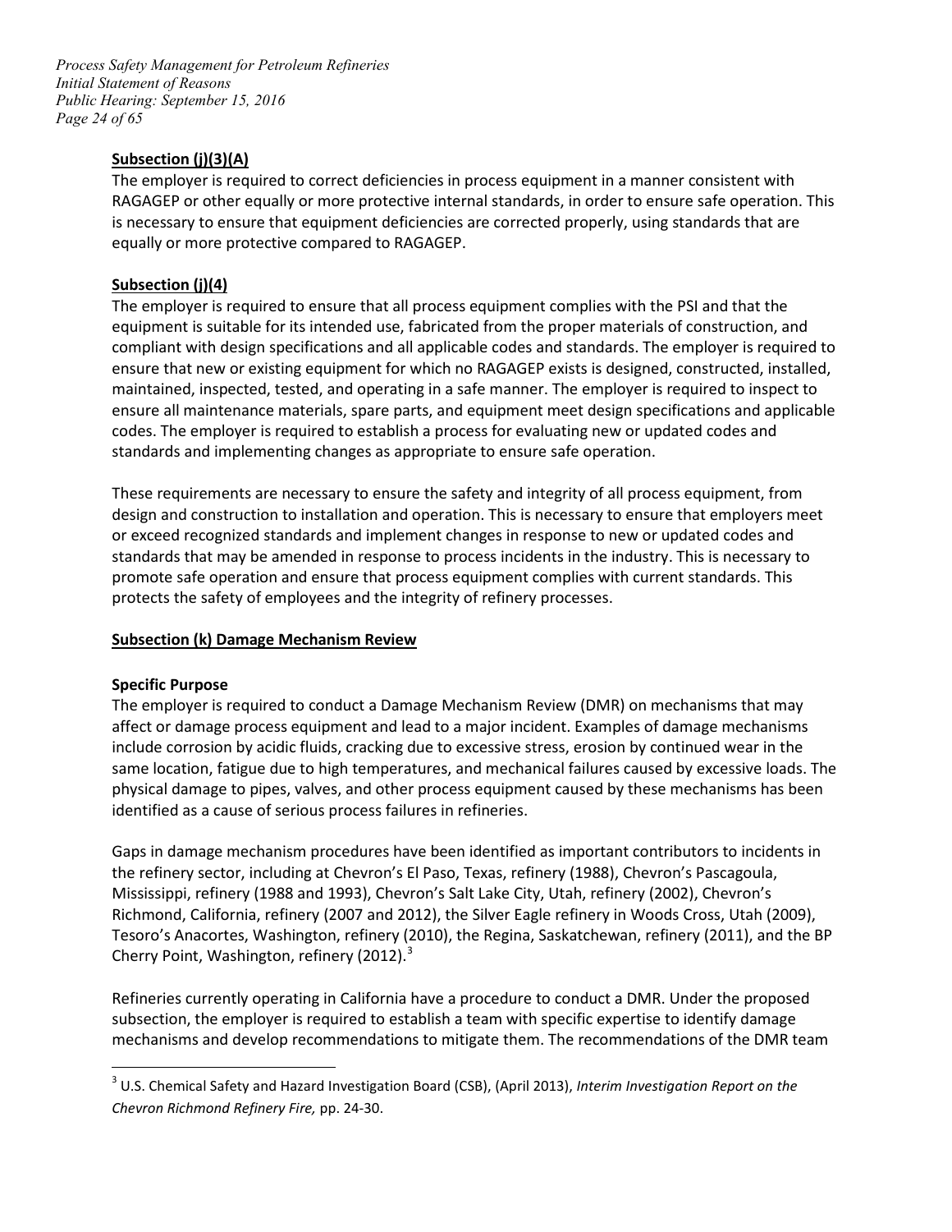**Subsection (j)(3)(A)**

The employer is required to correct deficiencies in process equipment in a manner consistent with RAGAGEP or other equally or more protective internal standards, in order to ensure safe operation. This is necessary to ensure that equipment deficiencies are corrected properly, using standards that are equally or more protective compared to RAGAGEP.

**Subsection (j)(4)**

The employer is required to ensure that all process equipment complies with the PSI and that the equipment is suitable for its intended use, fabricated from the proper materials of construction, and compliant with design specifications and all applicable codes and standards. The employer is required to ensure that new or existing equipment for which no RAGAGEP exists is designed, constructed, installed, maintained, inspected, tested, and operating in a safe manner. The employer is required to inspect to ensure all maintenance materials, spare parts, and equipment meet design specifications and applicable codes. The employer is required to establish a process for evaluating new or updated codes and standards and implementing changes as appropriate to ensure safe operation.

These requirements are necessary to ensure the safety and integrity of all process equipment, from design and construction to installation and operation. This is necessary to ensure that employers meet or exceed recognized standards and implement changes in response to new or updated codes and standards that may be amended in response to process incidents in the industry. This is necessary to promote safe operation and ensure that process equipment complies with current standards. This protects the safety of employees and the integrity of refinery processes.

**Subsection (k) Damage Mechanism Review**

**Specific Purpose**

The employer is required to conduct a Damage Mechanism Review (DMR) on mechanisms that may affect or damage process equipment and lead to a major incident. Examples of damage mechanisms include corrosion by acidic fluids, cracking due to excessive stress, erosion by continued wear in the same location, fatigue due to high temperatures, and mechanical failures caused by excessive loads. The physical damage to pipes, valves, and other process equipment caused by these mechanisms has been identified as a cause of serious process failures in refineries.

Gaps in damage mechanism procedures have been identified as important contributors to incidents in the refinery sector, including at Chevron's El Paso, Texas, refinery (1988), Chevron's Pascagoula, Mississippi, refinery (1988 and 1993), Chevron's Salt Lake City, Utah, refinery (2002), Chevron's Richmond, California, refinery (2007 and 2012), the Silver Eagle refinery in Woods Cross, Utah (2009), Tesoro's Anacortes, Washington, refinery (2010), the Regina, Saskatchewan, refinery (2011), and the BP Cherry Point, Washington, refinery (2012).[3]

Refineries currently operating in California have a procedure to conduct a DMR. Under the proposed subsection, the employer is required to establish a team with specific expertise to identify damage mechanisms and develop recommendations to mitigate them. The recommendations of the DMR team

---

[3] U.S. Chemical Safety and Hazard Investigation Board (CSB), (April 2013), *Interim Investigation Report on the Chevron Richmond Refinery Fire,* pp. 24-30.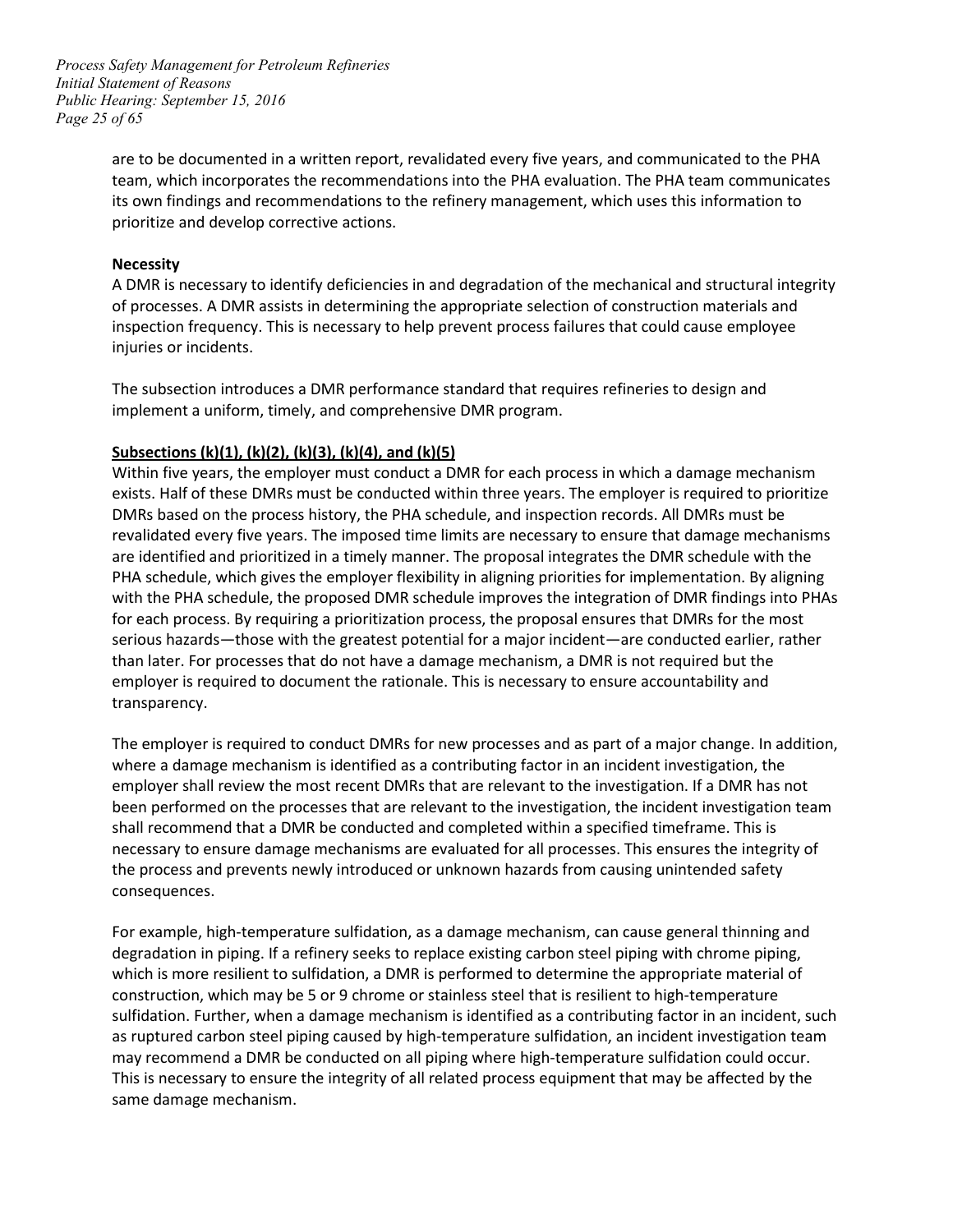are to be documented in a written report, revalidated every five years, and communicated to the PHA team, which incorporates the recommendations into the PHA evaluation. The PHA team communicates its own findings and recommendations to the refinery management, which uses this information to prioritize and develop corrective actions.

**Necessity**

A DMR is necessary to identify deficiencies in and degradation of the mechanical and structural integrity of processes. A DMR assists in determining the appropriate selection of construction materials and inspection frequency. This is necessary to help prevent process failures that could cause employee injuries or incidents.

The subsection introduces a DMR performance standard that requires refineries to design and implement a uniform, timely, and comprehensive DMR program.

**Subsections (k)(1), (k)(2), (k)(3), (k)(4), and (k)(5)**

Within five years, the employer must conduct a DMR for each process in which a damage mechanism exists. Half of these DMRs must be conducted within three years. The employer is required to prioritize DMRs based on the process history, the PHA schedule, and inspection records. All DMRs must be revalidated every five years. The imposed time limits are necessary to ensure that damage mechanisms are identified and prioritized in a timely manner. The proposal integrates the DMR schedule with the PHA schedule, which gives the employer flexibility in aligning priorities for implementation. By aligning with the PHA schedule, the proposed DMR schedule improves the integration of DMR findings into PHAs for each process. By requiring a prioritization process, the proposal ensures that DMRs for the most serious hazards—those with the greatest potential for a major incident—are conducted earlier, rather than later. For processes that do not have a damage mechanism, a DMR is not required but the employer is required to document the rationale. This is necessary to ensure accountability and transparency.

The employer is required to conduct DMRs for new processes and as part of a major change. In addition, where a damage mechanism is identified as a contributing factor in an incident investigation, the employer shall review the most recent DMRs that are relevant to the investigation. If a DMR has not been performed on the processes that are relevant to the investigation, the incident investigation team shall recommend that a DMR be conducted and completed within a specified timeframe. This is necessary to ensure damage mechanisms are evaluated for all processes. This ensures the integrity of the process and prevents newly introduced or unknown hazards from causing unintended safety consequences.

For example, high-temperature sulfidation, as a damage mechanism, can cause general thinning and degradation in piping. If a refinery seeks to replace existing carbon steel piping with chrome piping, which is more resilient to sulfidation, a DMR is performed to determine the appropriate material of construction, which may be 5 or 9 chrome or stainless steel that is resilient to high-temperature sulfidation. Further, when a damage mechanism is identified as a contributing factor in an incident, such as ruptured carbon steel piping caused by high-temperature sulfidation, an incident investigation team may recommend a DMR be conducted on all piping where high-temperature sulfidation could occur. This is necessary to ensure the integrity of all related process equipment that may be affected by the same damage mechanism.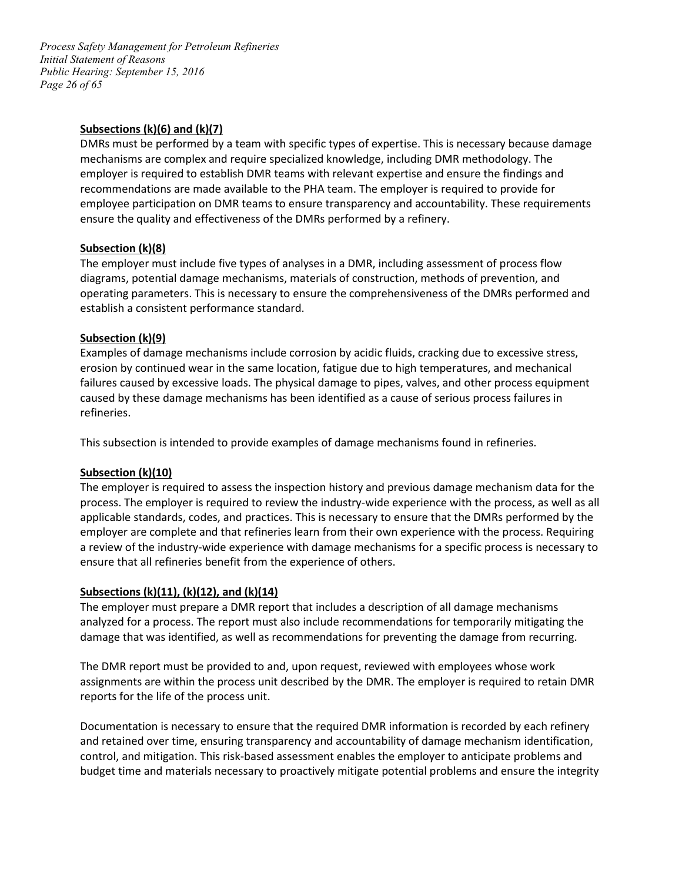**Subsections (k)(6) and (k)(7)**

DMRs must be performed by a team with specific types of expertise. This is necessary because damage mechanisms are complex and require specialized knowledge, including DMR methodology. The employer is required to establish DMR teams with relevant expertise and ensure the findings and recommendations are made available to the PHA team. The employer is required to provide for employee participation on DMR teams to ensure transparency and accountability. These requirements ensure the quality and effectiveness of the DMRs performed by a refinery.

**Subsection (k)(8)**

The employer must include five types of analyses in a DMR, including assessment of process flow diagrams, potential damage mechanisms, materials of construction, methods of prevention, and operating parameters. This is necessary to ensure the comprehensiveness of the DMRs performed and establish a consistent performance standard.

**Subsection (k)(9)**

Examples of damage mechanisms include corrosion by acidic fluids, cracking due to excessive stress, erosion by continued wear in the same location, fatigue due to high temperatures, and mechanical failures caused by excessive loads. The physical damage to pipes, valves, and other process equipment caused by these damage mechanisms has been identified as a cause of serious process failures in refineries.

This subsection is intended to provide examples of damage mechanisms found in refineries.

**Subsection (k)(10)**

The employer is required to assess the inspection history and previous damage mechanism data for the process. The employer is required to review the industry-wide experience with the process, as well as all applicable standards, codes, and practices. This is necessary to ensure that the DMRs performed by the employer are complete and that refineries learn from their own experience with the process. Requiring a review of the industry-wide experience with damage mechanisms for a specific process is necessary to ensure that all refineries benefit from the experience of others.

**Subsections (k)(11), (k)(12), and (k)(14)**

The employer must prepare a DMR report that includes a description of all damage mechanisms analyzed for a process. The report must also include recommendations for temporarily mitigating the damage that was identified, as well as recommendations for preventing the damage from recurring.

The DMR report must be provided to and, upon request, reviewed with employees whose work assignments are within the process unit described by the DMR. The employer is required to retain DMR reports for the life of the process unit.

Documentation is necessary to ensure that the required DMR information is recorded by each refinery and retained over time, ensuring transparency and accountability of damage mechanism identification, control, and mitigation. This risk-based assessment enables the employer to anticipate problems and budget time and materials necessary to proactively mitigate potential problems and ensure the integrity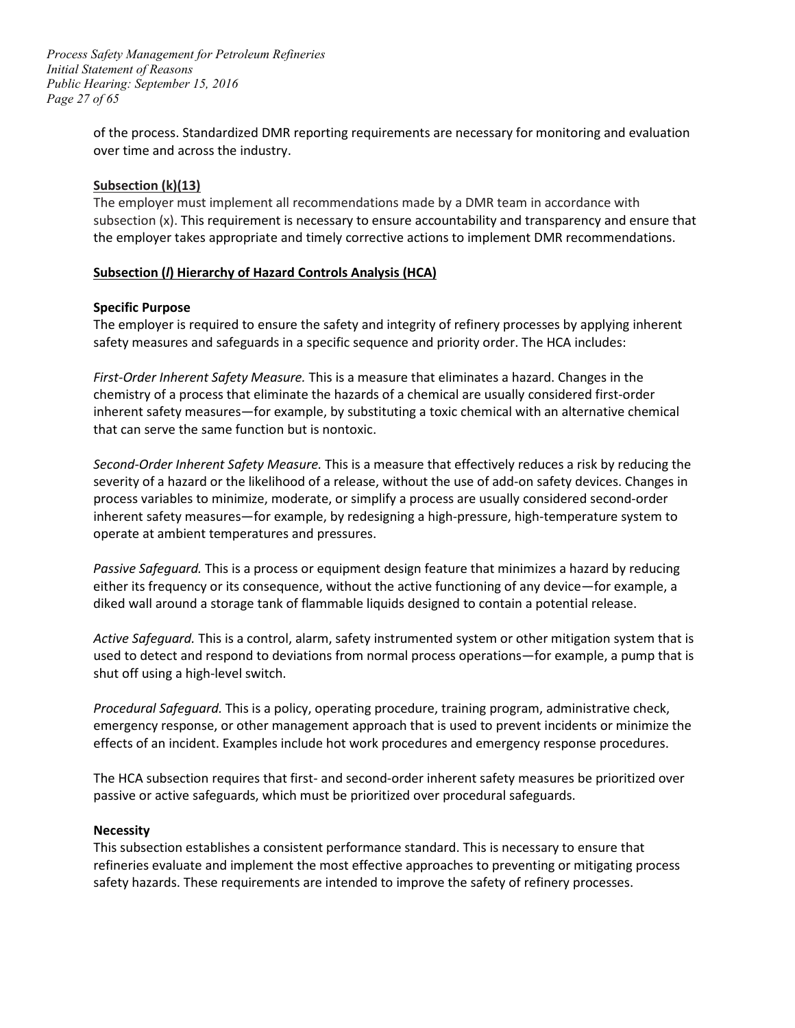of the process. Standardized DMR reporting requirements are necessary for monitoring and evaluation over time and across the industry.

**Subsection (k)(13)**

The employer must implement all recommendations made by a DMR team in accordance with subsection (x). This requirement is necessary to ensure accountability and transparency and ensure that the employer takes appropriate and timely corrective actions to implement DMR recommendations.

**Subsection (*l*) Hierarchy of Hazard Controls Analysis (HCA)**

**Specific Purpose**

The employer is required to ensure the safety and integrity of refinery processes by applying inherent safety measures and safeguards in a specific sequence and priority order. The HCA includes:

*First-Order Inherent Safety Measure.* This is a measure that eliminates a hazard. Changes in the chemistry of a process that eliminate the hazards of a chemical are usually considered first-order inherent safety measures—for example, by substituting a toxic chemical with an alternative chemical that can serve the same function but is nontoxic.

*Second-Order Inherent Safety Measure.* This is a measure that effectively reduces a risk by reducing the severity of a hazard or the likelihood of a release, without the use of add-on safety devices. Changes in process variables to minimize, moderate, or simplify a process are usually considered second-order inherent safety measures—for example, by redesigning a high-pressure, high-temperature system to operate at ambient temperatures and pressures.

*Passive Safeguard.* This is a process or equipment design feature that minimizes a hazard by reducing either its frequency or its consequence, without the active functioning of any device—for example, a diked wall around a storage tank of flammable liquids designed to contain a potential release.

*Active Safeguard.* This is a control, alarm, safety instrumented system or other mitigation system that is used to detect and respond to deviations from normal process operations—for example, a pump that is shut off using a high-level switch.

*Procedural Safeguard.* This is a policy, operating procedure, training program, administrative check, emergency response, or other management approach that is used to prevent incidents or minimize the effects of an incident. Examples include hot work procedures and emergency response procedures.

The HCA subsection requires that first- and second-order inherent safety measures be prioritized over passive or active safeguards, which must be prioritized over procedural safeguards.

**Necessity**

This subsection establishes a consistent performance standard. This is necessary to ensure that refineries evaluate and implement the most effective approaches to preventing or mitigating process safety hazards. These requirements are intended to improve the safety of refinery processes.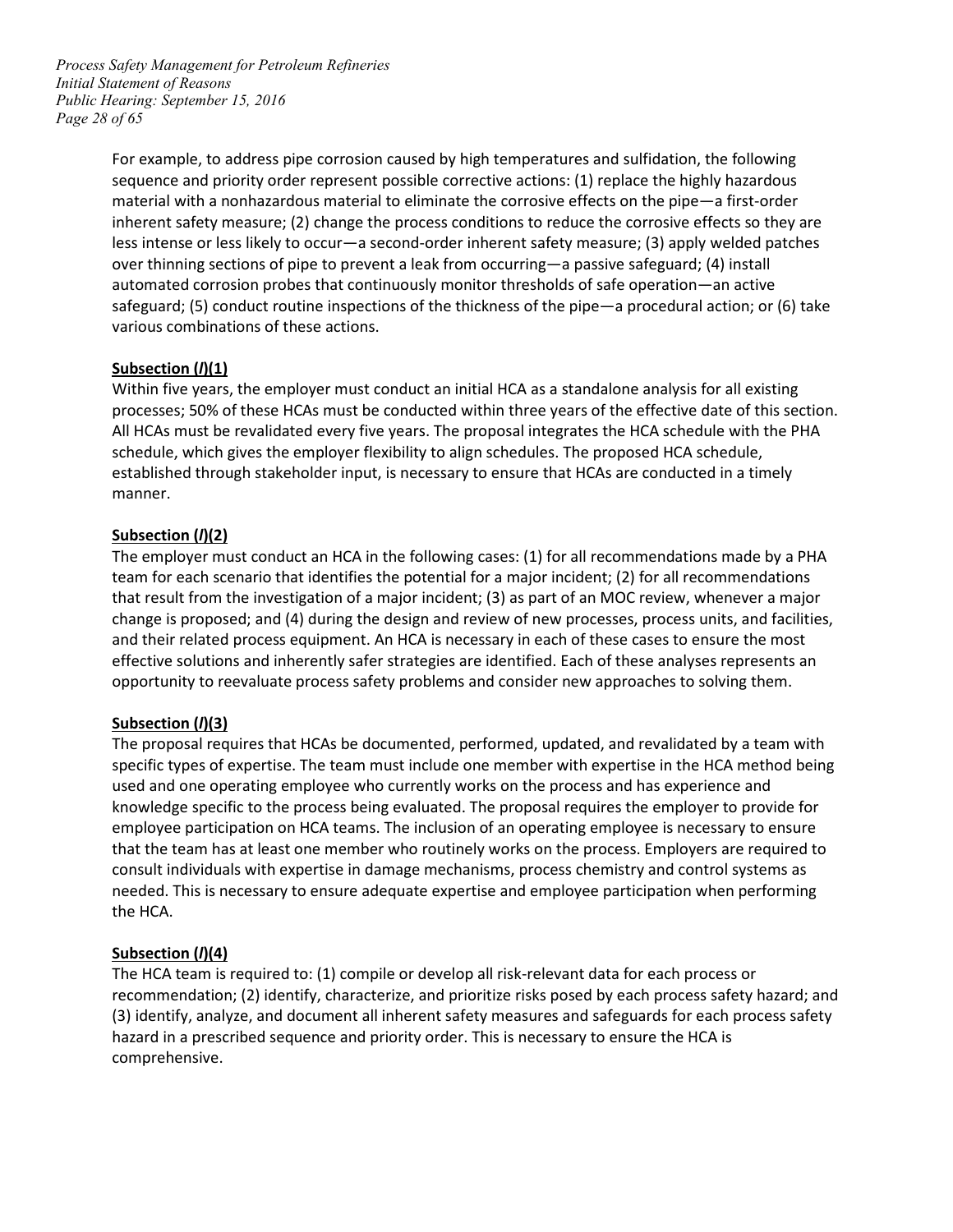For example, to address pipe corrosion caused by high temperatures and sulfidation, the following sequence and priority order represent possible corrective actions: (1) replace the highly hazardous material with a nonhazardous material to eliminate the corrosive effects on the pipe—a first-order inherent safety measure; (2) change the process conditions to reduce the corrosive effects so they are less intense or less likely to occur—a second-order inherent safety measure; (3) apply welded patches over thinning sections of pipe to prevent a leak from occurring—a passive safeguard; (4) install automated corrosion probes that continuously monitor thresholds of safe operation—an active safeguard; (5) conduct routine inspections of the thickness of the pipe—a procedural action; or (6) take various combinations of these actions.

**Subsection (*l*)(1)**

Within five years, the employer must conduct an initial HCA as a standalone analysis for all existing processes; 50% of these HCAs must be conducted within three years of the effective date of this section. All HCAs must be revalidated every five years. The proposal integrates the HCA schedule with the PHA schedule, which gives the employer flexibility to align schedules. The proposed HCA schedule, established through stakeholder input, is necessary to ensure that HCAs are conducted in a timely manner.

**Subsection (*l*)(2)**

The employer must conduct an HCA in the following cases: (1) for all recommendations made by a PHA team for each scenario that identifies the potential for a major incident; (2) for all recommendations that result from the investigation of a major incident; (3) as part of an MOC review, whenever a major change is proposed; and (4) during the design and review of new processes, process units, and facilities, and their related process equipment. An HCA is necessary in each of these cases to ensure the most effective solutions and inherently safer strategies are identified. Each of these analyses represents an opportunity to reevaluate process safety problems and consider new approaches to solving them.

**Subsection (*l*)(3)**

The proposal requires that HCAs be documented, performed, updated, and revalidated by a team with specific types of expertise. The team must include one member with expertise in the HCA method being used and one operating employee who currently works on the process and has experience and knowledge specific to the process being evaluated. The proposal requires the employer to provide for employee participation on HCA teams. The inclusion of an operating employee is necessary to ensure that the team has at least one member who routinely works on the process. Employers are required to consult individuals with expertise in damage mechanisms, process chemistry and control systems as needed. This is necessary to ensure adequate expertise and employee participation when performing the HCA.

**Subsection (*l*)(4)**

The HCA team is required to: (1) compile or develop all risk-relevant data for each process or recommendation; (2) identify, characterize, and prioritize risks posed by each process safety hazard; and (3) identify, analyze, and document all inherent safety measures and safeguards for each process safety hazard in a prescribed sequence and priority order. This is necessary to ensure the HCA is comprehensive.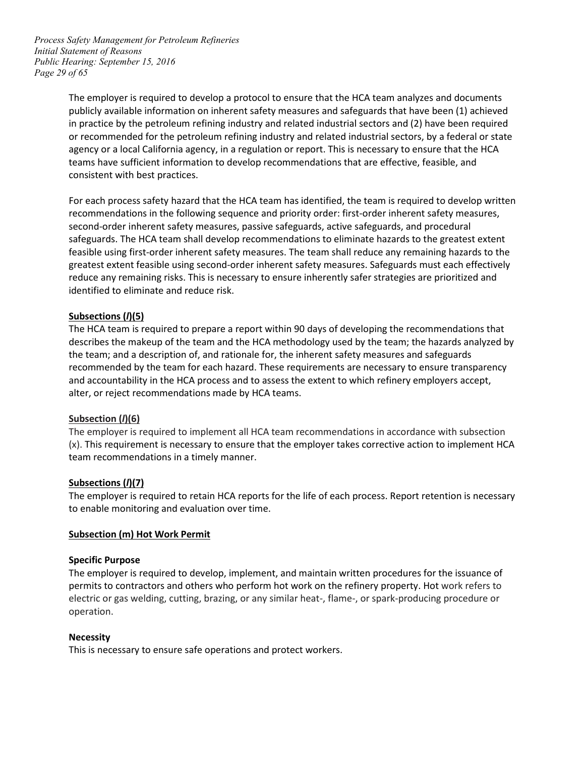The employer is required to develop a protocol to ensure that the HCA team analyzes and documents publicly available information on inherent safety measures and safeguards that have been (1) achieved in practice by the petroleum refining industry and related industrial sectors and (2) have been required or recommended for the petroleum refining industry and related industrial sectors, by a federal or state agency or a local California agency, in a regulation or report. This is necessary to ensure that the HCA teams have sufficient information to develop recommendations that are effective, feasible, and consistent with best practices.

For each process safety hazard that the HCA team has identified, the team is required to develop written recommendations in the following sequence and priority order: first-order inherent safety measures, second-order inherent safety measures, passive safeguards, active safeguards, and procedural safeguards. The HCA team shall develop recommendations to eliminate hazards to the greatest extent feasible using first-order inherent safety measures. The team shall reduce any remaining hazards to the greatest extent feasible using second-order inherent safety measures. Safeguards must each effectively reduce any remaining risks. This is necessary to ensure inherently safer strategies are prioritized and identified to eliminate and reduce risk.

**Subsections (*l*)(5)**

The HCA team is required to prepare a report within 90 days of developing the recommendations that describes the makeup of the team and the HCA methodology used by the team; the hazards analyzed by the team; and a description of, and rationale for, the inherent safety measures and safeguards recommended by the team for each hazard. These requirements are necessary to ensure transparency and accountability in the HCA process and to assess the extent to which refinery employers accept, alter, or reject recommendations made by HCA teams.

**Subsection (*l*)(6)**

The employer is required to implement all HCA team recommendations in accordance with subsection (x). This requirement is necessary to ensure that the employer takes corrective action to implement HCA team recommendations in a timely manner.

**Subsections (*l*)(7)**

The employer is required to retain HCA reports for the life of each process. Report retention is necessary to enable monitoring and evaluation over time.

**Subsection (m) Hot Work Permit**

**Specific Purpose**

The employer is required to develop, implement, and maintain written procedures for the issuance of permits to contractors and others who perform hot work on the refinery property. Hot work refers to electric or gas welding, cutting, brazing, or any similar heat-, flame-, or spark-producing procedure or operation.

**Necessity**

This is necessary to ensure safe operations and protect workers.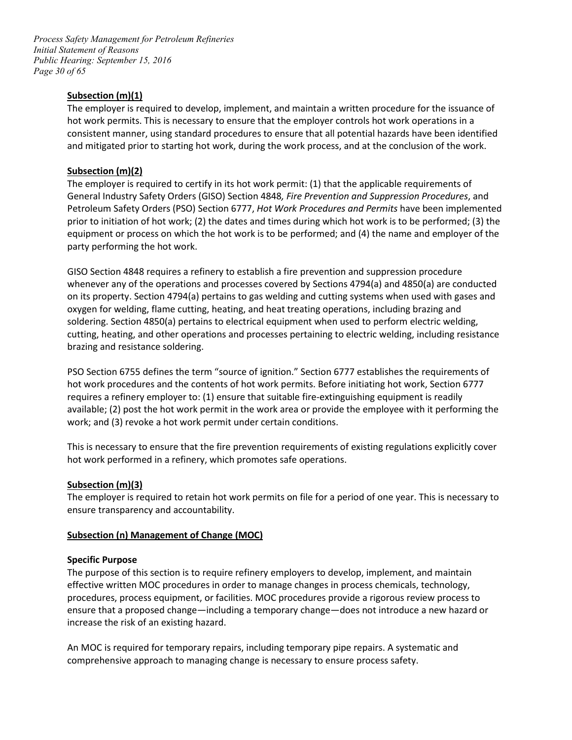**Subsection (m)(1)**

The employer is required to develop, implement, and maintain a written procedure for the issuance of hot work permits. This is necessary to ensure that the employer controls hot work operations in a consistent manner, using standard procedures to ensure that all potential hazards have been identified and mitigated prior to starting hot work, during the work process, and at the conclusion of the work.

**Subsection (m)(2)**

The employer is required to certify in its hot work permit: (1) that the applicable requirements of General Industry Safety Orders (GISO) Section 4848*, Fire Prevention and Suppression Procedures*, and Petroleum Safety Orders (PSO) Section 6777, *Hot Work Procedures and Permits* have been implemented prior to initiation of hot work; (2) the dates and times during which hot work is to be performed; (3) the equipment or process on which the hot work is to be performed; and (4) the name and employer of the party performing the hot work.

GISO Section 4848 requires a refinery to establish a fire prevention and suppression procedure whenever any of the operations and processes covered by Sections 4794(a) and 4850(a) are conducted on its property. Section 4794(a) pertains to gas welding and cutting systems when used with gases and oxygen for welding, flame cutting, heating, and heat treating operations, including brazing and soldering. Section 4850(a) pertains to electrical equipment when used to perform electric welding, cutting, heating, and other operations and processes pertaining to electric welding, including resistance brazing and resistance soldering.

PSO Section 6755 defines the term "source of ignition." Section 6777 establishes the requirements of hot work procedures and the contents of hot work permits. Before initiating hot work, Section 6777 requires a refinery employer to: (1) ensure that suitable fire-extinguishing equipment is readily available; (2) post the hot work permit in the work area or provide the employee with it performing the work; and (3) revoke a hot work permit under certain conditions.

This is necessary to ensure that the fire prevention requirements of existing regulations explicitly cover hot work performed in a refinery, which promotes safe operations.

**Subsection (m)(3)**

The employer is required to retain hot work permits on file for a period of one year. This is necessary to ensure transparency and accountability.

**Subsection (n) Management of Change (MOC)**

**Specific Purpose**

The purpose of this section is to require refinery employers to develop, implement, and maintain effective written MOC procedures in order to manage changes in process chemicals, technology, procedures, process equipment, or facilities. MOC procedures provide a rigorous review process to ensure that a proposed change—including a temporary change—does not introduce a new hazard or increase the risk of an existing hazard.

An MOC is required for temporary repairs, including temporary pipe repairs. A systematic and comprehensive approach to managing change is necessary to ensure process safety.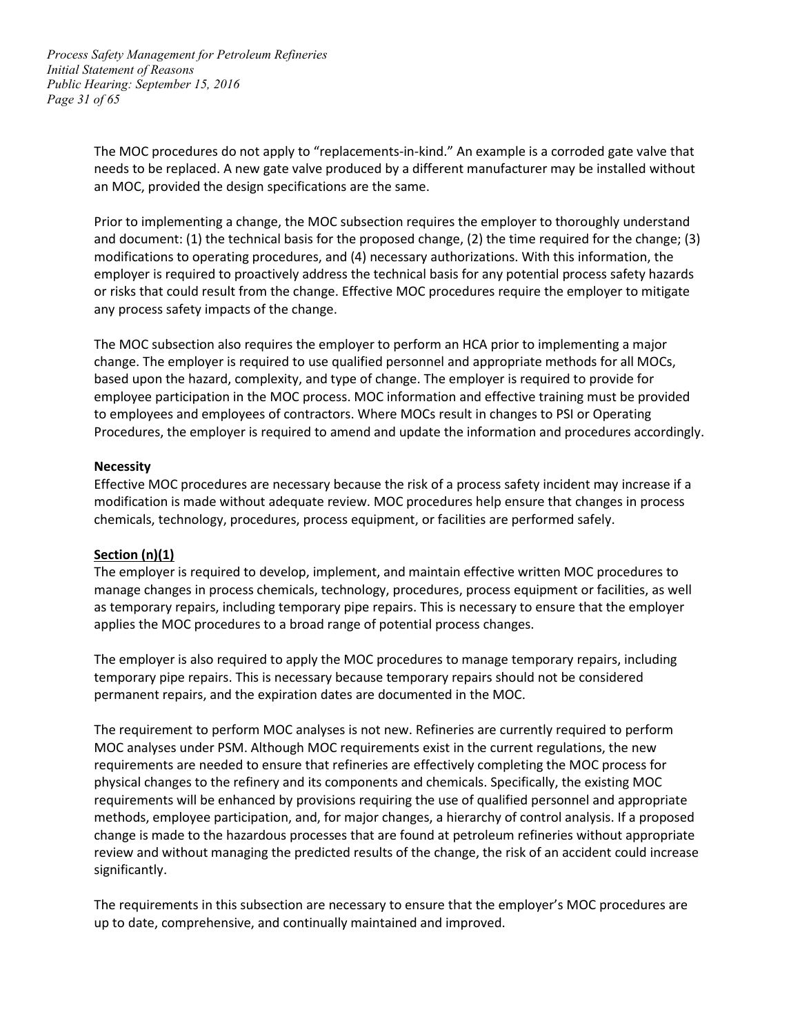The MOC procedures do not apply to "replacements-in-kind." An example is a corroded gate valve that needs to be replaced. A new gate valve produced by a different manufacturer may be installed without an MOC, provided the design specifications are the same.

Prior to implementing a change, the MOC subsection requires the employer to thoroughly understand and document: (1) the technical basis for the proposed change, (2) the time required for the change; (3) modifications to operating procedures, and (4) necessary authorizations. With this information, the employer is required to proactively address the technical basis for any potential process safety hazards or risks that could result from the change. Effective MOC procedures require the employer to mitigate any process safety impacts of the change.

The MOC subsection also requires the employer to perform an HCA prior to implementing a major change. The employer is required to use qualified personnel and appropriate methods for all MOCs, based upon the hazard, complexity, and type of change. The employer is required to provide for employee participation in the MOC process. MOC information and effective training must be provided to employees and employees of contractors. Where MOCs result in changes to PSI or Operating Procedures, the employer is required to amend and update the information and procedures accordingly.

**Necessity**
Effective MOC procedures are necessary because the risk of a process safety incident may increase if a modification is made without adequate review. MOC procedures help ensure that changes in process chemicals, technology, procedures, process equipment, or facilities are performed safely.

**Section (n)(1)**
The employer is required to develop, implement, and maintain effective written MOC procedures to manage changes in process chemicals, technology, procedures, process equipment or facilities, as well as temporary repairs, including temporary pipe repairs. This is necessary to ensure that the employer applies the MOC procedures to a broad range of potential process changes.

The employer is also required to apply the MOC procedures to manage temporary repairs, including temporary pipe repairs. This is necessary because temporary repairs should not be considered permanent repairs, and the expiration dates are documented in the MOC.

The requirement to perform MOC analyses is not new. Refineries are currently required to perform MOC analyses under PSM. Although MOC requirements exist in the current regulations, the new requirements are needed to ensure that refineries are effectively completing the MOC process for physical changes to the refinery and its components and chemicals. Specifically, the existing MOC requirements will be enhanced by provisions requiring the use of qualified personnel and appropriate methods, employee participation, and, for major changes, a hierarchy of control analysis. If a proposed change is made to the hazardous processes that are found at petroleum refineries without appropriate review and without managing the predicted results of the change, the risk of an accident could increase significantly.

The requirements in this subsection are necessary to ensure that the employer's MOC procedures are up to date, comprehensive, and continually maintained and improved.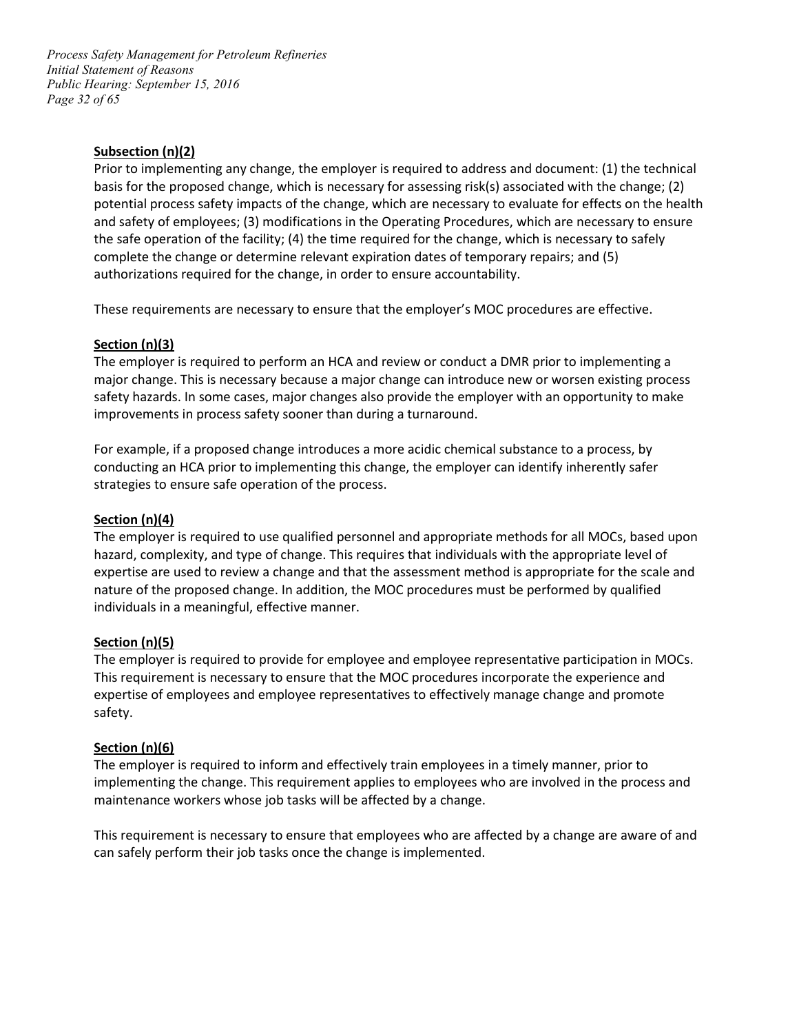**Subsection (n)(2)**

Prior to implementing any change, the employer is required to address and document: (1) the technical basis for the proposed change, which is necessary for assessing risk(s) associated with the change; (2) potential process safety impacts of the change, which are necessary to evaluate for effects on the health and safety of employees; (3) modifications in the Operating Procedures, which are necessary to ensure the safe operation of the facility; (4) the time required for the change, which is necessary to safely complete the change or determine relevant expiration dates of temporary repairs; and (5) authorizations required for the change, in order to ensure accountability.

These requirements are necessary to ensure that the employer's MOC procedures are effective.

**Section (n)(3)**

The employer is required to perform an HCA and review or conduct a DMR prior to implementing a major change. This is necessary because a major change can introduce new or worsen existing process safety hazards. In some cases, major changes also provide the employer with an opportunity to make improvements in process safety sooner than during a turnaround.

For example, if a proposed change introduces a more acidic chemical substance to a process, by conducting an HCA prior to implementing this change, the employer can identify inherently safer strategies to ensure safe operation of the process.

**Section (n)(4)**

The employer is required to use qualified personnel and appropriate methods for all MOCs, based upon hazard, complexity, and type of change. This requires that individuals with the appropriate level of expertise are used to review a change and that the assessment method is appropriate for the scale and nature of the proposed change. In addition, the MOC procedures must be performed by qualified individuals in a meaningful, effective manner.

**Section (n)(5)**

The employer is required to provide for employee and employee representative participation in MOCs. This requirement is necessary to ensure that the MOC procedures incorporate the experience and expertise of employees and employee representatives to effectively manage change and promote safety.

**Section (n)(6)**

The employer is required to inform and effectively train employees in a timely manner, prior to implementing the change. This requirement applies to employees who are involved in the process and maintenance workers whose job tasks will be affected by a change.

This requirement is necessary to ensure that employees who are affected by a change are aware of and can safely perform their job tasks once the change is implemented.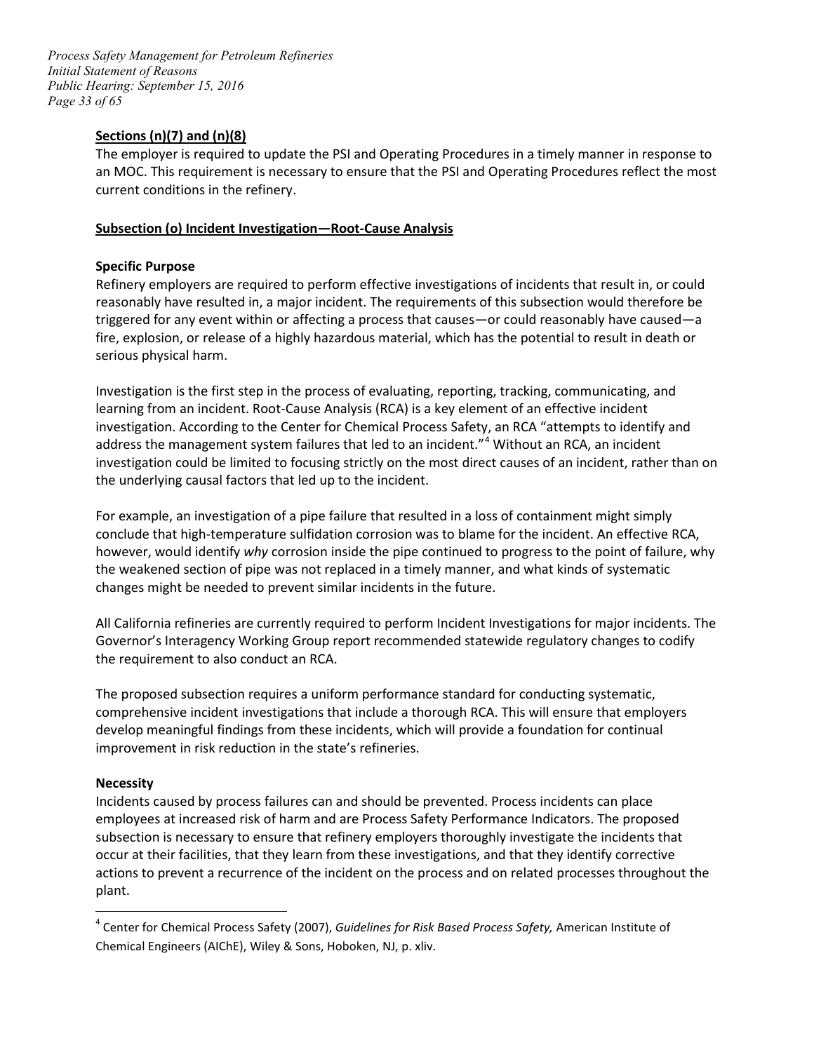**Sections (n)(7) and (n)(8)**

The employer is required to update the PSI and Operating Procedures in a timely manner in response to an MOC. This requirement is necessary to ensure that the PSI and Operating Procedures reflect the most current conditions in the refinery.

**Subsection (o) Incident Investigation—Root-Cause Analysis**

**Specific Purpose**

Refinery employers are required to perform effective investigations of incidents that result in, or could reasonably have resulted in, a major incident. The requirements of this subsection would therefore be triggered for any event within or affecting a process that causes—or could reasonably have caused—a fire, explosion, or release of a highly hazardous material, which has the potential to result in death or serious physical harm.

Investigation is the first step in the process of evaluating, reporting, tracking, communicating, and learning from an incident. Root-Cause Analysis (RCA) is a key element of an effective incident investigation. According to the Center for Chemical Process Safety, an RCA "attempts to identify and address the management system failures that led to an incident."[4] Without an RCA, an incident investigation could be limited to focusing strictly on the most direct causes of an incident, rather than on the underlying causal factors that led up to the incident.

For example, an investigation of a pipe failure that resulted in a loss of containment might simply conclude that high-temperature sulfidation corrosion was to blame for the incident. An effective RCA, however, would identify *why* corrosion inside the pipe continued to progress to the point of failure, why the weakened section of pipe was not replaced in a timely manner, and what kinds of systematic changes might be needed to prevent similar incidents in the future.

All California refineries are currently required to perform Incident Investigations for major incidents. The Governor's Interagency Working Group report recommended statewide regulatory changes to codify the requirement to also conduct an RCA.

The proposed subsection requires a uniform performance standard for conducting systematic, comprehensive incident investigations that include a thorough RCA. This will ensure that employers develop meaningful findings from these incidents, which will provide a foundation for continual improvement in risk reduction in the state's refineries.

**Necessity**

Incidents caused by process failures can and should be prevented. Process incidents can place employees at increased risk of harm and are Process Safety Performance Indicators. The proposed subsection is necessary to ensure that refinery employers thoroughly investigate the incidents that occur at their facilities, that they learn from these investigations, and that they identify corrective actions to prevent a recurrence of the incident on the process and on related processes throughout the plant.

---

[4] Center for Chemical Process Safety (2007), *Guidelines for Risk Based Process Safety,* American Institute of Chemical Engineers (AIChE), Wiley & Sons, Hoboken, NJ, p. xliv.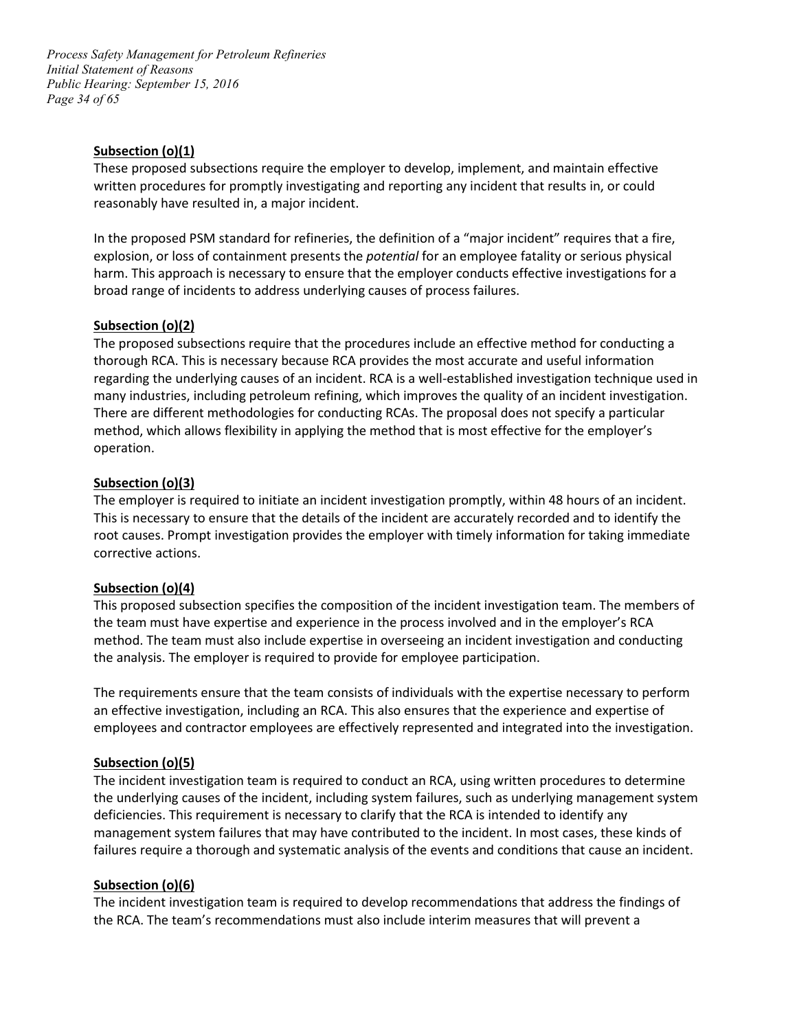**Subsection (o)(1)**

These proposed subsections require the employer to develop, implement, and maintain effective written procedures for promptly investigating and reporting any incident that results in, or could reasonably have resulted in, a major incident.

In the proposed PSM standard for refineries, the definition of a "major incident" requires that a fire, explosion, or loss of containment presents the *potential* for an employee fatality or serious physical harm. This approach is necessary to ensure that the employer conducts effective investigations for a broad range of incidents to address underlying causes of process failures.

**Subsection (o)(2)**

The proposed subsections require that the procedures include an effective method for conducting a thorough RCA. This is necessary because RCA provides the most accurate and useful information regarding the underlying causes of an incident. RCA is a well-established investigation technique used in many industries, including petroleum refining, which improves the quality of an incident investigation. There are different methodologies for conducting RCAs. The proposal does not specify a particular method, which allows flexibility in applying the method that is most effective for the employer's operation.

**Subsection (o)(3)**

The employer is required to initiate an incident investigation promptly, within 48 hours of an incident. This is necessary to ensure that the details of the incident are accurately recorded and to identify the root causes. Prompt investigation provides the employer with timely information for taking immediate corrective actions.

**Subsection (o)(4)**

This proposed subsection specifies the composition of the incident investigation team. The members of the team must have expertise and experience in the process involved and in the employer's RCA method. The team must also include expertise in overseeing an incident investigation and conducting the analysis. The employer is required to provide for employee participation.

The requirements ensure that the team consists of individuals with the expertise necessary to perform an effective investigation, including an RCA. This also ensures that the experience and expertise of employees and contractor employees are effectively represented and integrated into the investigation.

**Subsection (o)(5)**

The incident investigation team is required to conduct an RCA, using written procedures to determine the underlying causes of the incident, including system failures, such as underlying management system deficiencies. This requirement is necessary to clarify that the RCA is intended to identify any management system failures that may have contributed to the incident. In most cases, these kinds of failures require a thorough and systematic analysis of the events and conditions that cause an incident.

**Subsection (o)(6)**

The incident investigation team is required to develop recommendations that address the findings of the RCA. The team's recommendations must also include interim measures that will prevent a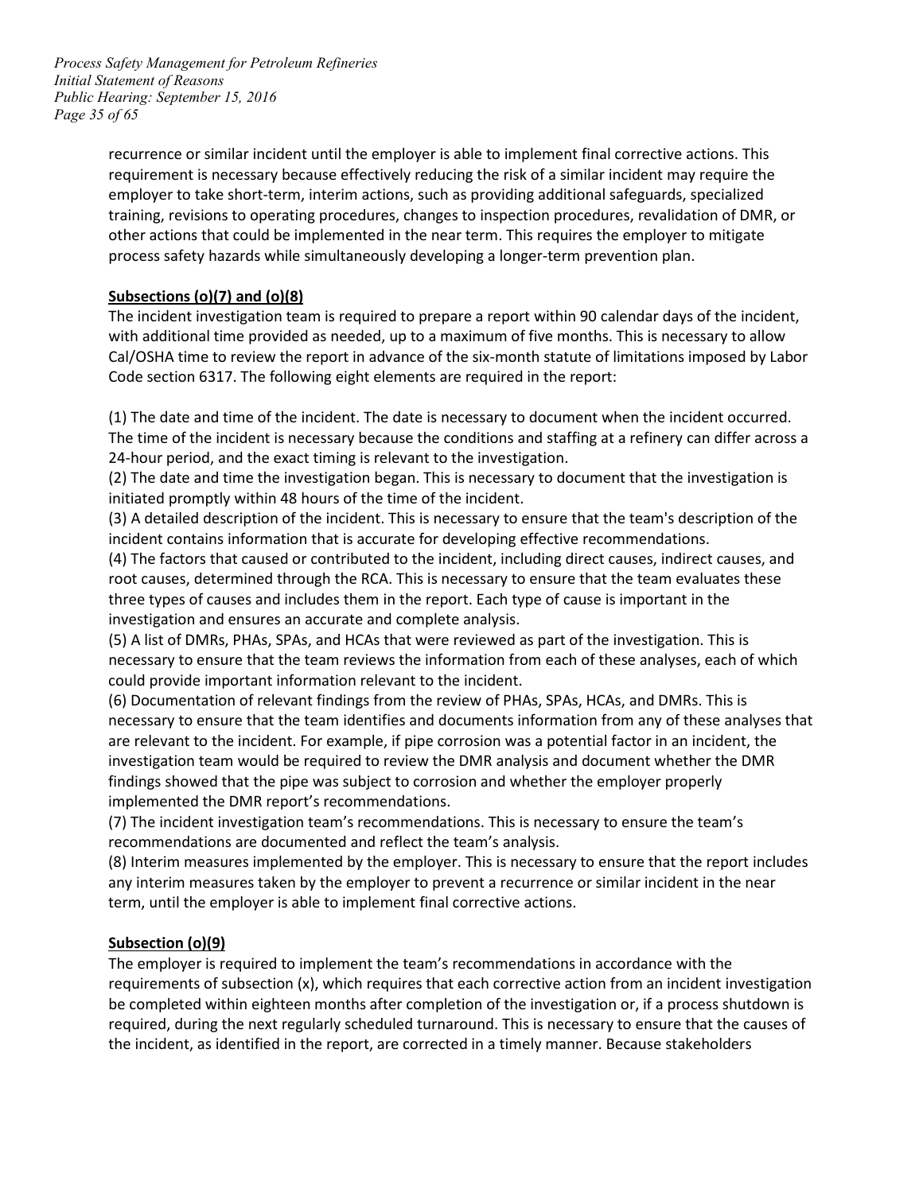recurrence or similar incident until the employer is able to implement final corrective actions. This requirement is necessary because effectively reducing the risk of a similar incident may require the employer to take short-term, interim actions, such as providing additional safeguards, specialized training, revisions to operating procedures, changes to inspection procedures, revalidation of DMR, or other actions that could be implemented in the near term. This requires the employer to mitigate process safety hazards while simultaneously developing a longer-term prevention plan.

**Subsections (o)(7) and (o)(8)**

The incident investigation team is required to prepare a report within 90 calendar days of the incident, with additional time provided as needed, up to a maximum of five months. This is necessary to allow Cal/OSHA time to review the report in advance of the six-month statute of limitations imposed by Labor Code section 6317. The following eight elements are required in the report:

(1) The date and time of the incident. The date is necessary to document when the incident occurred. The time of the incident is necessary because the conditions and staffing at a refinery can differ across a 24-hour period, and the exact timing is relevant to the investigation.

(2) The date and time the investigation began. This is necessary to document that the investigation is initiated promptly within 48 hours of the time of the incident.

(3) A detailed description of the incident. This is necessary to ensure that the team's description of the incident contains information that is accurate for developing effective recommendations.

(4) The factors that caused or contributed to the incident, including direct causes, indirect causes, and root causes, determined through the RCA. This is necessary to ensure that the team evaluates these three types of causes and includes them in the report. Each type of cause is important in the investigation and ensures an accurate and complete analysis.

(5) A list of DMRs, PHAs, SPAs, and HCAs that were reviewed as part of the investigation. This is necessary to ensure that the team reviews the information from each of these analyses, each of which could provide important information relevant to the incident.

(6) Documentation of relevant findings from the review of PHAs, SPAs, HCAs, and DMRs. This is necessary to ensure that the team identifies and documents information from any of these analyses that are relevant to the incident. For example, if pipe corrosion was a potential factor in an incident, the investigation team would be required to review the DMR analysis and document whether the DMR findings showed that the pipe was subject to corrosion and whether the employer properly implemented the DMR report's recommendations.

(7) The incident investigation team's recommendations. This is necessary to ensure the team's recommendations are documented and reflect the team's analysis.

(8) Interim measures implemented by the employer. This is necessary to ensure that the report includes any interim measures taken by the employer to prevent a recurrence or similar incident in the near term, until the employer is able to implement final corrective actions.

**Subsection (o)(9)**

The employer is required to implement the team's recommendations in accordance with the requirements of subsection (x), which requires that each corrective action from an incident investigation be completed within eighteen months after completion of the investigation or, if a process shutdown is required, during the next regularly scheduled turnaround. This is necessary to ensure that the causes of the incident, as identified in the report, are corrected in a timely manner. Because stakeholders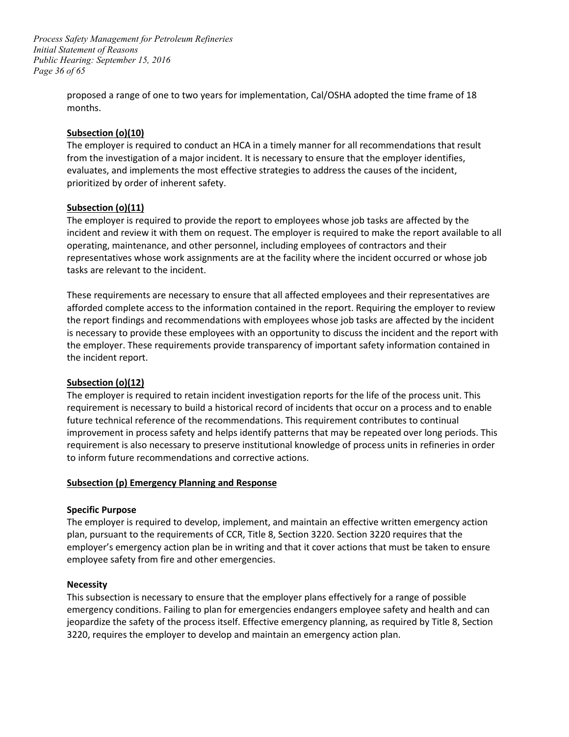proposed a range of one to two years for implementation, Cal/OSHA adopted the time frame of 18 months.

**Subsection (o)(10)**

The employer is required to conduct an HCA in a timely manner for all recommendations that result from the investigation of a major incident. It is necessary to ensure that the employer identifies, evaluates, and implements the most effective strategies to address the causes of the incident, prioritized by order of inherent safety.

**Subsection (o)(11)**

The employer is required to provide the report to employees whose job tasks are affected by the incident and review it with them on request. The employer is required to make the report available to all operating, maintenance, and other personnel, including employees of contractors and their representatives whose work assignments are at the facility where the incident occurred or whose job tasks are relevant to the incident.

These requirements are necessary to ensure that all affected employees and their representatives are afforded complete access to the information contained in the report. Requiring the employer to review the report findings and recommendations with employees whose job tasks are affected by the incident is necessary to provide these employees with an opportunity to discuss the incident and the report with the employer. These requirements provide transparency of important safety information contained in the incident report.

**Subsection (o)(12)**

The employer is required to retain incident investigation reports for the life of the process unit. This requirement is necessary to build a historical record of incidents that occur on a process and to enable future technical reference of the recommendations. This requirement contributes to continual improvement in process safety and helps identify patterns that may be repeated over long periods. This requirement is also necessary to preserve institutional knowledge of process units in refineries in order to inform future recommendations and corrective actions.

## Subsection (p) Emergency Planning and Response

### Specific Purpose

The employer is required to develop, implement, and maintain an effective written emergency action plan, pursuant to the requirements of CCR, Title 8, Section 3220. Section 3220 requires that the employer's emergency action plan be in writing and that it cover actions that must be taken to ensure employee safety from fire and other emergencies.

### Necessity

This subsection is necessary to ensure that the employer plans effectively for a range of possible emergency conditions. Failing to plan for emergencies endangers employee safety and health and can jeopardize the safety of the process itself. Effective emergency planning, as required by Title 8, Section 3220, requires the employer to develop and maintain an emergency action plan.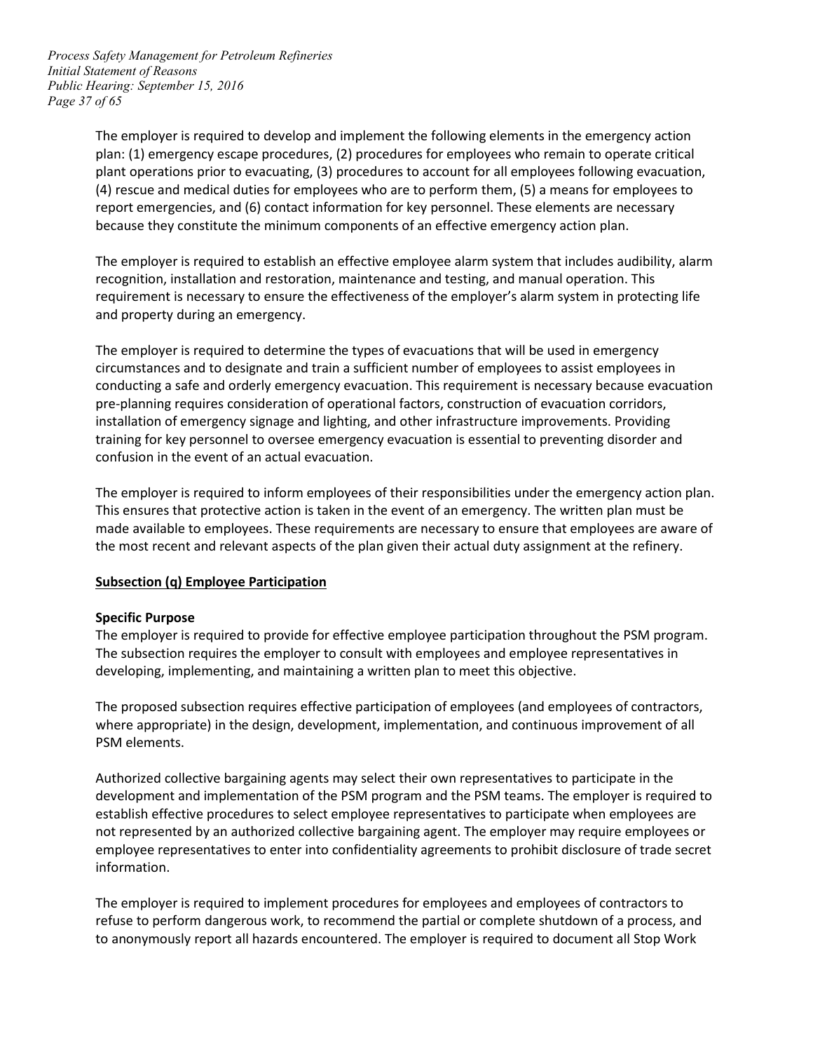The employer is required to develop and implement the following elements in the emergency action plan: (1) emergency escape procedures, (2) procedures for employees who remain to operate critical plant operations prior to evacuating, (3) procedures to account for all employees following evacuation, (4) rescue and medical duties for employees who are to perform them, (5) a means for employees to report emergencies, and (6) contact information for key personnel. These elements are necessary because they constitute the minimum components of an effective emergency action plan.

The employer is required to establish an effective employee alarm system that includes audibility, alarm recognition, installation and restoration, maintenance and testing, and manual operation. This requirement is necessary to ensure the effectiveness of the employer's alarm system in protecting life and property during an emergency.

The employer is required to determine the types of evacuations that will be used in emergency circumstances and to designate and train a sufficient number of employees to assist employees in conducting a safe and orderly emergency evacuation. This requirement is necessary because evacuation pre-planning requires consideration of operational factors, construction of evacuation corridors, installation of emergency signage and lighting, and other infrastructure improvements. Providing training for key personnel to oversee emergency evacuation is essential to preventing disorder and confusion in the event of an actual evacuation.

The employer is required to inform employees of their responsibilities under the emergency action plan. This ensures that protective action is taken in the event of an emergency. The written plan must be made available to employees. These requirements are necessary to ensure that employees are aware of the most recent and relevant aspects of the plan given their actual duty assignment at the refinery.

## Subsection (q) Employee Participation

**Specific Purpose**

The employer is required to provide for effective employee participation throughout the PSM program. The subsection requires the employer to consult with employees and employee representatives in developing, implementing, and maintaining a written plan to meet this objective.

The proposed subsection requires effective participation of employees (and employees of contractors, where appropriate) in the design, development, implementation, and continuous improvement of all PSM elements.

Authorized collective bargaining agents may select their own representatives to participate in the development and implementation of the PSM program and the PSM teams. The employer is required to establish effective procedures to select employee representatives to participate when employees are not represented by an authorized collective bargaining agent. The employer may require employees or employee representatives to enter into confidentiality agreements to prohibit disclosure of trade secret information.

The employer is required to implement procedures for employees and employees of contractors to refuse to perform dangerous work, to recommend the partial or complete shutdown of a process, and to anonymously report all hazards encountered. The employer is required to document all Stop Work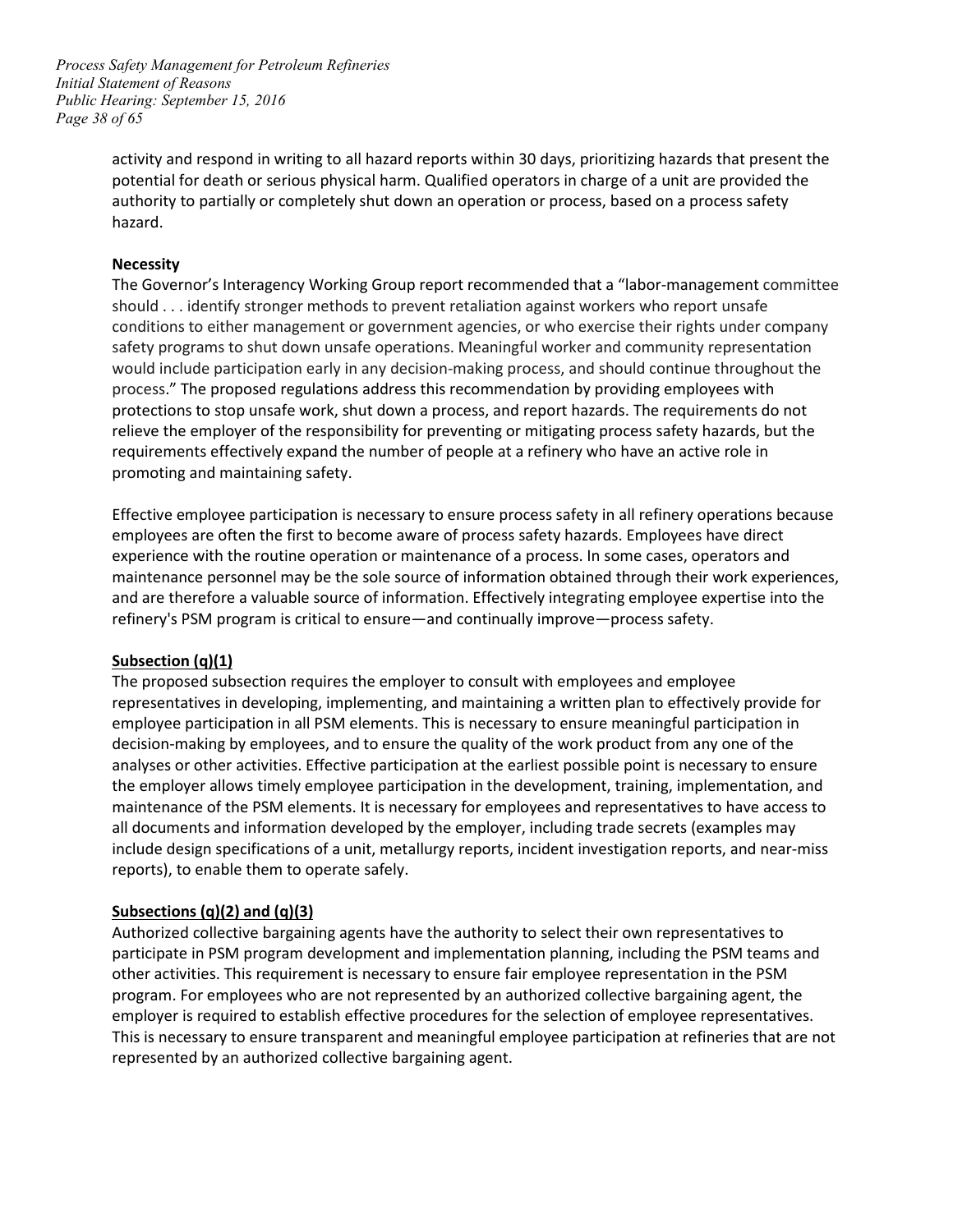activity and respond in writing to all hazard reports within 30 days, prioritizing hazards that present the potential for death or serious physical harm. Qualified operators in charge of a unit are provided the authority to partially or completely shut down an operation or process, based on a process safety hazard.

**Necessity**

The Governor's Interagency Working Group report recommended that a "labor-management committee should . . . identify stronger methods to prevent retaliation against workers who report unsafe conditions to either management or government agencies, or who exercise their rights under company safety programs to shut down unsafe operations. Meaningful worker and community representation would include participation early in any decision-making process, and should continue throughout the process." The proposed regulations address this recommendation by providing employees with protections to stop unsafe work, shut down a process, and report hazards. The requirements do not relieve the employer of the responsibility for preventing or mitigating process safety hazards, but the requirements effectively expand the number of people at a refinery who have an active role in promoting and maintaining safety.

Effective employee participation is necessary to ensure process safety in all refinery operations because employees are often the first to become aware of process safety hazards. Employees have direct experience with the routine operation or maintenance of a process. In some cases, operators and maintenance personnel may be the sole source of information obtained through their work experiences, and are therefore a valuable source of information. Effectively integrating employee expertise into the refinery's PSM program is critical to ensure—and continually improve—process safety.

**Subsection (q)(1)**

The proposed subsection requires the employer to consult with employees and employee representatives in developing, implementing, and maintaining a written plan to effectively provide for employee participation in all PSM elements. This is necessary to ensure meaningful participation in decision-making by employees, and to ensure the quality of the work product from any one of the analyses or other activities. Effective participation at the earliest possible point is necessary to ensure the employer allows timely employee participation in the development, training, implementation, and maintenance of the PSM elements. It is necessary for employees and representatives to have access to all documents and information developed by the employer, including trade secrets (examples may include design specifications of a unit, metallurgy reports, incident investigation reports, and near-miss reports), to enable them to operate safely.

**Subsections (q)(2) and (q)(3)**

Authorized collective bargaining agents have the authority to select their own representatives to participate in PSM program development and implementation planning, including the PSM teams and other activities. This requirement is necessary to ensure fair employee representation in the PSM program. For employees who are not represented by an authorized collective bargaining agent, the employer is required to establish effective procedures for the selection of employee representatives. This is necessary to ensure transparent and meaningful employee participation at refineries that are not represented by an authorized collective bargaining agent.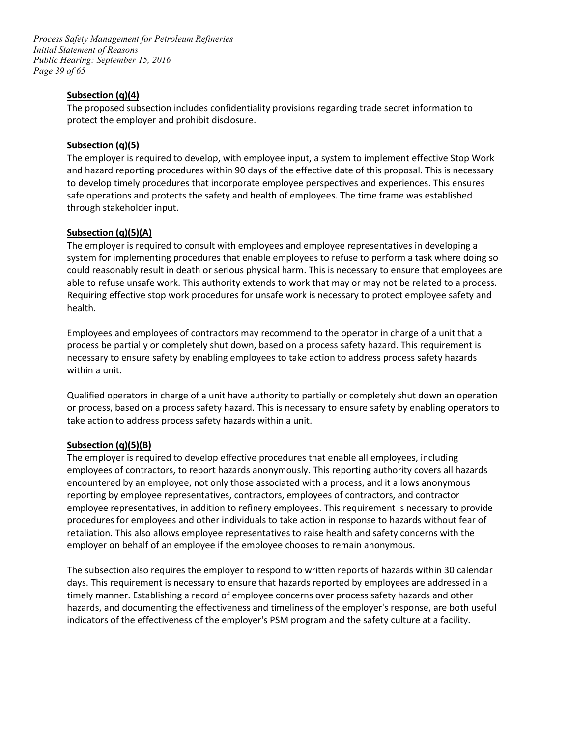**Subsection (q)(4)**

The proposed subsection includes confidentiality provisions regarding trade secret information to protect the employer and prohibit disclosure.

**Subsection (q)(5)**

The employer is required to develop, with employee input, a system to implement effective Stop Work and hazard reporting procedures within 90 days of the effective date of this proposal. This is necessary to develop timely procedures that incorporate employee perspectives and experiences. This ensures safe operations and protects the safety and health of employees. The time frame was established through stakeholder input.

**Subsection (q)(5)(A)**

The employer is required to consult with employees and employee representatives in developing a system for implementing procedures that enable employees to refuse to perform a task where doing so could reasonably result in death or serious physical harm. This is necessary to ensure that employees are able to refuse unsafe work. This authority extends to work that may or may not be related to a process. Requiring effective stop work procedures for unsafe work is necessary to protect employee safety and health.

Employees and employees of contractors may recommend to the operator in charge of a unit that a process be partially or completely shut down, based on a process safety hazard. This requirement is necessary to ensure safety by enabling employees to take action to address process safety hazards within a unit.

Qualified operators in charge of a unit have authority to partially or completely shut down an operation or process, based on a process safety hazard. This is necessary to ensure safety by enabling operators to take action to address process safety hazards within a unit.

**Subsection (q)(5)(B)**

The employer is required to develop effective procedures that enable all employees, including employees of contractors, to report hazards anonymously. This reporting authority covers all hazards encountered by an employee, not only those associated with a process, and it allows anonymous reporting by employee representatives, contractors, employees of contractors, and contractor employee representatives, in addition to refinery employees. This requirement is necessary to provide procedures for employees and other individuals to take action in response to hazards without fear of retaliation. This also allows employee representatives to raise health and safety concerns with the employer on behalf of an employee if the employee chooses to remain anonymous.

The subsection also requires the employer to respond to written reports of hazards within 30 calendar days. This requirement is necessary to ensure that hazards reported by employees are addressed in a timely manner. Establishing a record of employee concerns over process safety hazards and other hazards, and documenting the effectiveness and timeliness of the employer's response, are both useful indicators of the effectiveness of the employer's PSM program and the safety culture at a facility.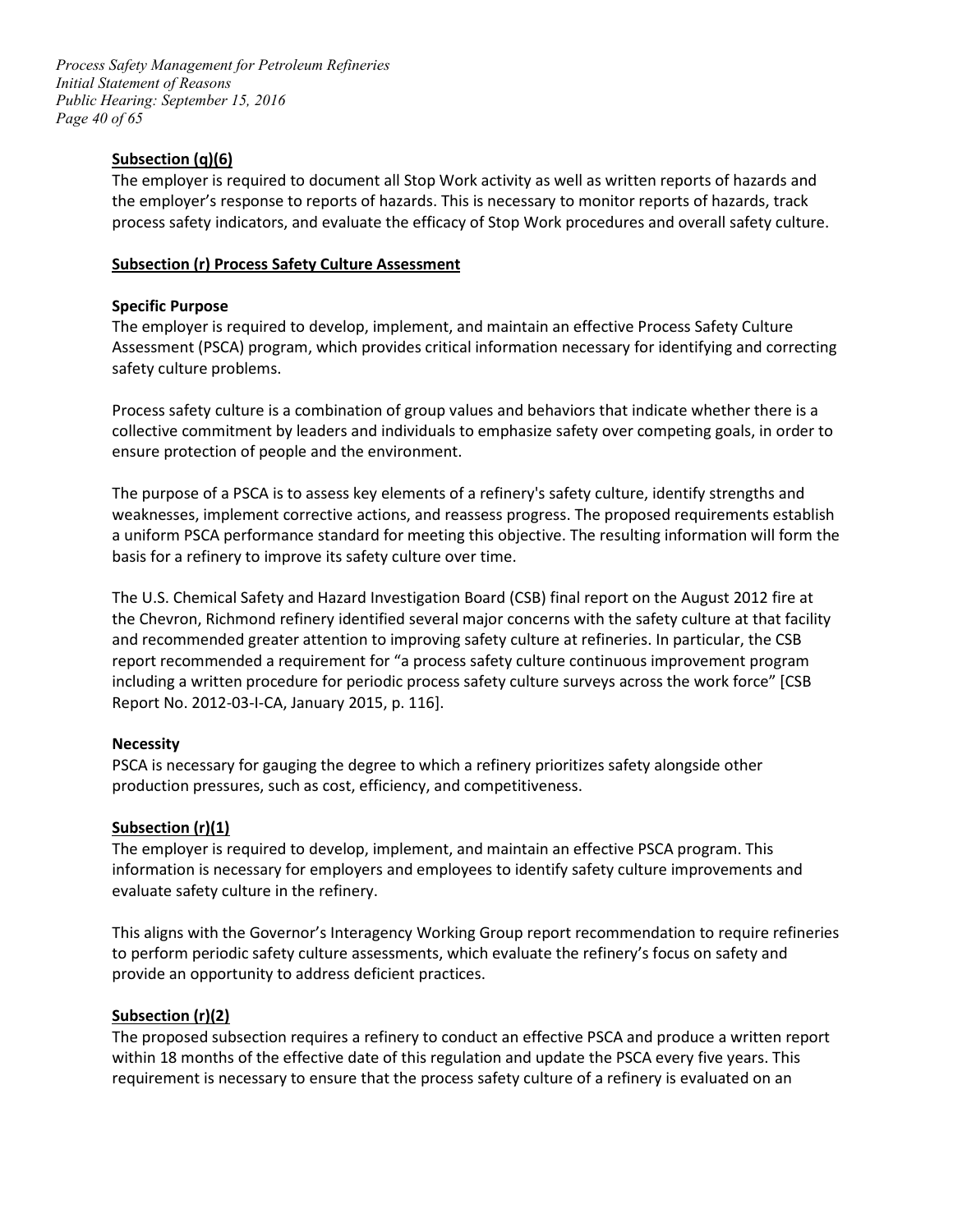**Subsection (q)(6)**

The employer is required to document all Stop Work activity as well as written reports of hazards and the employer's response to reports of hazards. This is necessary to monitor reports of hazards, track process safety indicators, and evaluate the efficacy of Stop Work procedures and overall safety culture.

**Subsection (r) Process Safety Culture Assessment**

**Specific Purpose**

The employer is required to develop, implement, and maintain an effective Process Safety Culture Assessment (PSCA) program, which provides critical information necessary for identifying and correcting safety culture problems.

Process safety culture is a combination of group values and behaviors that indicate whether there is a collective commitment by leaders and individuals to emphasize safety over competing goals, in order to ensure protection of people and the environment.

The purpose of a PSCA is to assess key elements of a refinery's safety culture, identify strengths and weaknesses, implement corrective actions, and reassess progress. The proposed requirements establish a uniform PSCA performance standard for meeting this objective. The resulting information will form the basis for a refinery to improve its safety culture over time.

The U.S. Chemical Safety and Hazard Investigation Board (CSB) final report on the August 2012 fire at the Chevron, Richmond refinery identified several major concerns with the safety culture at that facility and recommended greater attention to improving safety culture at refineries. In particular, the CSB report recommended a requirement for "a process safety culture continuous improvement program including a written procedure for periodic process safety culture surveys across the work force" [CSB Report No. 2012-03-I-CA, January 2015, p. 116].

**Necessity**

PSCA is necessary for gauging the degree to which a refinery prioritizes safety alongside other production pressures, such as cost, efficiency, and competitiveness.

**Subsection (r)(1)**

The employer is required to develop, implement, and maintain an effective PSCA program. This information is necessary for employers and employees to identify safety culture improvements and evaluate safety culture in the refinery.

This aligns with the Governor's Interagency Working Group report recommendation to require refineries to perform periodic safety culture assessments, which evaluate the refinery's focus on safety and provide an opportunity to address deficient practices.

**Subsection (r)(2)**

The proposed subsection requires a refinery to conduct an effective PSCA and produce a written report within 18 months of the effective date of this regulation and update the PSCA every five years. This requirement is necessary to ensure that the process safety culture of a refinery is evaluated on an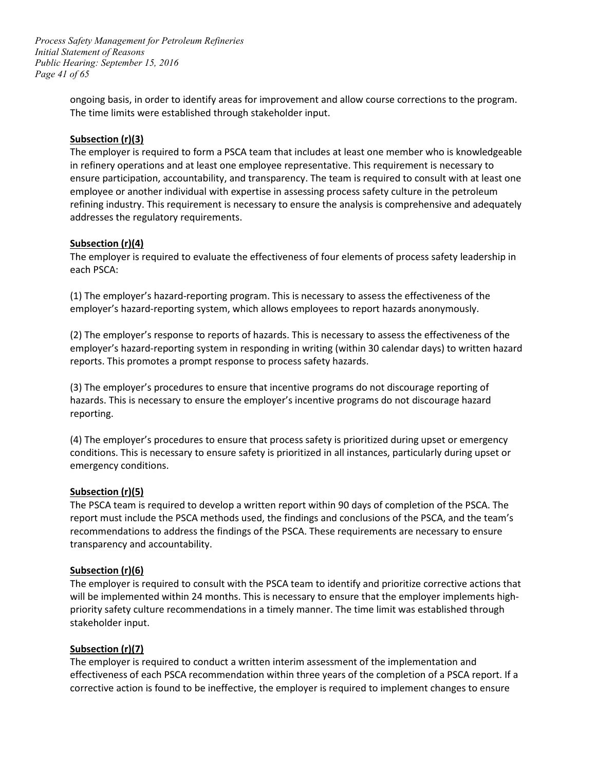ongoing basis, in order to identify areas for improvement and allow course corrections to the program. The time limits were established through stakeholder input.

**Subsection (r)(3)**

The employer is required to form a PSCA team that includes at least one member who is knowledgeable in refinery operations and at least one employee representative. This requirement is necessary to ensure participation, accountability, and transparency. The team is required to consult with at least one employee or another individual with expertise in assessing process safety culture in the petroleum refining industry. This requirement is necessary to ensure the analysis is comprehensive and adequately addresses the regulatory requirements.

**Subsection (r)(4)**

The employer is required to evaluate the effectiveness of four elements of process safety leadership in each PSCA:

(1) The employer's hazard-reporting program. This is necessary to assess the effectiveness of the employer's hazard-reporting system, which allows employees to report hazards anonymously.

(2) The employer's response to reports of hazards. This is necessary to assess the effectiveness of the employer's hazard-reporting system in responding in writing (within 30 calendar days) to written hazard reports. This promotes a prompt response to process safety hazards.

(3) The employer's procedures to ensure that incentive programs do not discourage reporting of hazards. This is necessary to ensure the employer's incentive programs do not discourage hazard reporting.

(4) The employer's procedures to ensure that process safety is prioritized during upset or emergency conditions. This is necessary to ensure safety is prioritized in all instances, particularly during upset or emergency conditions.

**Subsection (r)(5)**

The PSCA team is required to develop a written report within 90 days of completion of the PSCA. The report must include the PSCA methods used, the findings and conclusions of the PSCA, and the team's recommendations to address the findings of the PSCA. These requirements are necessary to ensure transparency and accountability.

**Subsection (r)(6)**

The employer is required to consult with the PSCA team to identify and prioritize corrective actions that will be implemented within 24 months. This is necessary to ensure that the employer implements high-priority safety culture recommendations in a timely manner. The time limit was established through stakeholder input.

**Subsection (r)(7)**

The employer is required to conduct a written interim assessment of the implementation and effectiveness of each PSCA recommendation within three years of the completion of a PSCA report. If a corrective action is found to be ineffective, the employer is required to implement changes to ensure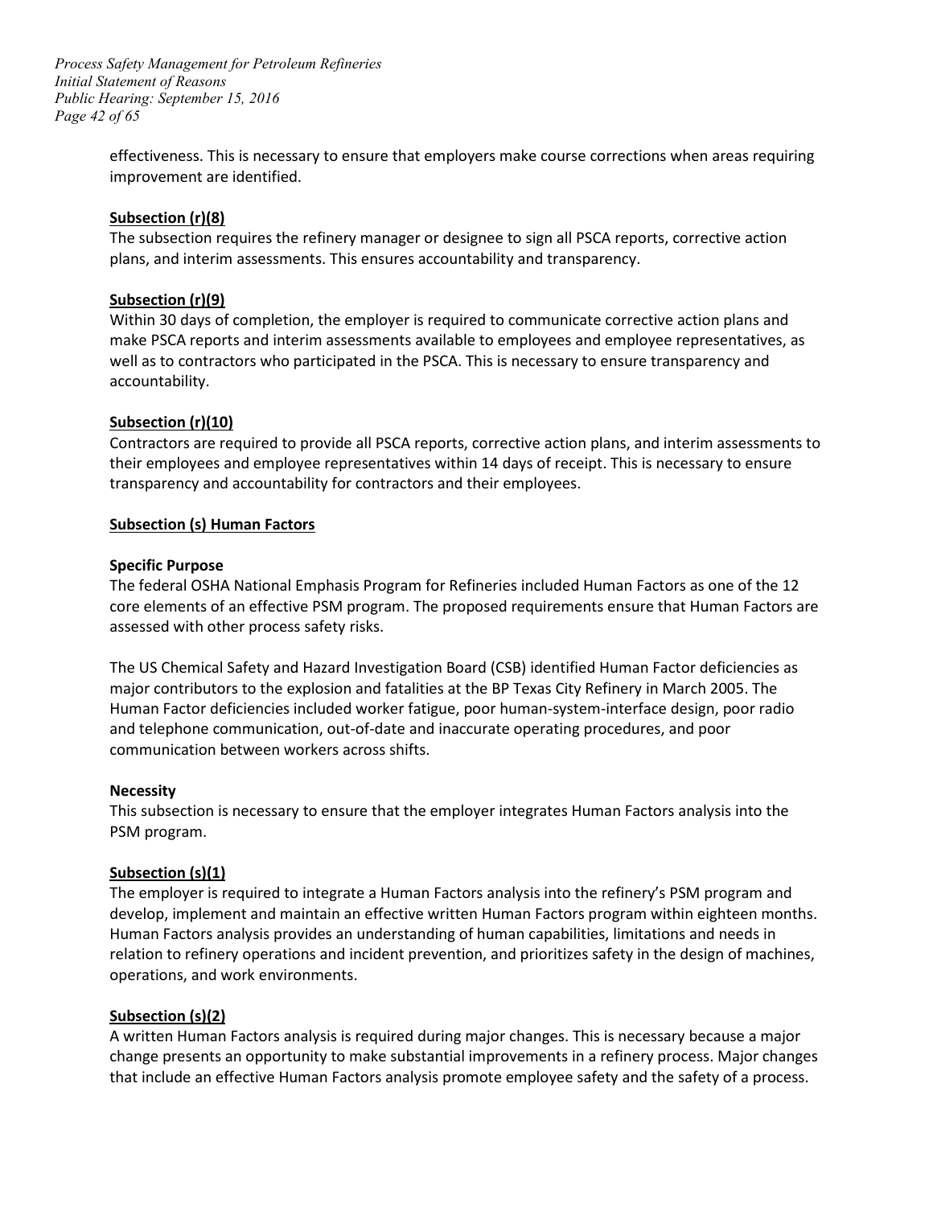effectiveness. This is necessary to ensure that employers make course corrections when areas requiring improvement are identified.

**Subsection (r)(8)**

The subsection requires the refinery manager or designee to sign all PSCA reports, corrective action plans, and interim assessments. This ensures accountability and transparency.

**Subsection (r)(9)**

Within 30 days of completion, the employer is required to communicate corrective action plans and make PSCA reports and interim assessments available to employees and employee representatives, as well as to contractors who participated in the PSCA. This is necessary to ensure transparency and accountability.

**Subsection (r)(10)**

Contractors are required to provide all PSCA reports, corrective action plans, and interim assessments to their employees and employee representatives within 14 days of receipt. This is necessary to ensure transparency and accountability for contractors and their employees.

**Subsection (s) Human Factors**

**Specific Purpose**

The federal OSHA National Emphasis Program for Refineries included Human Factors as one of the 12 core elements of an effective PSM program. The proposed requirements ensure that Human Factors are assessed with other process safety risks.

The US Chemical Safety and Hazard Investigation Board (CSB) identified Human Factor deficiencies as major contributors to the explosion and fatalities at the BP Texas City Refinery in March 2005. The Human Factor deficiencies included worker fatigue, poor human-system-interface design, poor radio and telephone communication, out-of-date and inaccurate operating procedures, and poor communication between workers across shifts.

**Necessity**

This subsection is necessary to ensure that the employer integrates Human Factors analysis into the PSM program.

**Subsection (s)(1)**

The employer is required to integrate a Human Factors analysis into the refinery's PSM program and develop, implement and maintain an effective written Human Factors program within eighteen months. Human Factors analysis provides an understanding of human capabilities, limitations and needs in relation to refinery operations and incident prevention, and prioritizes safety in the design of machines, operations, and work environments.

**Subsection (s)(2)**

A written Human Factors analysis is required during major changes. This is necessary because a major change presents an opportunity to make substantial improvements in a refinery process. Major changes that include an effective Human Factors analysis promote employee safety and the safety of a process.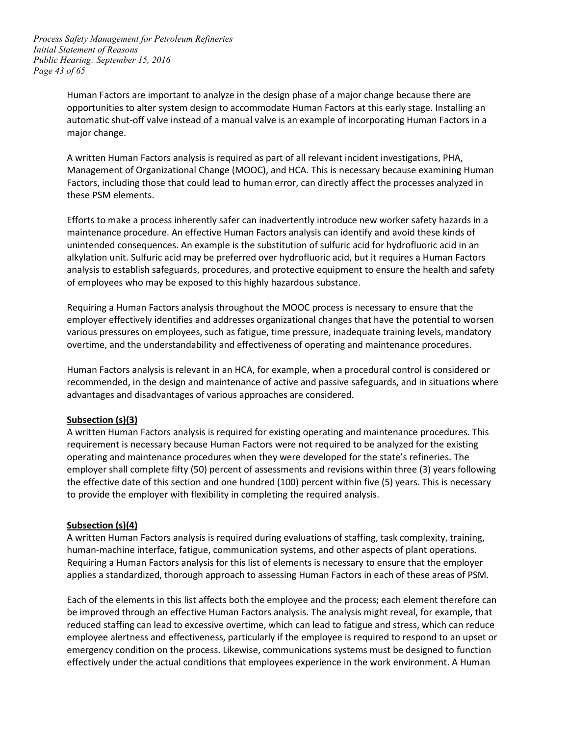Human Factors are important to analyze in the design phase of a major change because there are opportunities to alter system design to accommodate Human Factors at this early stage. Installing an automatic shut-off valve instead of a manual valve is an example of incorporating Human Factors in a major change.

A written Human Factors analysis is required as part of all relevant incident investigations, PHA, Management of Organizational Change (MOOC), and HCA. This is necessary because examining Human Factors, including those that could lead to human error, can directly affect the processes analyzed in these PSM elements.

Efforts to make a process inherently safer can inadvertently introduce new worker safety hazards in a maintenance procedure. An effective Human Factors analysis can identify and avoid these kinds of unintended consequences. An example is the substitution of sulfuric acid for hydrofluoric acid in an alkylation unit. Sulfuric acid may be preferred over hydrofluoric acid, but it requires a Human Factors analysis to establish safeguards, procedures, and protective equipment to ensure the health and safety of employees who may be exposed to this highly hazardous substance.

Requiring a Human Factors analysis throughout the MOOC process is necessary to ensure that the employer effectively identifies and addresses organizational changes that have the potential to worsen various pressures on employees, such as fatigue, time pressure, inadequate training levels, mandatory overtime, and the understandability and effectiveness of operating and maintenance procedures.

Human Factors analysis is relevant in an HCA, for example, when a procedural control is considered or recommended, in the design and maintenance of active and passive safeguards, and in situations where advantages and disadvantages of various approaches are considered.

**Subsection (s)(3)**

A written Human Factors analysis is required for existing operating and maintenance procedures. This requirement is necessary because Human Factors were not required to be analyzed for the existing operating and maintenance procedures when they were developed for the state's refineries. The employer shall complete fifty (50) percent of assessments and revisions within three (3) years following the effective date of this section and one hundred (100) percent within five (5) years. This is necessary to provide the employer with flexibility in completing the required analysis.

**Subsection (s)(4)**

A written Human Factors analysis is required during evaluations of staffing, task complexity, training, human-machine interface, fatigue, communication systems, and other aspects of plant operations. Requiring a Human Factors analysis for this list of elements is necessary to ensure that the employer applies a standardized, thorough approach to assessing Human Factors in each of these areas of PSM.

Each of the elements in this list affects both the employee and the process; each element therefore can be improved through an effective Human Factors analysis. The analysis might reveal, for example, that reduced staffing can lead to excessive overtime, which can lead to fatigue and stress, which can reduce employee alertness and effectiveness, particularly if the employee is required to respond to an upset or emergency condition on the process. Likewise, communications systems must be designed to function effectively under the actual conditions that employees experience in the work environment. A Human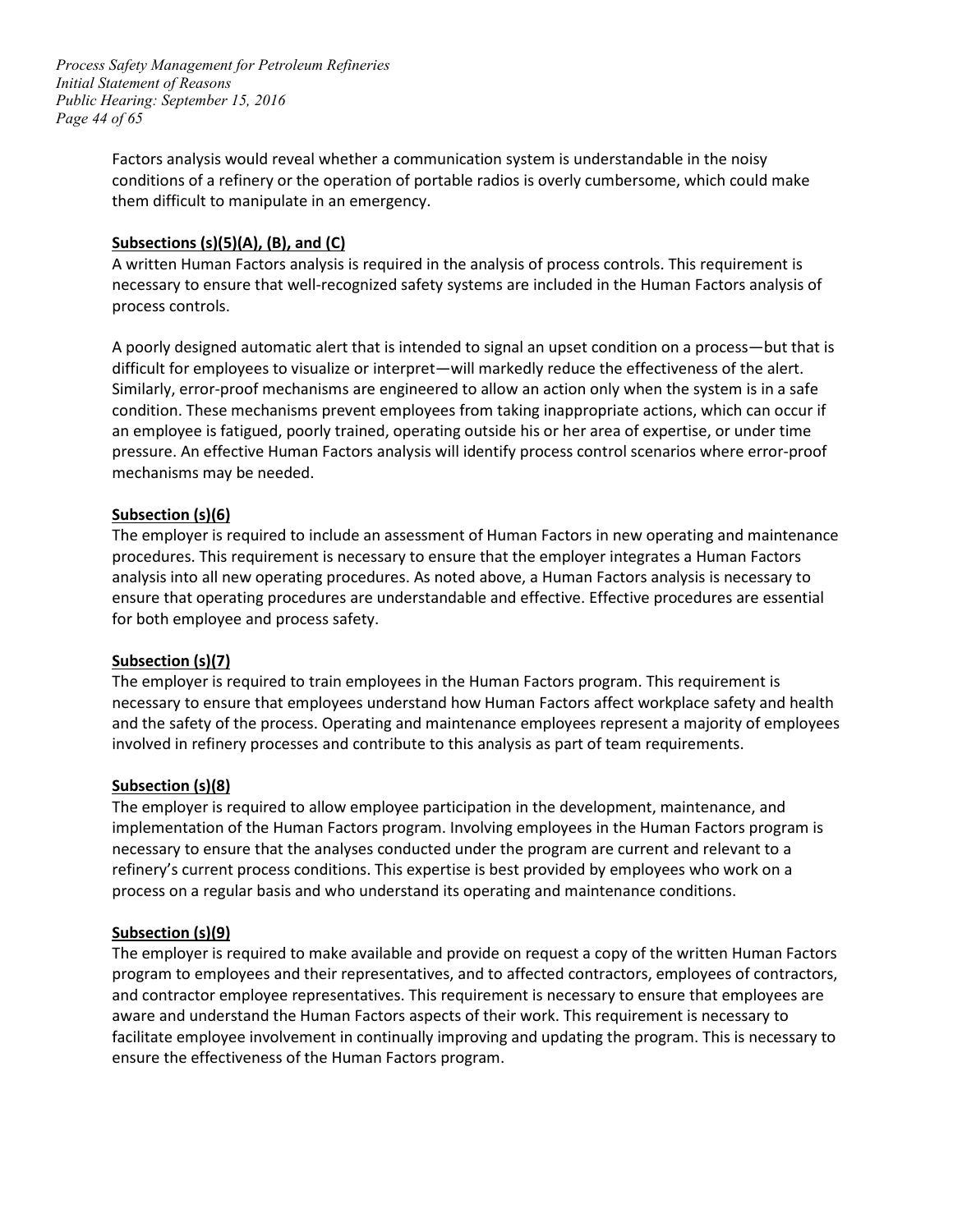Factors analysis would reveal whether a communication system is understandable in the noisy conditions of a refinery or the operation of portable radios is overly cumbersome, which could make them difficult to manipulate in an emergency.

**Subsections (s)(5)(A), (B), and (C)**

A written Human Factors analysis is required in the analysis of process controls. This requirement is necessary to ensure that well-recognized safety systems are included in the Human Factors analysis of process controls.

A poorly designed automatic alert that is intended to signal an upset condition on a process—but that is difficult for employees to visualize or interpret—will markedly reduce the effectiveness of the alert. Similarly, error-proof mechanisms are engineered to allow an action only when the system is in a safe condition. These mechanisms prevent employees from taking inappropriate actions, which can occur if an employee is fatigued, poorly trained, operating outside his or her area of expertise, or under time pressure. An effective Human Factors analysis will identify process control scenarios where error-proof mechanisms may be needed.

**Subsection (s)(6)**

The employer is required to include an assessment of Human Factors in new operating and maintenance procedures. This requirement is necessary to ensure that the employer integrates a Human Factors analysis into all new operating procedures. As noted above, a Human Factors analysis is necessary to ensure that operating procedures are understandable and effective. Effective procedures are essential for both employee and process safety.

**Subsection (s)(7)**

The employer is required to train employees in the Human Factors program. This requirement is necessary to ensure that employees understand how Human Factors affect workplace safety and health and the safety of the process. Operating and maintenance employees represent a majority of employees involved in refinery processes and contribute to this analysis as part of team requirements.

**Subsection (s)(8)**

The employer is required to allow employee participation in the development, maintenance, and implementation of the Human Factors program. Involving employees in the Human Factors program is necessary to ensure that the analyses conducted under the program are current and relevant to a refinery's current process conditions. This expertise is best provided by employees who work on a process on a regular basis and who understand its operating and maintenance conditions.

**Subsection (s)(9)**

The employer is required to make available and provide on request a copy of the written Human Factors program to employees and their representatives, and to affected contractors, employees of contractors, and contractor employee representatives. This requirement is necessary to ensure that employees are aware and understand the Human Factors aspects of their work. This requirement is necessary to facilitate employee involvement in continually improving and updating the program. This is necessary to ensure the effectiveness of the Human Factors program.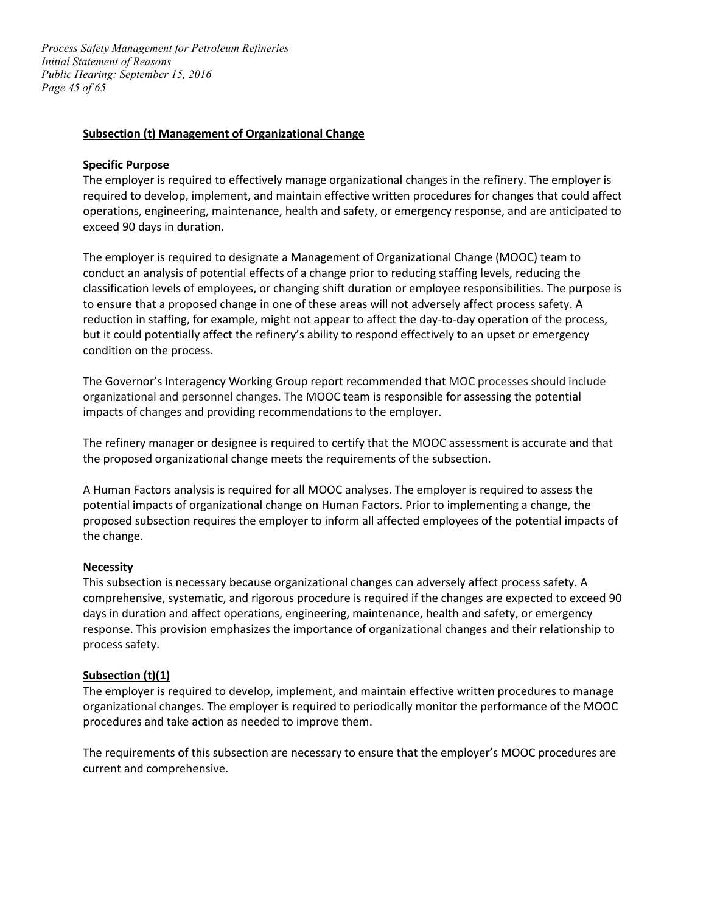**Subsection (t) Management of Organizational Change**

**Specific Purpose**

The employer is required to effectively manage organizational changes in the refinery. The employer is required to develop, implement, and maintain effective written procedures for changes that could affect operations, engineering, maintenance, health and safety, or emergency response, and are anticipated to exceed 90 days in duration.

The employer is required to designate a Management of Organizational Change (MOOC) team to conduct an analysis of potential effects of a change prior to reducing staffing levels, reducing the classification levels of employees, or changing shift duration or employee responsibilities. The purpose is to ensure that a proposed change in one of these areas will not adversely affect process safety. A reduction in staffing, for example, might not appear to affect the day-to-day operation of the process, but it could potentially affect the refinery's ability to respond effectively to an upset or emergency condition on the process.

The Governor's Interagency Working Group report recommended that MOC processes should include organizational and personnel changes. The MOOC team is responsible for assessing the potential impacts of changes and providing recommendations to the employer.

The refinery manager or designee is required to certify that the MOOC assessment is accurate and that the proposed organizational change meets the requirements of the subsection.

A Human Factors analysis is required for all MOOC analyses. The employer is required to assess the potential impacts of organizational change on Human Factors. Prior to implementing a change, the proposed subsection requires the employer to inform all affected employees of the potential impacts of the change.

**Necessity**

This subsection is necessary because organizational changes can adversely affect process safety. A comprehensive, systematic, and rigorous procedure is required if the changes are expected to exceed 90 days in duration and affect operations, engineering, maintenance, health and safety, or emergency response. This provision emphasizes the importance of organizational changes and their relationship to process safety.

**Subsection (t)(1)**

The employer is required to develop, implement, and maintain effective written procedures to manage organizational changes. The employer is required to periodically monitor the performance of the MOOC procedures and take action as needed to improve them.

The requirements of this subsection are necessary to ensure that the employer's MOOC procedures are current and comprehensive.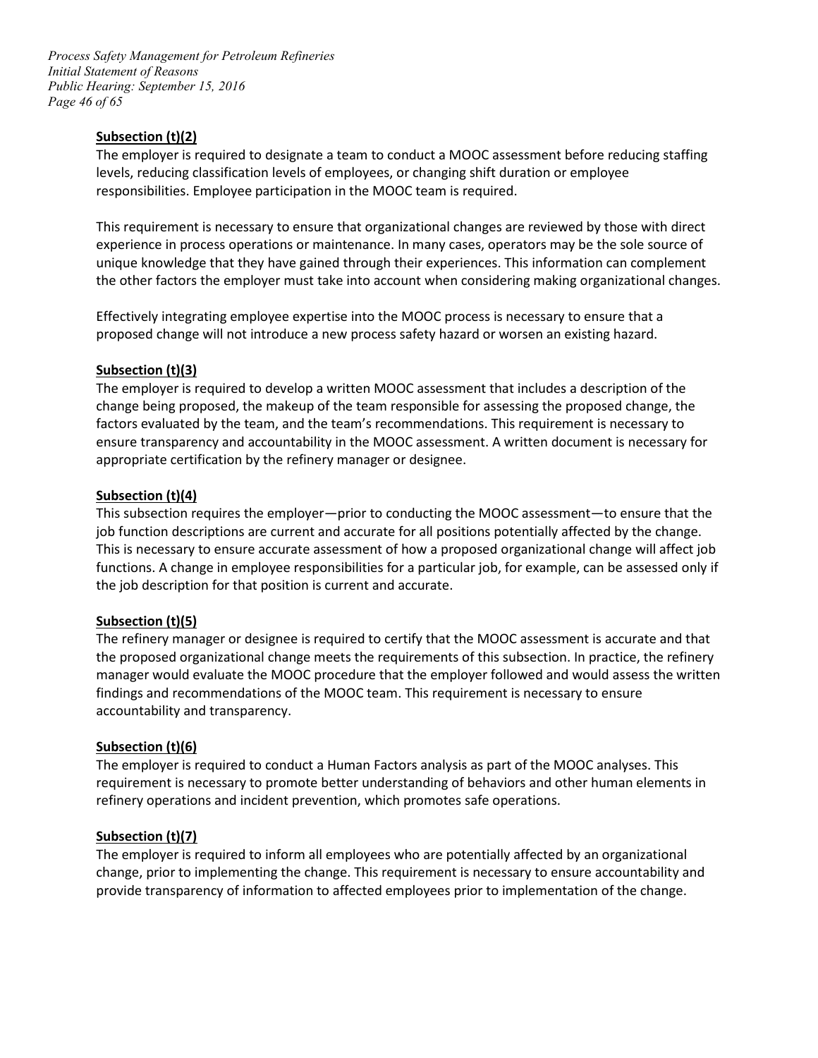**Subsection (t)(2)**

The employer is required to designate a team to conduct a MOOC assessment before reducing staffing levels, reducing classification levels of employees, or changing shift duration or employee responsibilities. Employee participation in the MOOC team is required.

This requirement is necessary to ensure that organizational changes are reviewed by those with direct experience in process operations or maintenance. In many cases, operators may be the sole source of unique knowledge that they have gained through their experiences. This information can complement the other factors the employer must take into account when considering making organizational changes.

Effectively integrating employee expertise into the MOOC process is necessary to ensure that a proposed change will not introduce a new process safety hazard or worsen an existing hazard.

**Subsection (t)(3)**

The employer is required to develop a written MOOC assessment that includes a description of the change being proposed, the makeup of the team responsible for assessing the proposed change, the factors evaluated by the team, and the team's recommendations. This requirement is necessary to ensure transparency and accountability in the MOOC assessment. A written document is necessary for appropriate certification by the refinery manager or designee.

**Subsection (t)(4)**

This subsection requires the employer—prior to conducting the MOOC assessment—to ensure that the job function descriptions are current and accurate for all positions potentially affected by the change. This is necessary to ensure accurate assessment of how a proposed organizational change will affect job functions. A change in employee responsibilities for a particular job, for example, can be assessed only if the job description for that position is current and accurate.

**Subsection (t)(5)**

The refinery manager or designee is required to certify that the MOOC assessment is accurate and that the proposed organizational change meets the requirements of this subsection. In practice, the refinery manager would evaluate the MOOC procedure that the employer followed and would assess the written findings and recommendations of the MOOC team. This requirement is necessary to ensure accountability and transparency.

**Subsection (t)(6)**

The employer is required to conduct a Human Factors analysis as part of the MOOC analyses. This requirement is necessary to promote better understanding of behaviors and other human elements in refinery operations and incident prevention, which promotes safe operations.

**Subsection (t)(7)**

The employer is required to inform all employees who are potentially affected by an organizational change, prior to implementing the change. This requirement is necessary to ensure accountability and provide transparency of information to affected employees prior to implementation of the change.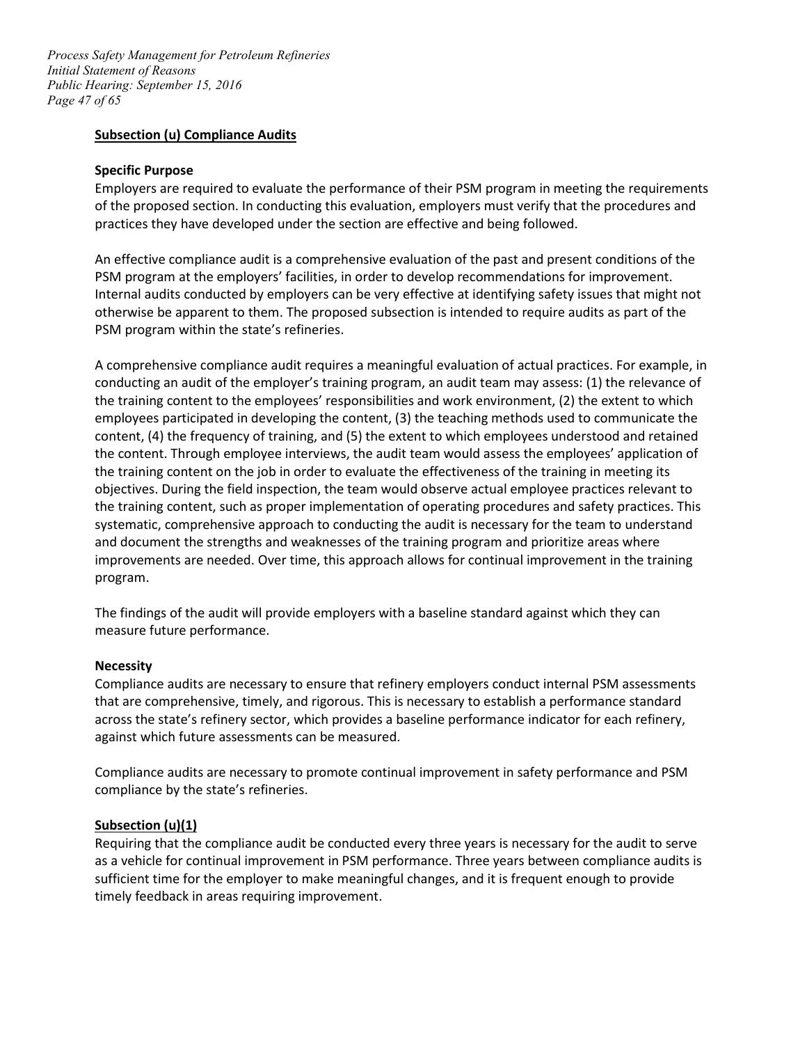## Subsection (u) Compliance Audits

### Specific Purpose

Employers are required to evaluate the performance of their PSM program in meeting the requirements of the proposed section. In conducting this evaluation, employers must verify that the procedures and practices they have developed under the section are effective and being followed.

An effective compliance audit is a comprehensive evaluation of the past and present conditions of the PSM program at the employers' facilities, in order to develop recommendations for improvement. Internal audits conducted by employers can be very effective at identifying safety issues that might not otherwise be apparent to them. The proposed subsection is intended to require audits as part of the PSM program within the state's refineries.

A comprehensive compliance audit requires a meaningful evaluation of actual practices. For example, in conducting an audit of the employer's training program, an audit team may assess: (1) the relevance of the training content to the employees' responsibilities and work environment, (2) the extent to which employees participated in developing the content, (3) the teaching methods used to communicate the content, (4) the frequency of training, and (5) the extent to which employees understood and retained the content. Through employee interviews, the audit team would assess the employees' application of the training content on the job in order to evaluate the effectiveness of the training in meeting its objectives. During the field inspection, the team would observe actual employee practices relevant to the training content, such as proper implementation of operating procedures and safety practices. This systematic, comprehensive approach to conducting the audit is necessary for the team to understand and document the strengths and weaknesses of the training program and prioritize areas where improvements are needed. Over time, this approach allows for continual improvement in the training program.

The findings of the audit will provide employers with a baseline standard against which they can measure future performance.

### Necessity

Compliance audits are necessary to ensure that refinery employers conduct internal PSM assessments that are comprehensive, timely, and rigorous. This is necessary to establish a performance standard across the state's refinery sector, which provides a baseline performance indicator for each refinery, against which future assessments can be measured.

Compliance audits are necessary to promote continual improvement in safety performance and PSM compliance by the state's refineries.

## Subsection (u)(1)

Requiring that the compliance audit be conducted every three years is necessary for the audit to serve as a vehicle for continual improvement in PSM performance. Three years between compliance audits is sufficient time for the employer to make meaningful changes, and it is frequent enough to provide timely feedback in areas requiring improvement.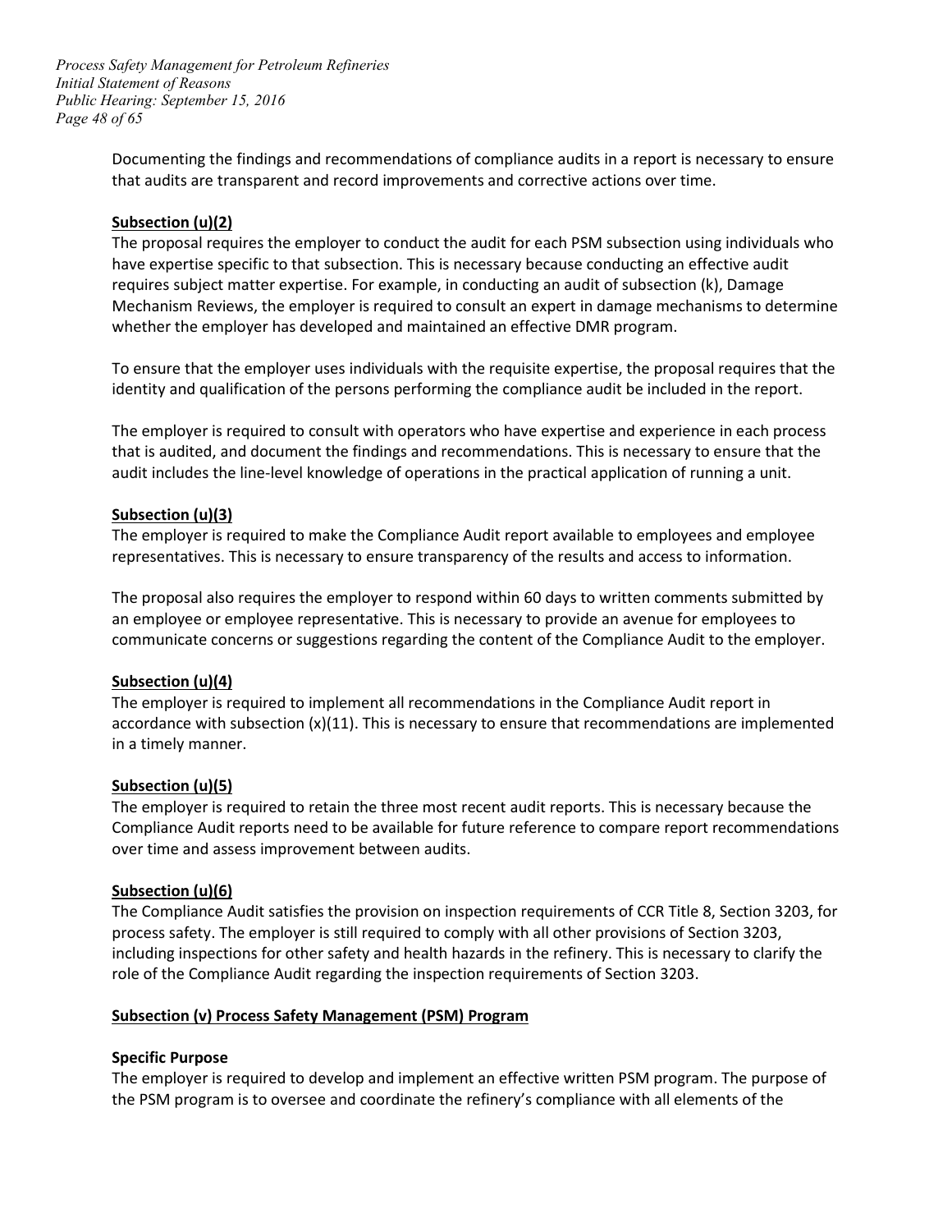Documenting the findings and recommendations of compliance audits in a report is necessary to ensure that audits are transparent and record improvements and corrective actions over time.

**Subsection (u)(2)**

The proposal requires the employer to conduct the audit for each PSM subsection using individuals who have expertise specific to that subsection. This is necessary because conducting an effective audit requires subject matter expertise. For example, in conducting an audit of subsection (k), Damage Mechanism Reviews, the employer is required to consult an expert in damage mechanisms to determine whether the employer has developed and maintained an effective DMR program.

To ensure that the employer uses individuals with the requisite expertise, the proposal requires that the identity and qualification of the persons performing the compliance audit be included in the report.

The employer is required to consult with operators who have expertise and experience in each process that is audited, and document the findings and recommendations. This is necessary to ensure that the audit includes the line-level knowledge of operations in the practical application of running a unit.

**Subsection (u)(3)**

The employer is required to make the Compliance Audit report available to employees and employee representatives. This is necessary to ensure transparency of the results and access to information.

The proposal also requires the employer to respond within 60 days to written comments submitted by an employee or employee representative. This is necessary to provide an avenue for employees to communicate concerns or suggestions regarding the content of the Compliance Audit to the employer.

**Subsection (u)(4)**

The employer is required to implement all recommendations in the Compliance Audit report in accordance with subsection (x)(11). This is necessary to ensure that recommendations are implemented in a timely manner.

**Subsection (u)(5)**

The employer is required to retain the three most recent audit reports. This is necessary because the Compliance Audit reports need to be available for future reference to compare report recommendations over time and assess improvement between audits.

**Subsection (u)(6)**

The Compliance Audit satisfies the provision on inspection requirements of CCR Title 8, Section 3203, for process safety. The employer is still required to comply with all other provisions of Section 3203, including inspections for other safety and health hazards in the refinery. This is necessary to clarify the role of the Compliance Audit regarding the inspection requirements of Section 3203.

**Subsection (v) Process Safety Management (PSM) Program**

**Specific Purpose**

The employer is required to develop and implement an effective written PSM program. The purpose of the PSM program is to oversee and coordinate the refinery's compliance with all elements of the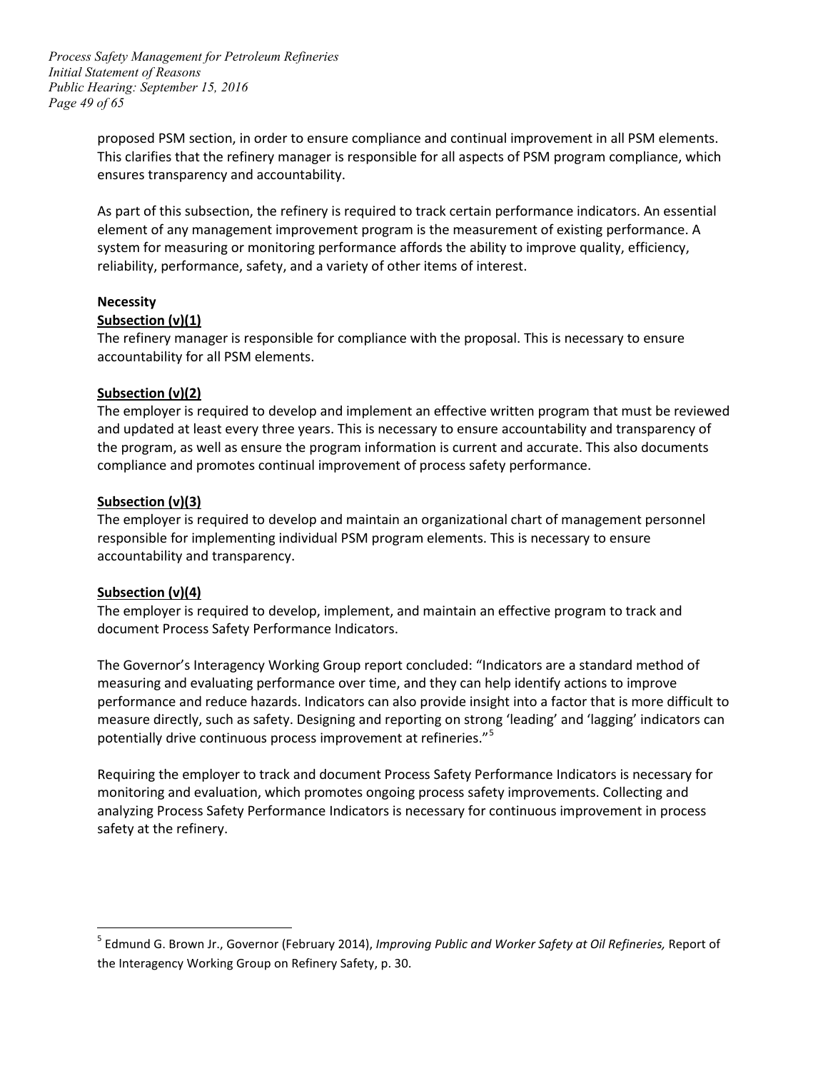proposed PSM section, in order to ensure compliance and continual improvement in all PSM elements. This clarifies that the refinery manager is responsible for all aspects of PSM program compliance, which ensures transparency and accountability.

As part of this subsection, the refinery is required to track certain performance indicators. An essential element of any management improvement program is the measurement of existing performance. A system for measuring or monitoring performance affords the ability to improve quality, efficiency, reliability, performance, safety, and a variety of other items of interest.

**Necessity**

**Subsection (v)(1)**

The refinery manager is responsible for compliance with the proposal. This is necessary to ensure accountability for all PSM elements.

**Subsection (v)(2)**

The employer is required to develop and implement an effective written program that must be reviewed and updated at least every three years. This is necessary to ensure accountability and transparency of the program, as well as ensure the program information is current and accurate. This also documents compliance and promotes continual improvement of process safety performance.

**Subsection (v)(3)**

The employer is required to develop and maintain an organizational chart of management personnel responsible for implementing individual PSM program elements. This is necessary to ensure accountability and transparency.

**Subsection (v)(4)**

The employer is required to develop, implement, and maintain an effective program to track and document Process Safety Performance Indicators.

The Governor's Interagency Working Group report concluded: "Indicators are a standard method of measuring and evaluating performance over time, and they can help identify actions to improve performance and reduce hazards. Indicators can also provide insight into a factor that is more difficult to measure directly, such as safety. Designing and reporting on strong 'leading' and 'lagging' indicators can potentially drive continuous process improvement at refineries."[5]

Requiring the employer to track and document Process Safety Performance Indicators is necessary for monitoring and evaluation, which promotes ongoing process safety improvements. Collecting and analyzing Process Safety Performance Indicators is necessary for continuous improvement in process safety at the refinery.

---

[5] Edmund G. Brown Jr., Governor (February 2014), *Improving Public and Worker Safety at Oil Refineries,* Report of the Interagency Working Group on Refinery Safety, p. 30.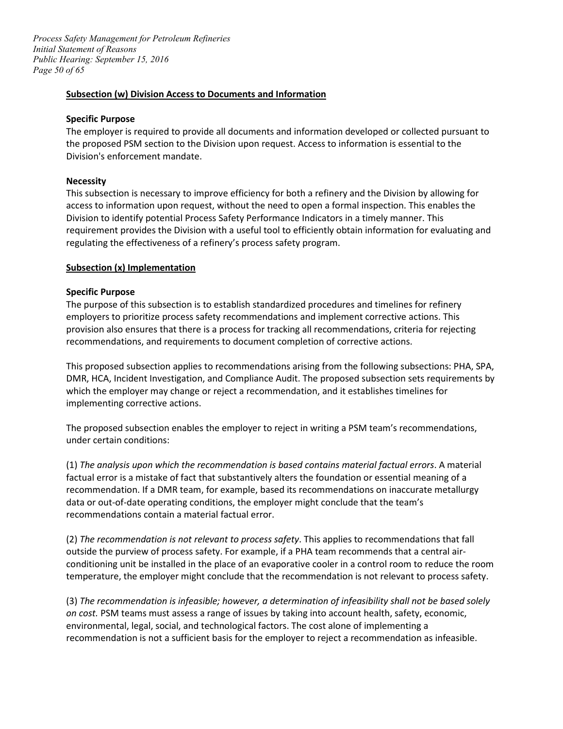**Subsection (w) Division Access to Documents and Information**

**Specific Purpose**

The employer is required to provide all documents and information developed or collected pursuant to the proposed PSM section to the Division upon request. Access to information is essential to the Division's enforcement mandate.

**Necessity**

This subsection is necessary to improve efficiency for both a refinery and the Division by allowing for access to information upon request, without the need to open a formal inspection. This enables the Division to identify potential Process Safety Performance Indicators in a timely manner. This requirement provides the Division with a useful tool to efficiently obtain information for evaluating and regulating the effectiveness of a refinery's process safety program.

**Subsection (x) Implementation**

**Specific Purpose**

The purpose of this subsection is to establish standardized procedures and timelines for refinery employers to prioritize process safety recommendations and implement corrective actions. This provision also ensures that there is a process for tracking all recommendations, criteria for rejecting recommendations, and requirements to document completion of corrective actions.

This proposed subsection applies to recommendations arising from the following subsections: PHA, SPA, DMR, HCA, Incident Investigation, and Compliance Audit. The proposed subsection sets requirements by which the employer may change or reject a recommendation, and it establishes timelines for implementing corrective actions.

The proposed subsection enables the employer to reject in writing a PSM team's recommendations, under certain conditions:

(1) *The analysis upon which the recommendation is based contains material factual errors*. A material factual error is a mistake of fact that substantively alters the foundation or essential meaning of a recommendation. If a DMR team, for example, based its recommendations on inaccurate metallurgy data or out-of-date operating conditions, the employer might conclude that the team's recommendations contain a material factual error.

(2) *The recommendation is not relevant to process safety*. This applies to recommendations that fall outside the purview of process safety. For example, if a PHA team recommends that a central air-conditioning unit be installed in the place of an evaporative cooler in a control room to reduce the room temperature, the employer might conclude that the recommendation is not relevant to process safety.

(3) *The recommendation is infeasible; however, a determination of infeasibility shall not be based solely on cost.* PSM teams must assess a range of issues by taking into account health, safety, economic, environmental, legal, social, and technological factors. The cost alone of implementing a recommendation is not a sufficient basis for the employer to reject a recommendation as infeasible.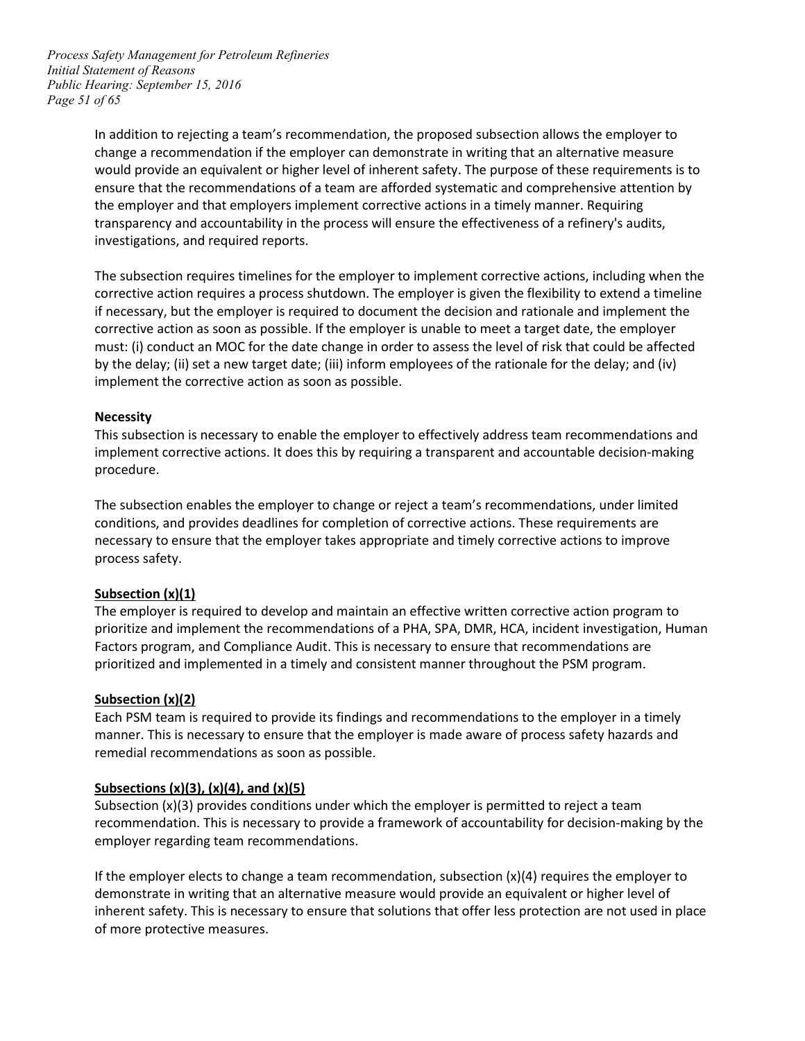In addition to rejecting a team's recommendation, the proposed subsection allows the employer to change a recommendation if the employer can demonstrate in writing that an alternative measure would provide an equivalent or higher level of inherent safety. The purpose of these requirements is to ensure that the recommendations of a team are afforded systematic and comprehensive attention by the employer and that employers implement corrective actions in a timely manner. Requiring transparency and accountability in the process will ensure the effectiveness of a refinery's audits, investigations, and required reports.

The subsection requires timelines for the employer to implement corrective actions, including when the corrective action requires a process shutdown. The employer is given the flexibility to extend a timeline if necessary, but the employer is required to document the decision and rationale and implement the corrective action as soon as possible. If the employer is unable to meet a target date, the employer must: (i) conduct an MOC for the date change in order to assess the level of risk that could be affected by the delay; (ii) set a new target date; (iii) inform employees of the rationale for the delay; and (iv) implement the corrective action as soon as possible.

**Necessity**

This subsection is necessary to enable the employer to effectively address team recommendations and implement corrective actions. It does this by requiring a transparent and accountable decision-making procedure.

The subsection enables the employer to change or reject a team's recommendations, under limited conditions, and provides deadlines for completion of corrective actions. These requirements are necessary to ensure that the employer takes appropriate and timely corrective actions to improve process safety.

**Subsection (x)(1)**

The employer is required to develop and maintain an effective written corrective action program to prioritize and implement the recommendations of a PHA, SPA, DMR, HCA, incident investigation, Human Factors program, and Compliance Audit. This is necessary to ensure that recommendations are prioritized and implemented in a timely and consistent manner throughout the PSM program.

**Subsection (x)(2)**

Each PSM team is required to provide its findings and recommendations to the employer in a timely manner. This is necessary to ensure that the employer is made aware of process safety hazards and remedial recommendations as soon as possible.

**Subsections (x)(3), (x)(4), and (x)(5)**

Subsection (x)(3) provides conditions under which the employer is permitted to reject a team recommendation. This is necessary to provide a framework of accountability for decision-making by the employer regarding team recommendations.

If the employer elects to change a team recommendation, subsection (x)(4) requires the employer to demonstrate in writing that an alternative measure would provide an equivalent or higher level of inherent safety. This is necessary to ensure that solutions that offer less protection are not used in place of more protective measures.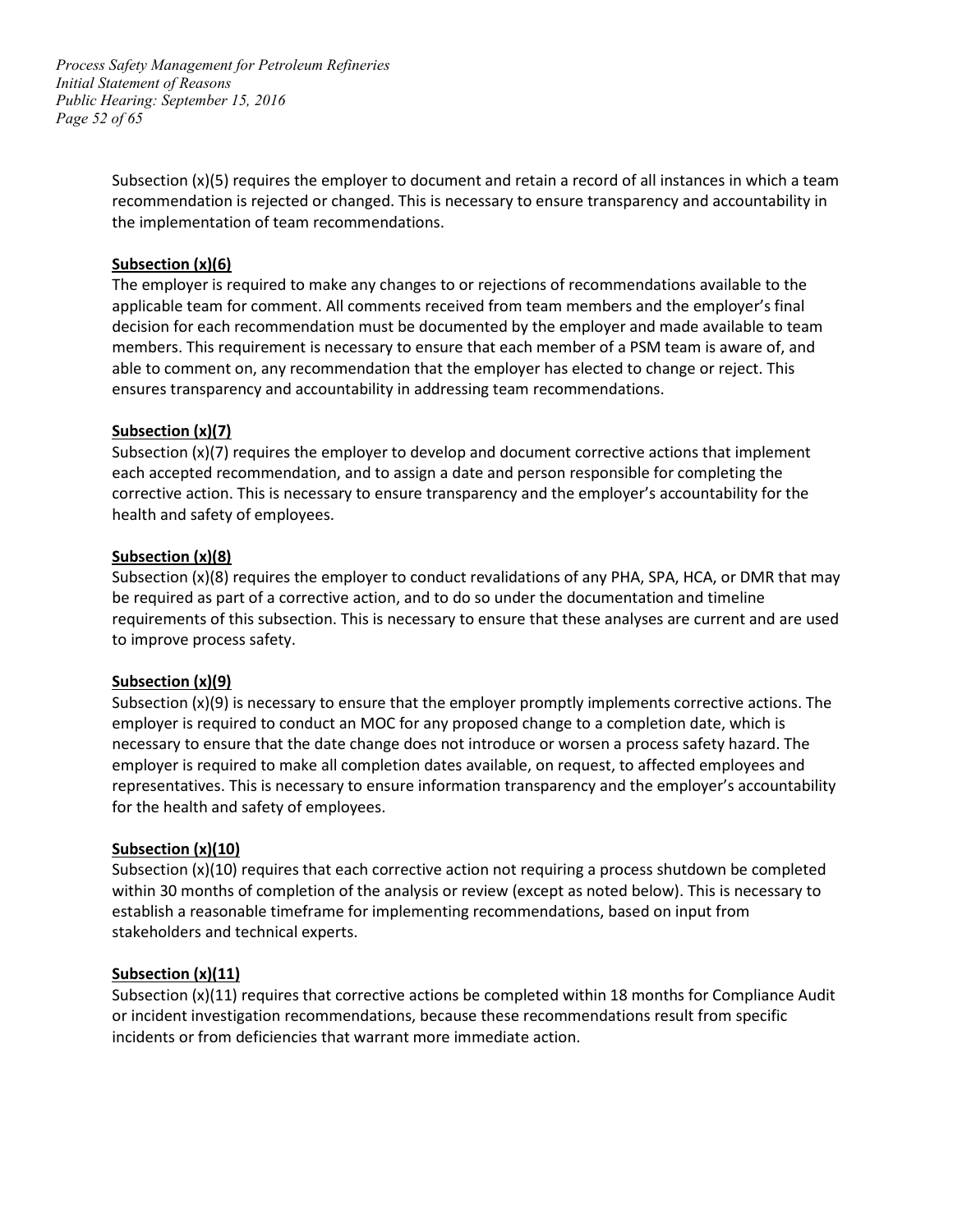Subsection (x)(5) requires the employer to document and retain a record of all instances in which a team recommendation is rejected or changed. This is necessary to ensure transparency and accountability in the implementation of team recommendations.

**Subsection (x)(6)**

The employer is required to make any changes to or rejections of recommendations available to the applicable team for comment. All comments received from team members and the employer's final decision for each recommendation must be documented by the employer and made available to team members. This requirement is necessary to ensure that each member of a PSM team is aware of, and able to comment on, any recommendation that the employer has elected to change or reject. This ensures transparency and accountability in addressing team recommendations.

**Subsection (x)(7)**

Subsection (x)(7) requires the employer to develop and document corrective actions that implement each accepted recommendation, and to assign a date and person responsible for completing the corrective action. This is necessary to ensure transparency and the employer's accountability for the health and safety of employees.

**Subsection (x)(8)**

Subsection (x)(8) requires the employer to conduct revalidations of any PHA, SPA, HCA, or DMR that may be required as part of a corrective action, and to do so under the documentation and timeline requirements of this subsection. This is necessary to ensure that these analyses are current and are used to improve process safety.

**Subsection (x)(9)**

Subsection (x)(9) is necessary to ensure that the employer promptly implements corrective actions. The employer is required to conduct an MOC for any proposed change to a completion date, which is necessary to ensure that the date change does not introduce or worsen a process safety hazard. The employer is required to make all completion dates available, on request, to affected employees and representatives. This is necessary to ensure information transparency and the employer's accountability for the health and safety of employees.

**Subsection (x)(10)**

Subsection (x)(10) requires that each corrective action not requiring a process shutdown be completed within 30 months of completion of the analysis or review (except as noted below). This is necessary to establish a reasonable timeframe for implementing recommendations, based on input from stakeholders and technical experts.

**Subsection (x)(11)**

Subsection (x)(11) requires that corrective actions be completed within 18 months for Compliance Audit or incident investigation recommendations, because these recommendations result from specific incidents or from deficiencies that warrant more immediate action.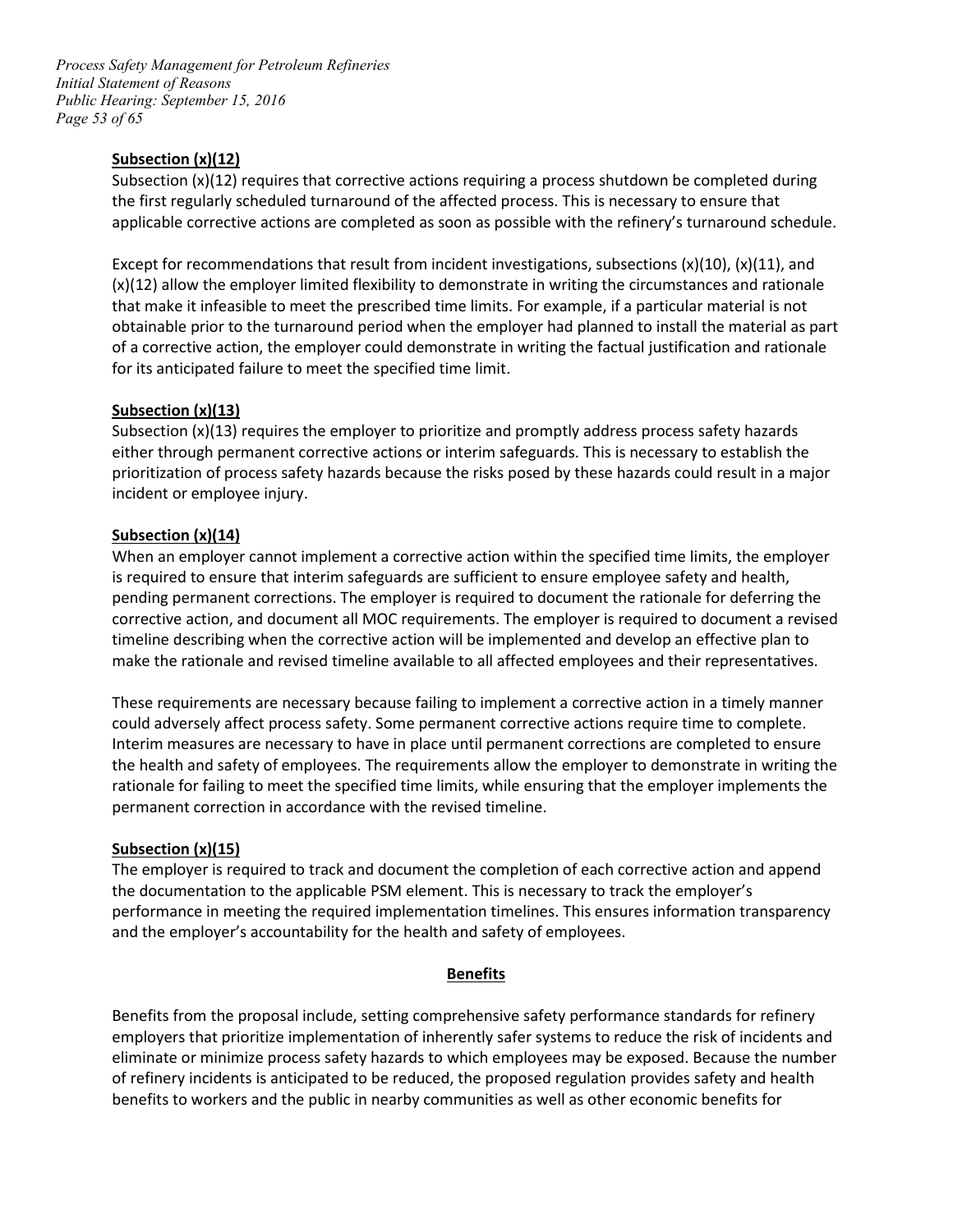**Subsection (x)(12)**

Subsection (x)(12) requires that corrective actions requiring a process shutdown be completed during the first regularly scheduled turnaround of the affected process. This is necessary to ensure that applicable corrective actions are completed as soon as possible with the refinery's turnaround schedule.

Except for recommendations that result from incident investigations, subsections (x)(10), (x)(11), and (x)(12) allow the employer limited flexibility to demonstrate in writing the circumstances and rationale that make it infeasible to meet the prescribed time limits. For example, if a particular material is not obtainable prior to the turnaround period when the employer had planned to install the material as part of a corrective action, the employer could demonstrate in writing the factual justification and rationale for its anticipated failure to meet the specified time limit.

**Subsection (x)(13)**

Subsection (x)(13) requires the employer to prioritize and promptly address process safety hazards either through permanent corrective actions or interim safeguards. This is necessary to establish the prioritization of process safety hazards because the risks posed by these hazards could result in a major incident or employee injury.

**Subsection (x)(14)**

When an employer cannot implement a corrective action within the specified time limits, the employer is required to ensure that interim safeguards are sufficient to ensure employee safety and health, pending permanent corrections. The employer is required to document the rationale for deferring the corrective action, and document all MOC requirements. The employer is required to document a revised timeline describing when the corrective action will be implemented and develop an effective plan to make the rationale and revised timeline available to all affected employees and their representatives.

These requirements are necessary because failing to implement a corrective action in a timely manner could adversely affect process safety. Some permanent corrective actions require time to complete. Interim measures are necessary to have in place until permanent corrections are completed to ensure the health and safety of employees. The requirements allow the employer to demonstrate in writing the rationale for failing to meet the specified time limits, while ensuring that the employer implements the permanent correction in accordance with the revised timeline.

**Subsection (x)(15)**

The employer is required to track and document the completion of each corrective action and append the documentation to the applicable PSM element. This is necessary to track the employer's performance in meeting the required implementation timelines. This ensures information transparency and the employer's accountability for the health and safety of employees.

## Benefits

Benefits from the proposal include, setting comprehensive safety performance standards for refinery employers that prioritize implementation of inherently safer systems to reduce the risk of incidents and eliminate or minimize process safety hazards to which employees may be exposed. Because the number of refinery incidents is anticipated to be reduced, the proposed regulation provides safety and health benefits to workers and the public in nearby communities as well as other economic benefits for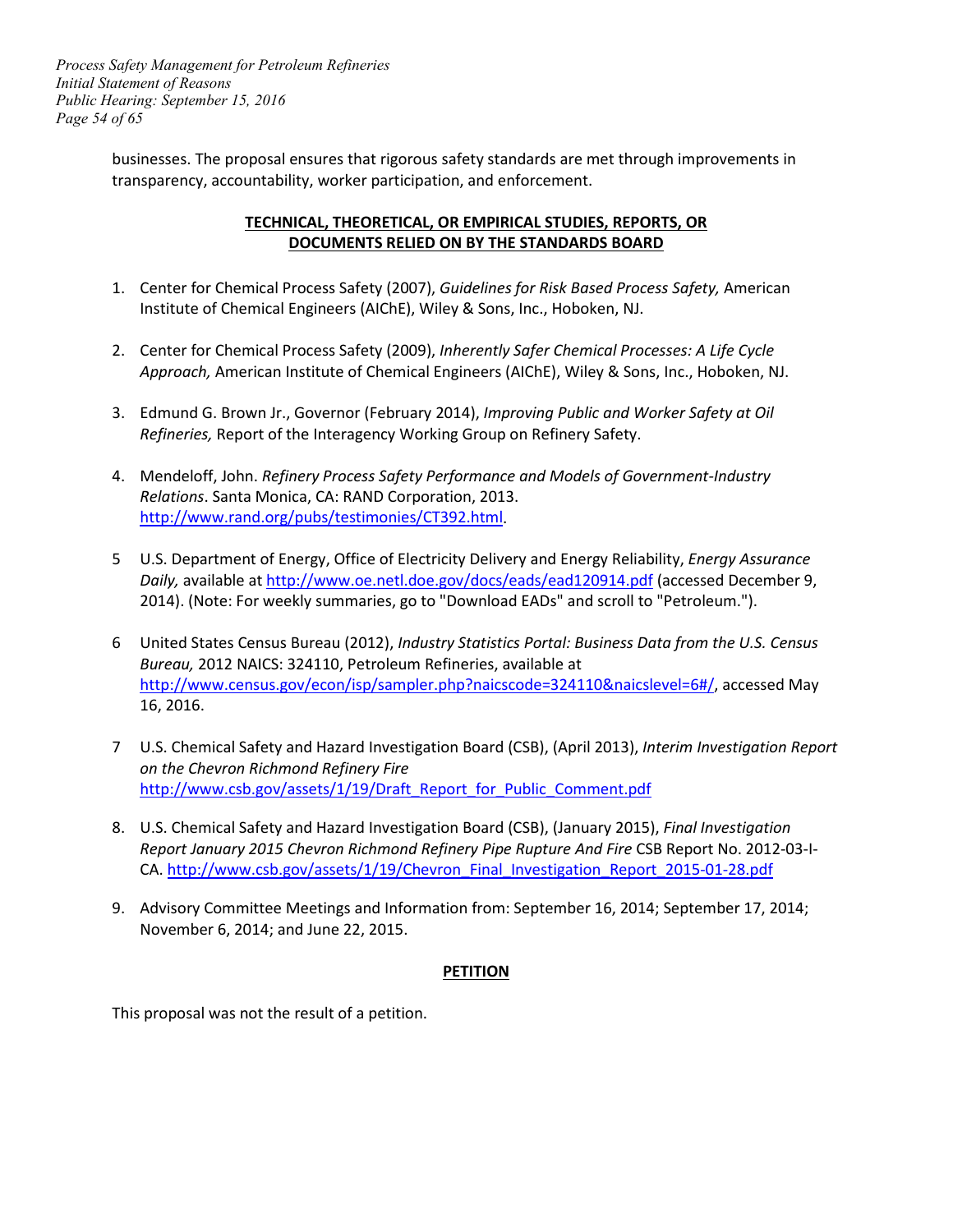businesses. The proposal ensures that rigorous safety standards are met through improvements in transparency, accountability, worker participation, and enforcement.

## TECHNICAL, THEORETICAL, OR EMPIRICAL STUDIES, REPORTS, OR DOCUMENTS RELIED ON BY THE STANDARDS BOARD

1. Center for Chemical Process Safety (2007), *Guidelines for Risk Based Process Safety,* American Institute of Chemical Engineers (AIChE), Wiley & Sons, Inc., Hoboken, NJ.

2. Center for Chemical Process Safety (2009), *Inherently Safer Chemical Processes: A Life Cycle Approach,* American Institute of Chemical Engineers (AIChE), Wiley & Sons, Inc., Hoboken, NJ.

3. Edmund G. Brown Jr., Governor (February 2014), *Improving Public and Worker Safety at Oil Refineries,* Report of the Interagency Working Group on Refinery Safety.

4. Mendeloff, John. *Refinery Process Safety Performance and Models of Government-Industry Relations*. Santa Monica, CA: RAND Corporation, 2013. http://www.rand.org/pubs/testimonies/CT392.html.

5. U.S. Department of Energy, Office of Electricity Delivery and Energy Reliability, *Energy Assurance Daily,* available at http://www.oe.netl.doe.gov/docs/eads/ead120914.pdf (accessed December 9, 2014). (Note: For weekly summaries, go to "Download EADs" and scroll to "Petroleum.").

6. United States Census Bureau (2012), *Industry Statistics Portal: Business Data from the U.S. Census Bureau,* 2012 NAICS: 324110, Petroleum Refineries, available at http://www.census.gov/econ/isp/sampler.php?naicscode=324110&naicslevel=6#/, accessed May 16, 2016.

7. U.S. Chemical Safety and Hazard Investigation Board (CSB), (April 2013), *Interim Investigation Report on the Chevron Richmond Refinery Fire* http://www.csb.gov/assets/1/19/Draft_Report_for_Public_Comment.pdf

8. U.S. Chemical Safety and Hazard Investigation Board (CSB), (January 2015), *Final Investigation Report January 2015 Chevron Richmond Refinery Pipe Rupture And Fire* CSB Report No. 2012-03-I-CA. http://www.csb.gov/assets/1/19/Chevron_Final_Investigation_Report_2015-01-28.pdf

9. Advisory Committee Meetings and Information from: September 16, 2014; September 17, 2014; November 6, 2014; and June 22, 2015.

## PETITION

This proposal was not the result of a petition.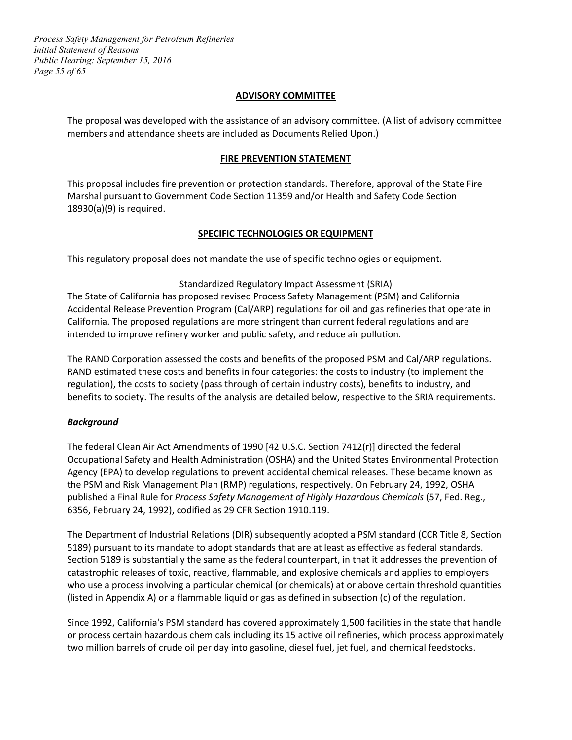## ADVISORY COMMITTEE

The proposal was developed with the assistance of an advisory committee. (A list of advisory committee members and attendance sheets are included as Documents Relied Upon.)

## FIRE PREVENTION STATEMENT

This proposal includes fire prevention or protection standards. Therefore, approval of the State Fire Marshal pursuant to Government Code Section 11359 and/or Health and Safety Code Section 18930(a)(9) is required.

## SPECIFIC TECHNOLOGIES OR EQUIPMENT

This regulatory proposal does not mandate the use of specific technologies or equipment.

### Standardized Regulatory Impact Assessment (SRIA)

The State of California has proposed revised Process Safety Management (PSM) and California Accidental Release Prevention Program (Cal/ARP) regulations for oil and gas refineries that operate in California. The proposed regulations are more stringent than current federal regulations and are intended to improve refinery worker and public safety, and reduce air pollution.

The RAND Corporation assessed the costs and benefits of the proposed PSM and Cal/ARP regulations. RAND estimated these costs and benefits in four categories: the costs to industry (to implement the regulation), the costs to society (pass through of certain industry costs), benefits to industry, and benefits to society. The results of the analysis are detailed below, respective to the SRIA requirements.

### *Background*

The federal Clean Air Act Amendments of 1990 [42 U.S.C. Section 7412(r)] directed the federal Occupational Safety and Health Administration (OSHA) and the United States Environmental Protection Agency (EPA) to develop regulations to prevent accidental chemical releases. These became known as the PSM and Risk Management Plan (RMP) regulations, respectively. On February 24, 1992, OSHA published a Final Rule for *Process Safety Management of Highly Hazardous Chemicals* (57, Fed. Reg., 6356, February 24, 1992), codified as 29 CFR Section 1910.119.

The Department of Industrial Relations (DIR) subsequently adopted a PSM standard (CCR Title 8, Section 5189) pursuant to its mandate to adopt standards that are at least as effective as federal standards. Section 5189 is substantially the same as the federal counterpart, in that it addresses the prevention of catastrophic releases of toxic, reactive, flammable, and explosive chemicals and applies to employers who use a process involving a particular chemical (or chemicals) at or above certain threshold quantities (listed in Appendix A) or a flammable liquid or gas as defined in subsection (c) of the regulation.

Since 1992, California's PSM standard has covered approximately 1,500 facilities in the state that handle or process certain hazardous chemicals including its 15 active oil refineries, which process approximately two million barrels of crude oil per day into gasoline, diesel fuel, jet fuel, and chemical feedstocks.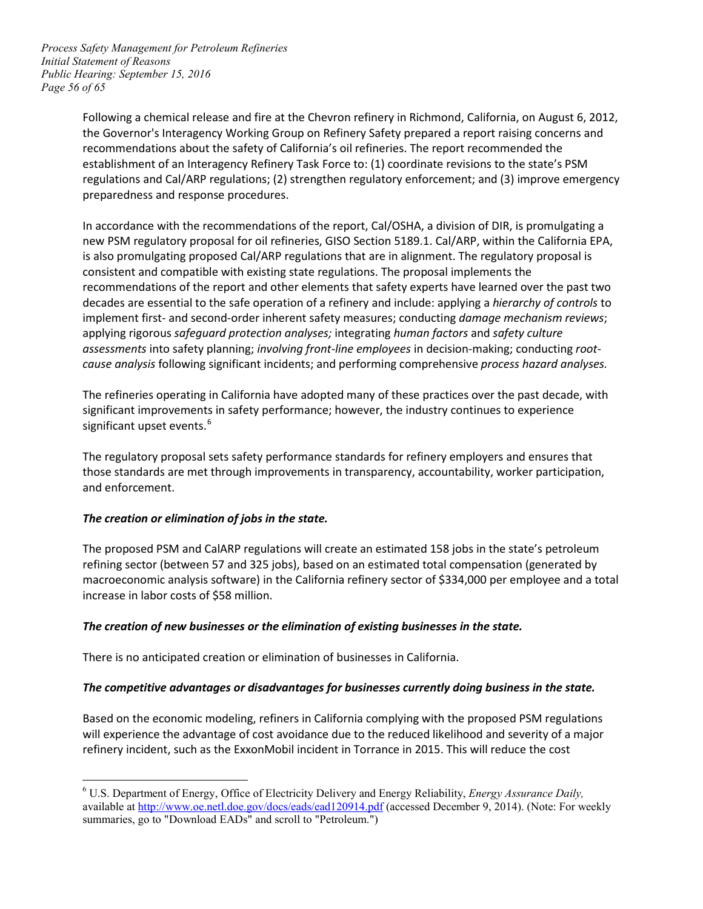Following a chemical release and fire at the Chevron refinery in Richmond, California, on August 6, 2012, the Governor's Interagency Working Group on Refinery Safety prepared a report raising concerns and recommendations about the safety of California's oil refineries. The report recommended the establishment of an Interagency Refinery Task Force to: (1) coordinate revisions to the state's PSM regulations and Cal/ARP regulations; (2) strengthen regulatory enforcement; and (3) improve emergency preparedness and response procedures.

In accordance with the recommendations of the report, Cal/OSHA, a division of DIR, is promulgating a new PSM regulatory proposal for oil refineries, GISO Section 5189.1. Cal/ARP, within the California EPA, is also promulgating proposed Cal/ARP regulations that are in alignment. The regulatory proposal is consistent and compatible with existing state regulations. The proposal implements the recommendations of the report and other elements that safety experts have learned over the past two decades are essential to the safe operation of a refinery and include: applying a *hierarchy of controls* to implement first- and second-order inherent safety measures; conducting *damage mechanism reviews*; applying rigorous *safeguard protection analyses;* integrating *human factors* and *safety culture assessments* into safety planning; *involving front-line employees* in decision-making; conducting *root-cause analysis* following significant incidents; and performing comprehensive *process hazard analyses.*

The refineries operating in California have adopted many of these practices over the past decade, with significant improvements in safety performance; however, the industry continues to experience significant upset events.[6]

The regulatory proposal sets safety performance standards for refinery employers and ensures that those standards are met through improvements in transparency, accountability, worker participation, and enforcement.

***The creation or elimination of jobs in the state.***

The proposed PSM and CalARP regulations will create an estimated 158 jobs in the state's petroleum refining sector (between 57 and 325 jobs), based on an estimated total compensation (generated by macroeconomic analysis software) in the California refinery sector of $334,000 per employee and a total increase in labor costs of $58 million.

***The creation of new businesses or the elimination of existing businesses in the state.***

There is no anticipated creation or elimination of businesses in California.

***The competitive advantages or disadvantages for businesses currently doing business in the state.***

Based on the economic modeling, refiners in California complying with the proposed PSM regulations will experience the advantage of cost avoidance due to the reduced likelihood and severity of a major refinery incident, such as the ExxonMobil incident in Torrance in 2015. This will reduce the cost

---

[6] U.S. Department of Energy, Office of Electricity Delivery and Energy Reliability, *Energy Assurance Daily,* available at http://www.oe.netl.doe.gov/docs/eads/ead120914.pdf (accessed December 9, 2014). (Note: For weekly summaries, go to "Download EADs" and scroll to "Petroleum.")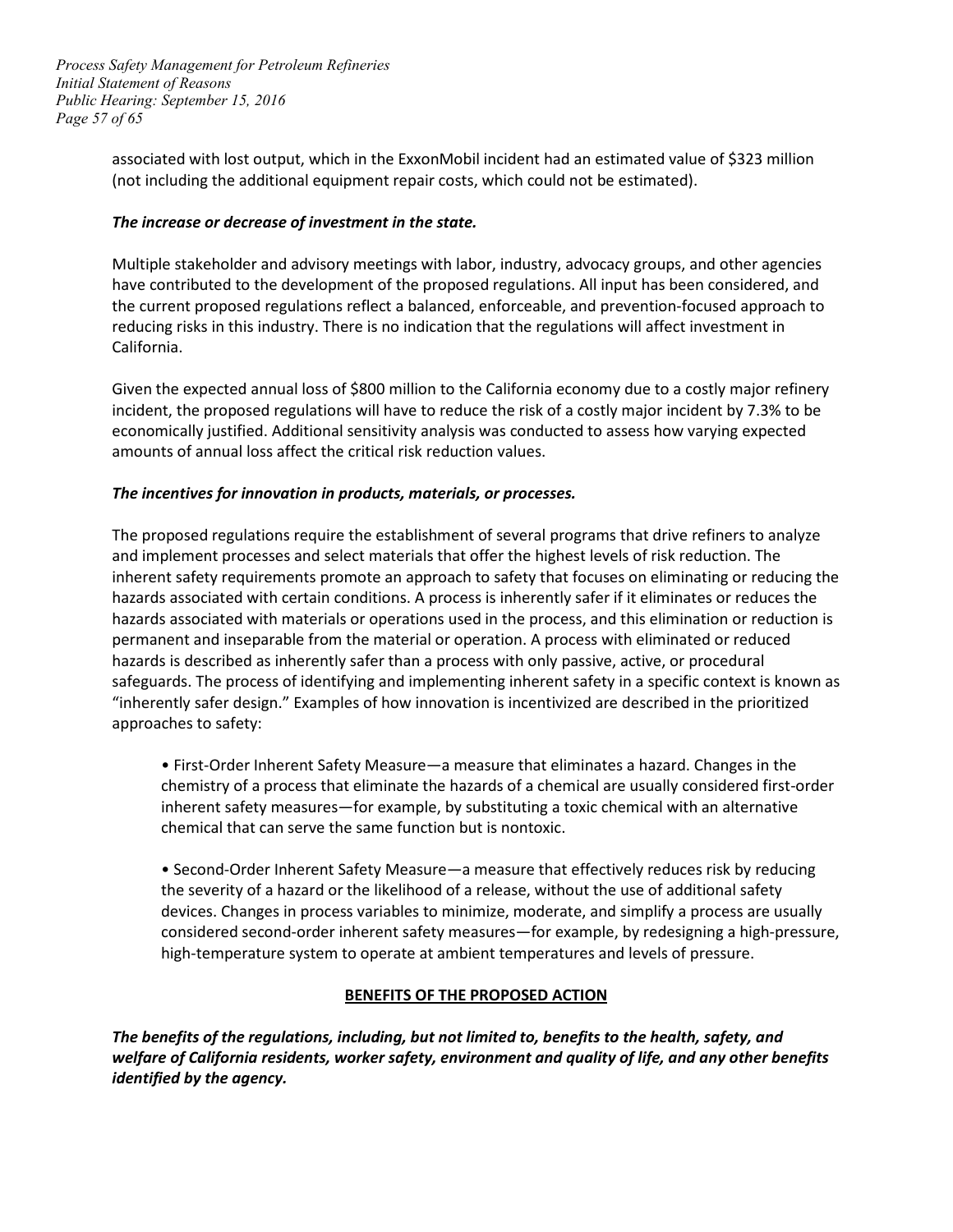associated with lost output, which in the ExxonMobil incident had an estimated value of $323 million (not including the additional equipment repair costs, which could not be estimated).

***The increase or decrease of investment in the state.***

Multiple stakeholder and advisory meetings with labor, industry, advocacy groups, and other agencies have contributed to the development of the proposed regulations. All input has been considered, and the current proposed regulations reflect a balanced, enforceable, and prevention-focused approach to reducing risks in this industry. There is no indication that the regulations will affect investment in California.

Given the expected annual loss of $800 million to the California economy due to a costly major refinery incident, the proposed regulations will have to reduce the risk of a costly major incident by 7.3% to be economically justified. Additional sensitivity analysis was conducted to assess how varying expected amounts of annual loss affect the critical risk reduction values.

***The incentives for innovation in products, materials, or processes.***

The proposed regulations require the establishment of several programs that drive refiners to analyze and implement processes and select materials that offer the highest levels of risk reduction. The inherent safety requirements promote an approach to safety that focuses on eliminating or reducing the hazards associated with certain conditions. A process is inherently safer if it eliminates or reduces the hazards associated with materials or operations used in the process, and this elimination or reduction is permanent and inseparable from the material or operation. A process with eliminated or reduced hazards is described as inherently safer than a process with only passive, active, or procedural safeguards. The process of identifying and implementing inherent safety in a specific context is known as "inherently safer design." Examples of how innovation is incentivized are described in the prioritized approaches to safety:

- First-Order Inherent Safety Measure—a measure that eliminates a hazard. Changes in the chemistry of a process that eliminate the hazards of a chemical are usually considered first-order inherent safety measures—for example, by substituting a toxic chemical with an alternative chemical that can serve the same function but is nontoxic.

- Second-Order Inherent Safety Measure—a measure that effectively reduces risk by reducing the severity of a hazard or the likelihood of a release, without the use of additional safety devices. Changes in process variables to minimize, moderate, and simplify a process are usually considered second-order inherent safety measures—for example, by redesigning a high-pressure, high-temperature system to operate at ambient temperatures and levels of pressure.

## BENEFITS OF THE PROPOSED ACTION

***The benefits of the regulations, including, but not limited to, benefits to the health, safety, and welfare of California residents, worker safety, environment and quality of life, and any other benefits identified by the agency.***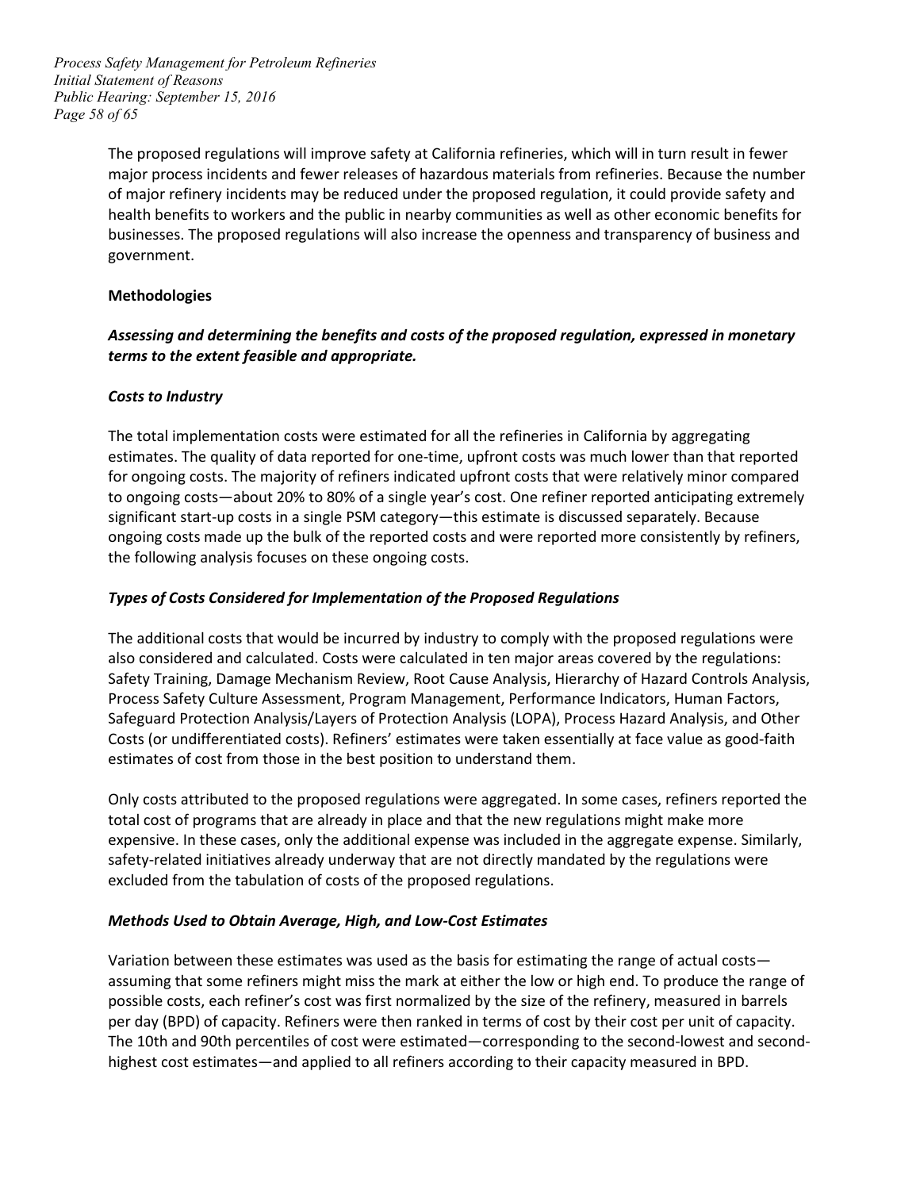The proposed regulations will improve safety at California refineries, which will in turn result in fewer major process incidents and fewer releases of hazardous materials from refineries. Because the number of major refinery incidents may be reduced under the proposed regulation, it could provide safety and health benefits to workers and the public in nearby communities as well as other economic benefits for businesses. The proposed regulations will also increase the openness and transparency of business and government.

**Methodologies**

***Assessing and determining the benefits and costs of the proposed regulation, expressed in monetary terms to the extent feasible and appropriate.***

***Costs to Industry***

The total implementation costs were estimated for all the refineries in California by aggregating estimates. The quality of data reported for one-time, upfront costs was much lower than that reported for ongoing costs. The majority of refiners indicated upfront costs that were relatively minor compared to ongoing costs—about 20% to 80% of a single year's cost. One refiner reported anticipating extremely significant start-up costs in a single PSM category—this estimate is discussed separately. Because ongoing costs made up the bulk of the reported costs and were reported more consistently by refiners, the following analysis focuses on these ongoing costs.

***Types of Costs Considered for Implementation of the Proposed Regulations***

The additional costs that would be incurred by industry to comply with the proposed regulations were also considered and calculated. Costs were calculated in ten major areas covered by the regulations: Safety Training, Damage Mechanism Review, Root Cause Analysis, Hierarchy of Hazard Controls Analysis, Process Safety Culture Assessment, Program Management, Performance Indicators, Human Factors, Safeguard Protection Analysis/Layers of Protection Analysis (LOPA), Process Hazard Analysis, and Other Costs (or undifferentiated costs). Refiners' estimates were taken essentially at face value as good-faith estimates of cost from those in the best position to understand them.

Only costs attributed to the proposed regulations were aggregated. In some cases, refiners reported the total cost of programs that are already in place and that the new regulations might make more expensive. In these cases, only the additional expense was included in the aggregate expense. Similarly, safety-related initiatives already underway that are not directly mandated by the regulations were excluded from the tabulation of costs of the proposed regulations.

***Methods Used to Obtain Average, High, and Low-Cost Estimates***

Variation between these estimates was used as the basis for estimating the range of actual costs—assuming that some refiners might miss the mark at either the low or high end. To produce the range of possible costs, each refiner's cost was first normalized by the size of the refinery, measured in barrels per day (BPD) of capacity. Refiners were then ranked in terms of cost by their cost per unit of capacity. The 10th and 90th percentiles of cost were estimated—corresponding to the second-lowest and second-highest cost estimates—and applied to all refiners according to their capacity measured in BPD.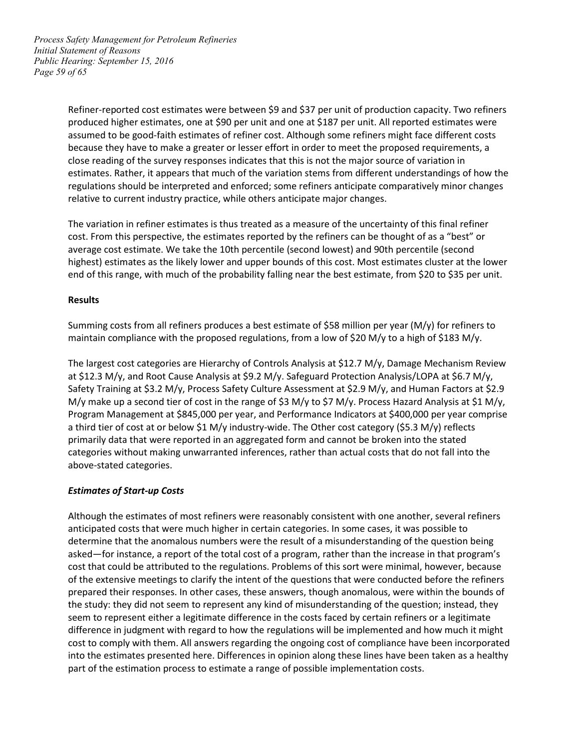Refiner-reported cost estimates were between $9 and $37 per unit of production capacity. Two refiners produced higher estimates, one at $90 per unit and one at $187 per unit. All reported estimates were assumed to be good-faith estimates of refiner cost. Although some refiners might face different costs because they have to make a greater or lesser effort in order to meet the proposed requirements, a close reading of the survey responses indicates that this is not the major source of variation in estimates. Rather, it appears that much of the variation stems from different understandings of how the regulations should be interpreted and enforced; some refiners anticipate comparatively minor changes relative to current industry practice, while others anticipate major changes.

The variation in refiner estimates is thus treated as a measure of the uncertainty of this final refiner cost. From this perspective, the estimates reported by the refiners can be thought of as a "best" or average cost estimate. We take the 10th percentile (second lowest) and 90th percentile (second highest) estimates as the likely lower and upper bounds of this cost. Most estimates cluster at the lower end of this range, with much of the probability falling near the best estimate, from $20 to $35 per unit.

**Results**

Summing costs from all refiners produces a best estimate of $58 million per year (M/y) for refiners to maintain compliance with the proposed regulations, from a low of $20 M/y to a high of $183 M/y.

The largest cost categories are Hierarchy of Controls Analysis at $12.7 M/y, Damage Mechanism Review at $12.3 M/y, and Root Cause Analysis at $9.2 M/y. Safeguard Protection Analysis/LOPA at $6.7 M/y, Safety Training at $3.2 M/y, Process Safety Culture Assessment at $2.9 M/y, and Human Factors at $2.9 M/y make up a second tier of cost in the range of $3 M/y to $7 M/y. Process Hazard Analysis at $1 M/y, Program Management at $845,000 per year, and Performance Indicators at $400,000 per year comprise a third tier of cost at or below $1 M/y industry-wide. The Other cost category ($5.3 M/y) reflects primarily data that were reported in an aggregated form and cannot be broken into the stated categories without making unwarranted inferences, rather than actual costs that do not fall into the above-stated categories.

***Estimates of Start-up Costs***

Although the estimates of most refiners were reasonably consistent with one another, several refiners anticipated costs that were much higher in certain categories. In some cases, it was possible to determine that the anomalous numbers were the result of a misunderstanding of the question being asked—for instance, a report of the total cost of a program, rather than the increase in that program's cost that could be attributed to the regulations. Problems of this sort were minimal, however, because of the extensive meetings to clarify the intent of the questions that were conducted before the refiners prepared their responses. In other cases, these answers, though anomalous, were within the bounds of the study: they did not seem to represent any kind of misunderstanding of the question; instead, they seem to represent either a legitimate difference in the costs faced by certain refiners or a legitimate difference in judgment with regard to how the regulations will be implemented and how much it might cost to comply with them. All answers regarding the ongoing cost of compliance have been incorporated into the estimates presented here. Differences in opinion along these lines have been taken as a healthy part of the estimation process to estimate a range of possible implementation costs.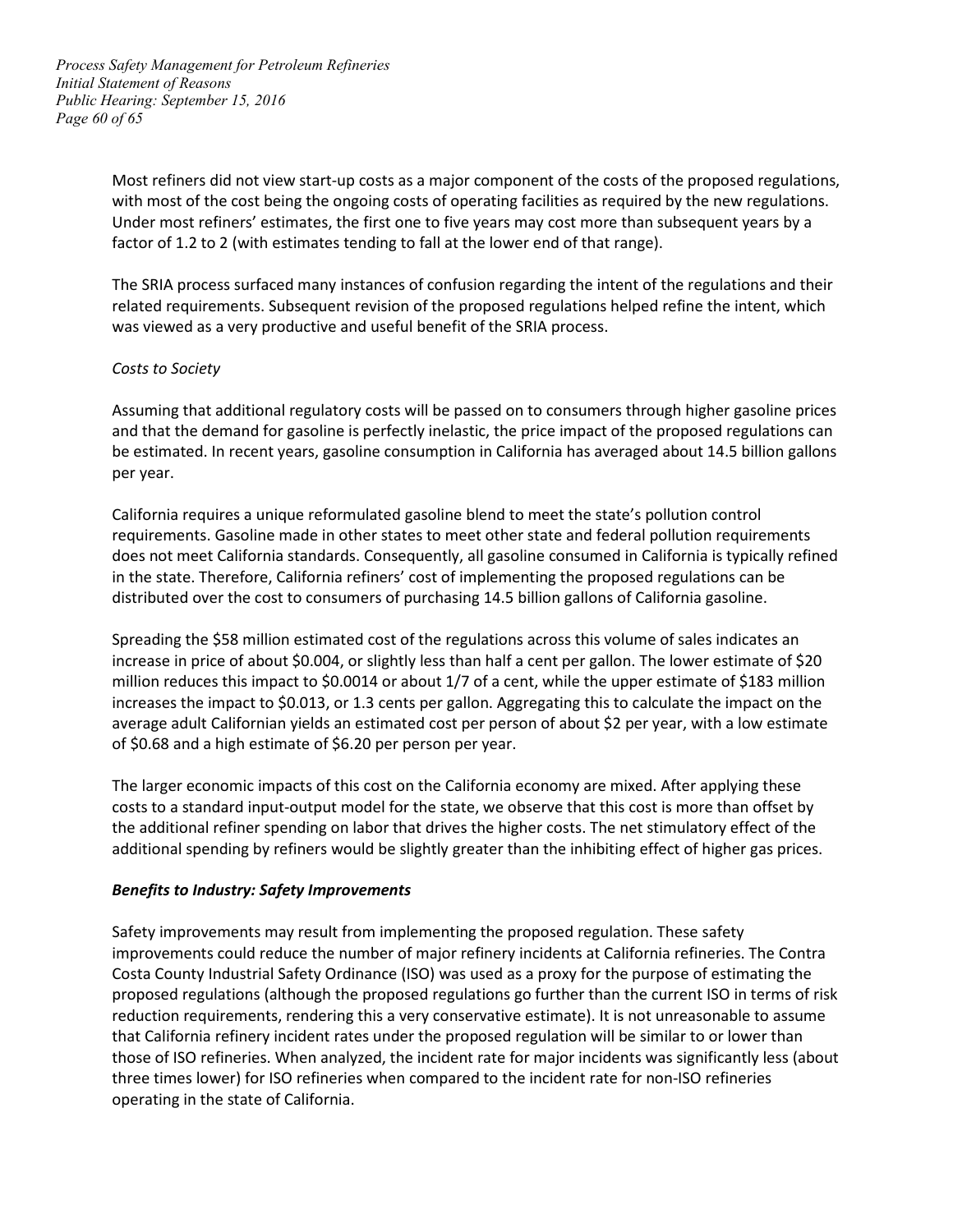Most refiners did not view start-up costs as a major component of the costs of the proposed regulations, with most of the cost being the ongoing costs of operating facilities as required by the new regulations. Under most refiners' estimates, the first one to five years may cost more than subsequent years by a factor of 1.2 to 2 (with estimates tending to fall at the lower end of that range).

The SRIA process surfaced many instances of confusion regarding the intent of the regulations and their related requirements. Subsequent revision of the proposed regulations helped refine the intent, which was viewed as a very productive and useful benefit of the SRIA process.

*Costs to Society*

Assuming that additional regulatory costs will be passed on to consumers through higher gasoline prices and that the demand for gasoline is perfectly inelastic, the price impact of the proposed regulations can be estimated. In recent years, gasoline consumption in California has averaged about 14.5 billion gallons per year.

California requires a unique reformulated gasoline blend to meet the state's pollution control requirements. Gasoline made in other states to meet other state and federal pollution requirements does not meet California standards. Consequently, all gasoline consumed in California is typically refined in the state. Therefore, California refiners' cost of implementing the proposed regulations can be distributed over the cost to consumers of purchasing 14.5 billion gallons of California gasoline.

Spreading the $58 million estimated cost of the regulations across this volume of sales indicates an increase in price of about $0.004, or slightly less than half a cent per gallon. The lower estimate of $20 million reduces this impact to $0.0014 or about 1/7 of a cent, while the upper estimate of $183 million increases the impact to $0.013, or 1.3 cents per gallon. Aggregating this to calculate the impact on the average adult Californian yields an estimated cost per person of about $2 per year, with a low estimate of $0.68 and a high estimate of $6.20 per person per year.

The larger economic impacts of this cost on the California economy are mixed. After applying these costs to a standard input-output model for the state, we observe that this cost is more than offset by the additional refiner spending on labor that drives the higher costs. The net stimulatory effect of the additional spending by refiners would be slightly greater than the inhibiting effect of higher gas prices.

***Benefits to Industry: Safety Improvements***

Safety improvements may result from implementing the proposed regulation. These safety improvements could reduce the number of major refinery incidents at California refineries. The Contra Costa County Industrial Safety Ordinance (ISO) was used as a proxy for the purpose of estimating the proposed regulations (although the proposed regulations go further than the current ISO in terms of risk reduction requirements, rendering this a very conservative estimate). It is not unreasonable to assume that California refinery incident rates under the proposed regulation will be similar to or lower than those of ISO refineries. When analyzed, the incident rate for major incidents was significantly less (about three times lower) for ISO refineries when compared to the incident rate for non-ISO refineries operating in the state of California.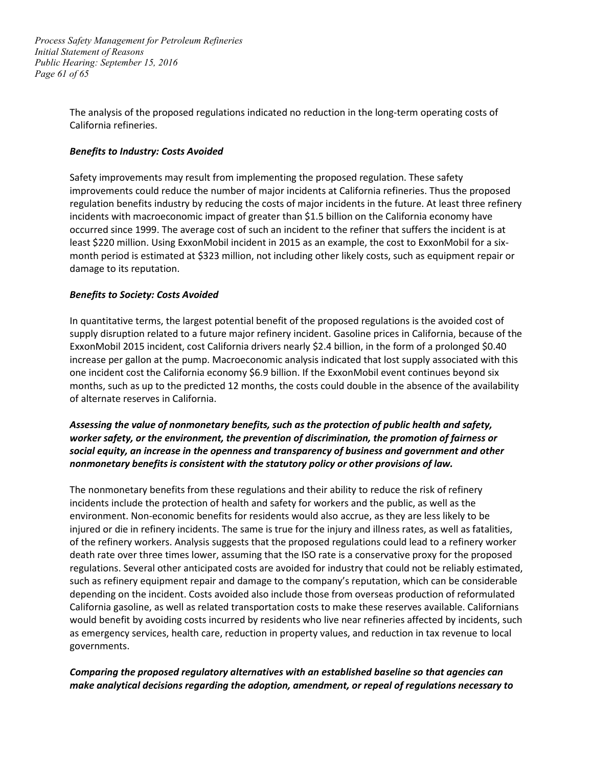The analysis of the proposed regulations indicated no reduction in the long-term operating costs of California refineries.

***Benefits to Industry: Costs Avoided***

Safety improvements may result from implementing the proposed regulation. These safety improvements could reduce the number of major incidents at California refineries. Thus the proposed regulation benefits industry by reducing the costs of major incidents in the future. At least three refinery incidents with macroeconomic impact of greater than $1.5 billion on the California economy have occurred since 1999. The average cost of such an incident to the refiner that suffers the incident is at least $220 million. Using ExxonMobil incident in 2015 as an example, the cost to ExxonMobil for a six-month period is estimated at $323 million, not including other likely costs, such as equipment repair or damage to its reputation.

***Benefits to Society: Costs Avoided***

In quantitative terms, the largest potential benefit of the proposed regulations is the avoided cost of supply disruption related to a future major refinery incident. Gasoline prices in California, because of the ExxonMobil 2015 incident, cost California drivers nearly $2.4 billion, in the form of a prolonged $0.40 increase per gallon at the pump. Macroeconomic analysis indicated that lost supply associated with this one incident cost the California economy $6.9 billion. If the ExxonMobil event continues beyond six months, such as up to the predicted 12 months, the costs could double in the absence of the availability of alternate reserves in California.

***Assessing the value of nonmonetary benefits, such as the protection of public health and safety, worker safety, or the environment, the prevention of discrimination, the promotion of fairness or social equity, an increase in the openness and transparency of business and government and other nonmonetary benefits is consistent with the statutory policy or other provisions of law.***

The nonmonetary benefits from these regulations and their ability to reduce the risk of refinery incidents include the protection of health and safety for workers and the public, as well as the environment. Non-economic benefits for residents would also accrue, as they are less likely to be injured or die in refinery incidents. The same is true for the injury and illness rates, as well as fatalities, of the refinery workers. Analysis suggests that the proposed regulations could lead to a refinery worker death rate over three times lower, assuming that the ISO rate is a conservative proxy for the proposed regulations. Several other anticipated costs are avoided for industry that could not be reliably estimated, such as refinery equipment repair and damage to the company's reputation, which can be considerable depending on the incident. Costs avoided also include those from overseas production of reformulated California gasoline, as well as related transportation costs to make these reserves available. Californians would benefit by avoiding costs incurred by residents who live near refineries affected by incidents, such as emergency services, health care, reduction in property values, and reduction in tax revenue to local governments.

***Comparing the proposed regulatory alternatives with an established baseline so that agencies can make analytical decisions regarding the adoption, amendment, or repeal of regulations necessary to***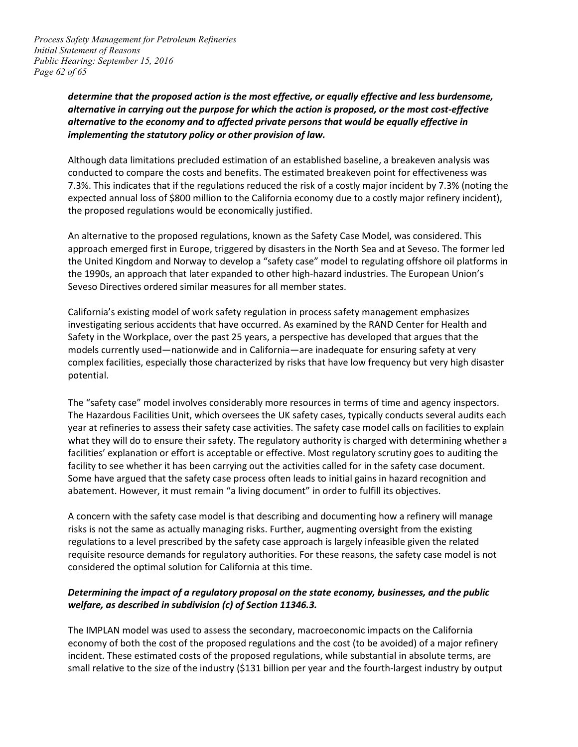***determine that the proposed action is the most effective, or equally effective and less burdensome, alternative in carrying out the purpose for which the action is proposed, or the most cost-effective alternative to the economy and to affected private persons that would be equally effective in implementing the statutory policy or other provision of law.***

Although data limitations precluded estimation of an established baseline, a breakeven analysis was conducted to compare the costs and benefits. The estimated breakeven point for effectiveness was 7.3%. This indicates that if the regulations reduced the risk of a costly major incident by 7.3% (noting the expected annual loss of $800 million to the California economy due to a costly major refinery incident), the proposed regulations would be economically justified.

An alternative to the proposed regulations, known as the Safety Case Model, was considered. This approach emerged first in Europe, triggered by disasters in the North Sea and at Seveso. The former led the United Kingdom and Norway to develop a "safety case" model to regulating offshore oil platforms in the 1990s, an approach that later expanded to other high-hazard industries. The European Union's Seveso Directives ordered similar measures for all member states.

California's existing model of work safety regulation in process safety management emphasizes investigating serious accidents that have occurred. As examined by the RAND Center for Health and Safety in the Workplace, over the past 25 years, a perspective has developed that argues that the models currently used—nationwide and in California—are inadequate for ensuring safety at very complex facilities, especially those characterized by risks that have low frequency but very high disaster potential.

The "safety case" model involves considerably more resources in terms of time and agency inspectors. The Hazardous Facilities Unit, which oversees the UK safety cases, typically conducts several audits each year at refineries to assess their safety case activities. The safety case model calls on facilities to explain what they will do to ensure their safety. The regulatory authority is charged with determining whether a facilities' explanation or effort is acceptable or effective. Most regulatory scrutiny goes to auditing the facility to see whether it has been carrying out the activities called for in the safety case document. Some have argued that the safety case process often leads to initial gains in hazard recognition and abatement. However, it must remain "a living document" in order to fulfill its objectives.

A concern with the safety case model is that describing and documenting how a refinery will manage risks is not the same as actually managing risks. Further, augmenting oversight from the existing regulations to a level prescribed by the safety case approach is largely infeasible given the related requisite resource demands for regulatory authorities. For these reasons, the safety case model is not considered the optimal solution for California at this time.

***Determining the impact of a regulatory proposal on the state economy, businesses, and the public welfare, as described in subdivision (c) of Section 11346.3.***

The IMPLAN model was used to assess the secondary, macroeconomic impacts on the California economy of both the cost of the proposed regulations and the cost (to be avoided) of a major refinery incident. These estimated costs of the proposed regulations, while substantial in absolute terms, are small relative to the size of the industry ($131 billion per year and the fourth-largest industry by output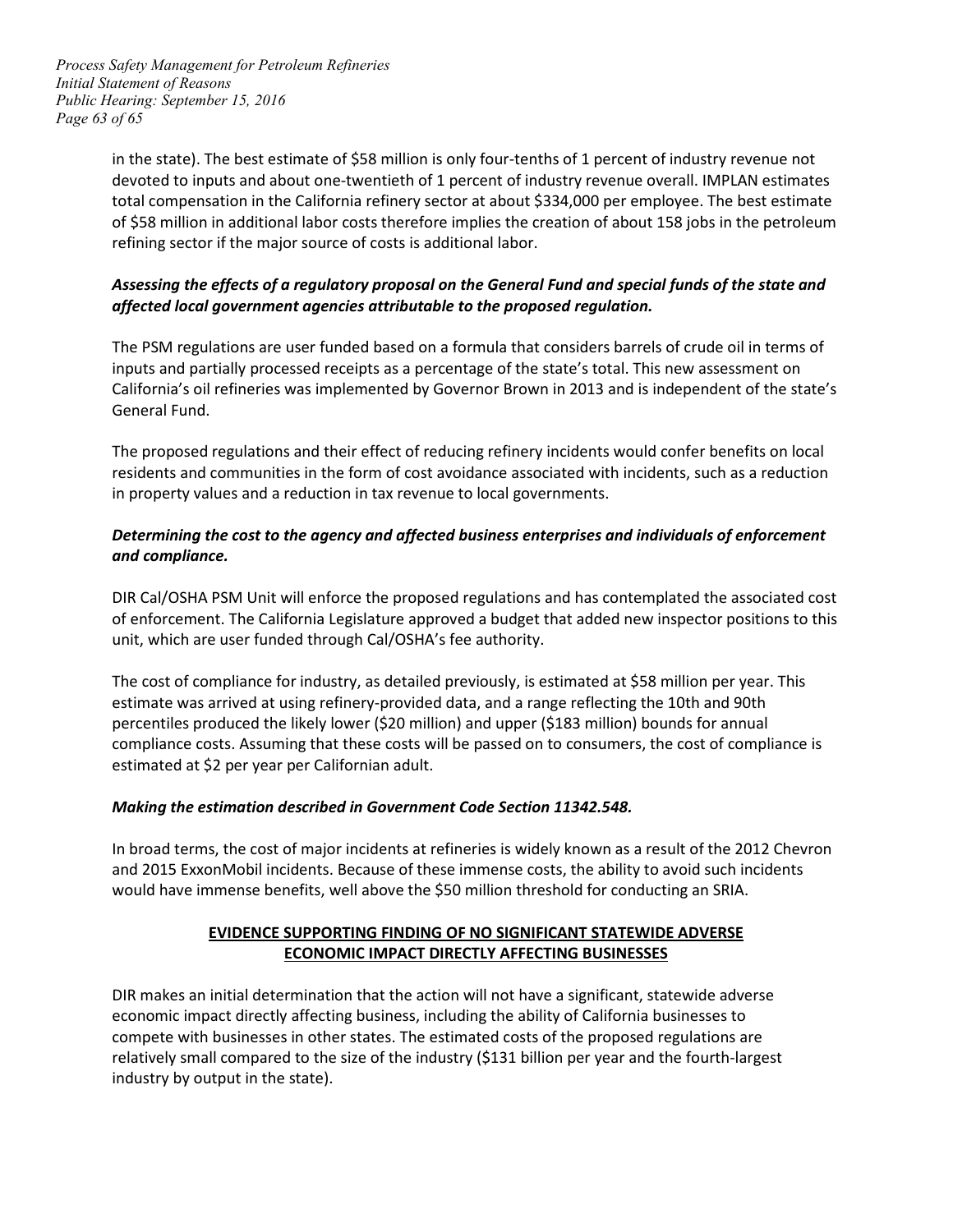in the state). The best estimate of $58 million is only four-tenths of 1 percent of industry revenue not devoted to inputs and about one-twentieth of 1 percent of industry revenue overall. IMPLAN estimates total compensation in the California refinery sector at about $334,000 per employee. The best estimate of $58 million in additional labor costs therefore implies the creation of about 158 jobs in the petroleum refining sector if the major source of costs is additional labor.

***Assessing the effects of a regulatory proposal on the General Fund and special funds of the state and affected local government agencies attributable to the proposed regulation.***

The PSM regulations are user funded based on a formula that considers barrels of crude oil in terms of inputs and partially processed receipts as a percentage of the state's total. This new assessment on California's oil refineries was implemented by Governor Brown in 2013 and is independent of the state's General Fund.

The proposed regulations and their effect of reducing refinery incidents would confer benefits on local residents and communities in the form of cost avoidance associated with incidents, such as a reduction in property values and a reduction in tax revenue to local governments.

***Determining the cost to the agency and affected business enterprises and individuals of enforcement and compliance.***

DIR Cal/OSHA PSM Unit will enforce the proposed regulations and has contemplated the associated cost of enforcement. The California Legislature approved a budget that added new inspector positions to this unit, which are user funded through Cal/OSHA's fee authority.

The cost of compliance for industry, as detailed previously, is estimated at $58 million per year. This estimate was arrived at using refinery-provided data, and a range reflecting the 10th and 90th percentiles produced the likely lower ($20 million) and upper ($183 million) bounds for annual compliance costs. Assuming that these costs will be passed on to consumers, the cost of compliance is estimated at $2 per year per Californian adult.

***Making the estimation described in Government Code Section 11342.548.***

In broad terms, the cost of major incidents at refineries is widely known as a result of the 2012 Chevron and 2015 ExxonMobil incidents. Because of these immense costs, the ability to avoid such incidents would have immense benefits, well above the $50 million threshold for conducting an SRIA.

**EVIDENCE SUPPORTING FINDING OF NO SIGNIFICANT STATEWIDE ADVERSE ECONOMIC IMPACT DIRECTLY AFFECTING BUSINESSES**

DIR makes an initial determination that the action will not have a significant, statewide adverse economic impact directly affecting business, including the ability of California businesses to compete with businesses in other states. The estimated costs of the proposed regulations are relatively small compared to the size of the industry ($131 billion per year and the fourth-largest industry by output in the state).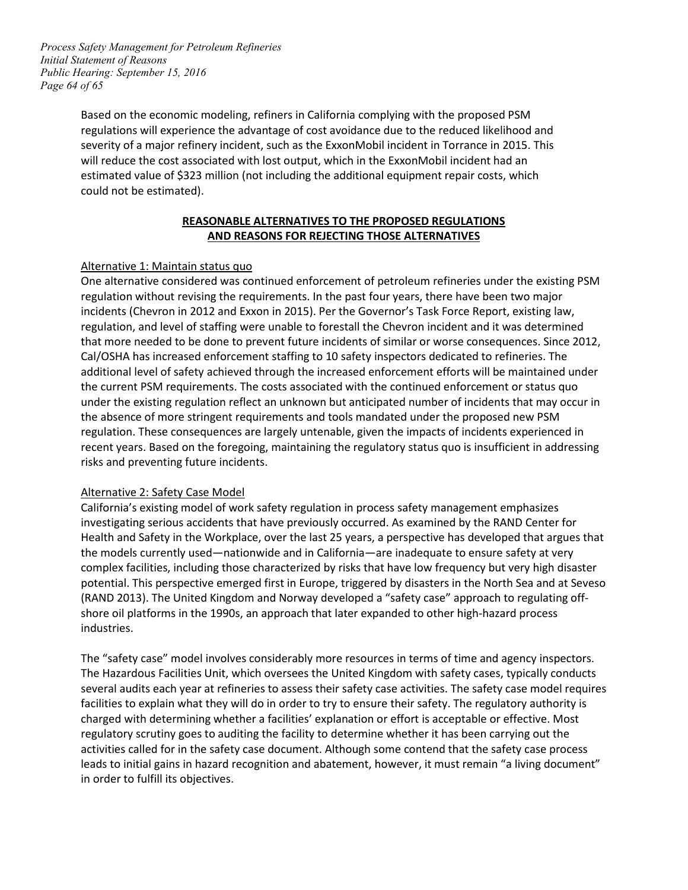Based on the economic modeling, refiners in California complying with the proposed PSM regulations will experience the advantage of cost avoidance due to the reduced likelihood and severity of a major refinery incident, such as the ExxonMobil incident in Torrance in 2015. This will reduce the cost associated with lost output, which in the ExxonMobil incident had an estimated value of $323 million (not including the additional equipment repair costs, which could not be estimated).

## REASONABLE ALTERNATIVES TO THE PROPOSED REGULATIONS AND REASONS FOR REJECTING THOSE ALTERNATIVES

### Alternative 1: Maintain status quo

One alternative considered was continued enforcement of petroleum refineries under the existing PSM regulation without revising the requirements. In the past four years, there have been two major incidents (Chevron in 2012 and Exxon in 2015). Per the Governor's Task Force Report, existing law, regulation, and level of staffing were unable to forestall the Chevron incident and it was determined that more needed to be done to prevent future incidents of similar or worse consequences. Since 2012, Cal/OSHA has increased enforcement staffing to 10 safety inspectors dedicated to refineries. The additional level of safety achieved through the increased enforcement efforts will be maintained under the current PSM requirements. The costs associated with the continued enforcement or status quo under the existing regulation reflect an unknown but anticipated number of incidents that may occur in the absence of more stringent requirements and tools mandated under the proposed new PSM regulation. These consequences are largely untenable, given the impacts of incidents experienced in recent years. Based on the foregoing, maintaining the regulatory status quo is insufficient in addressing risks and preventing future incidents.

### Alternative 2: Safety Case Model

California's existing model of work safety regulation in process safety management emphasizes investigating serious accidents that have previously occurred. As examined by the RAND Center for Health and Safety in the Workplace, over the last 25 years, a perspective has developed that argues that the models currently used—nationwide and in California—are inadequate to ensure safety at very complex facilities, including those characterized by risks that have low frequency but very high disaster potential. This perspective emerged first in Europe, triggered by disasters in the North Sea and at Seveso (RAND 2013). The United Kingdom and Norway developed a "safety case" approach to regulating off-shore oil platforms in the 1990s, an approach that later expanded to other high-hazard process industries.

The "safety case" model involves considerably more resources in terms of time and agency inspectors. The Hazardous Facilities Unit, which oversees the United Kingdom with safety cases, typically conducts several audits each year at refineries to assess their safety case activities. The safety case model requires facilities to explain what they will do in order to try to ensure their safety. The regulatory authority is charged with determining whether a facilities' explanation or effort is acceptable or effective. Most regulatory scrutiny goes to auditing the facility to determine whether it has been carrying out the activities called for in the safety case document. Although some contend that the safety case process leads to initial gains in hazard recognition and abatement, however, it must remain "a living document" in order to fulfill its objectives.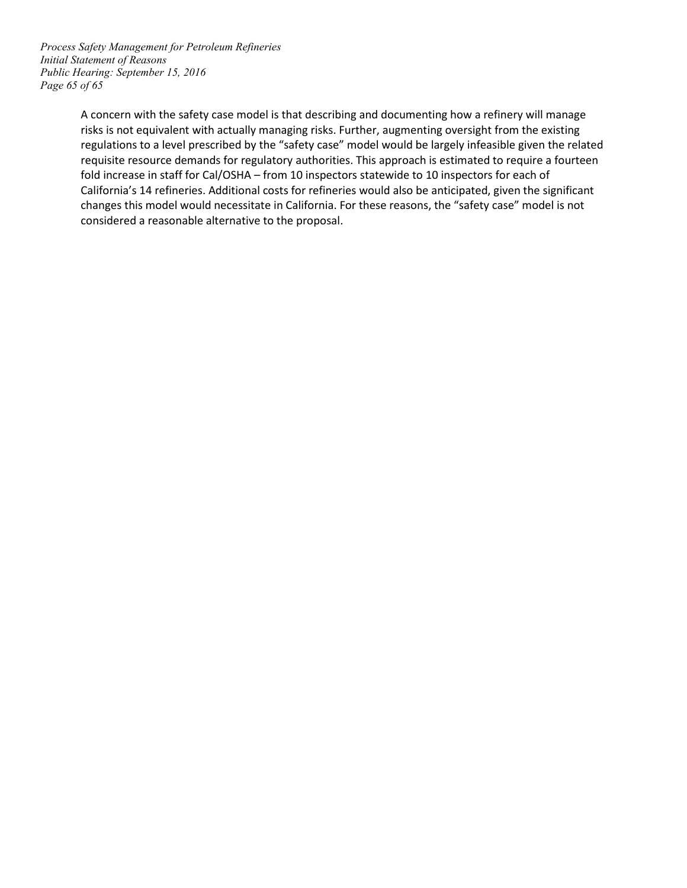A concern with the safety case model is that describing and documenting how a refinery will manage risks is not equivalent with actually managing risks. Further, augmenting oversight from the existing regulations to a level prescribed by the "safety case" model would be largely infeasible given the related requisite resource demands for regulatory authorities. This approach is estimated to require a fourteen fold increase in staff for Cal/OSHA – from 10 inspectors statewide to 10 inspectors for each of California's 14 refineries. Additional costs for refineries would also be anticipated, given the significant changes this model would necessitate in California. For these reasons, the "safety case" model is not considered a reasonable alternative to the proposal.